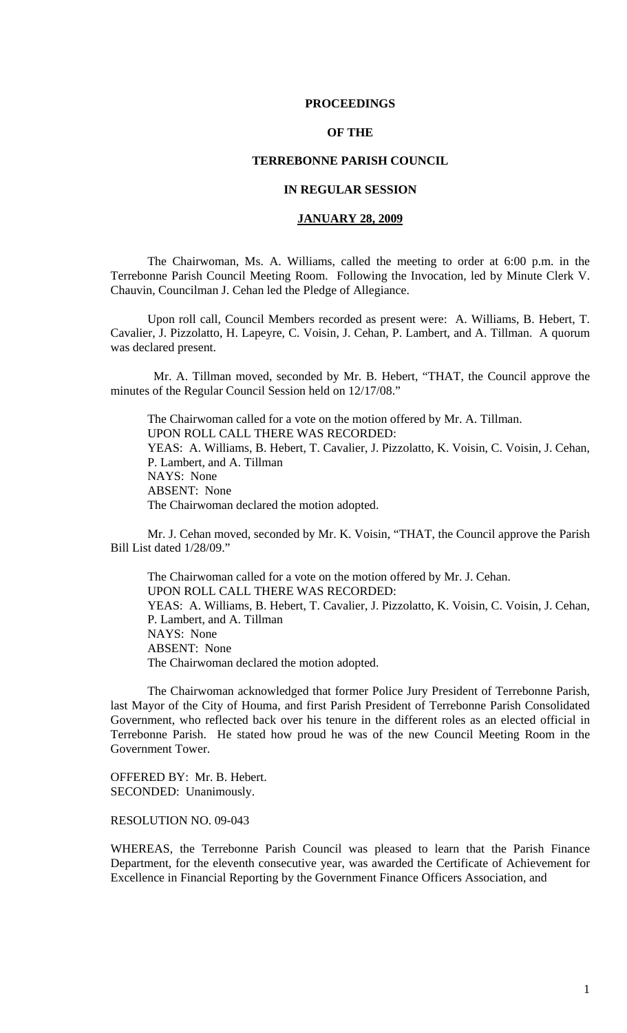**PROCEEDINGS**

**OF THE**

**TERREBONNE PARISH COUNCIL**

**IN REGULAR SESSION**

**JANUARY 28, 2009**

The Chairwoman, Ms. A. Williams, called the meeting to order at 6:00 p.m. in the Terrebonne Parish Council Meeting Room. Following the Invocation, led by Minute Clerk V. Chauvin, Councilman J. Cehan led the Pledge of Allegiance.

Upon roll call, Council Members recorded as present were: A. Williams, B. Hebert, T. Cavalier, J. Pizzolatto, H. Lapeyre, C. Voisin, J. Cehan, P. Lambert, and A. Tillman. A quorum was declared present.

Mr. A. Tillman moved, seconded by Mr. B. Hebert, "THAT, the Council approve the minutes of the Regular Council Session held on 12/17/08."

The Chairwoman called for a vote on the motion offered by Mr. A. Tillman.
UPON ROLL CALL THERE WAS RECORDED:
YEAS: A. Williams, B. Hebert, T. Cavalier, J. Pizzolatto, K. Voisin, C. Voisin, J. Cehan, P. Lambert, and A. Tillman
NAYS: None
ABSENT: None
The Chairwoman declared the motion adopted.

Mr. J. Cehan moved, seconded by Mr. K. Voisin, "THAT, the Council approve the Parish Bill List dated 1/28/09."

The Chairwoman called for a vote on the motion offered by Mr. J. Cehan.
UPON ROLL CALL THERE WAS RECORDED:
YEAS: A. Williams, B. Hebert, T. Cavalier, J. Pizzolatto, K. Voisin, C. Voisin, J. Cehan, P. Lambert, and A. Tillman
NAYS: None
ABSENT: None
The Chairwoman declared the motion adopted.

The Chairwoman acknowledged that former Police Jury President of Terrebonne Parish, last Mayor of the City of Houma, and first Parish President of Terrebonne Parish Consolidated Government, who reflected back over his tenure in the different roles as an elected official in Terrebonne Parish. He stated how proud he was of the new Council Meeting Room in the Government Tower.

OFFERED BY: Mr. B. Hebert.
SECONDED: Unanimously.

RESOLUTION NO. 09-043

WHEREAS, the Terrebonne Parish Council was pleased to learn that the Parish Finance Department, for the eleventh consecutive year, was awarded the Certificate of Achievement for Excellence in Financial Reporting by the Government Finance Officers Association, and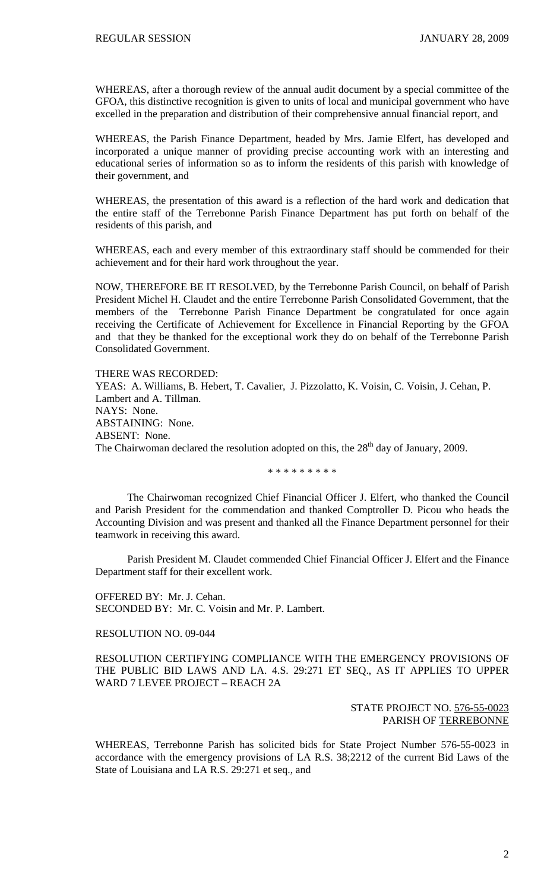WHEREAS, after a thorough review of the annual audit document by a special committee of the GFOA, this distinctive recognition is given to units of local and municipal government who have excelled in the preparation and distribution of their comprehensive annual financial report, and

WHEREAS, the Parish Finance Department, headed by Mrs. Jamie Elfert, has developed and incorporated a unique manner of providing precise accounting work with an interesting and educational series of information so as to inform the residents of this parish with knowledge of their government, and

WHEREAS, the presentation of this award is a reflection of the hard work and dedication that the entire staff of the Terrebonne Parish Finance Department has put forth on behalf of the residents of this parish, and

WHEREAS, each and every member of this extraordinary staff should be commended for their achievement and for their hard work throughout the year.

NOW, THEREFORE BE IT RESOLVED, by the Terrebonne Parish Council, on behalf of Parish President Michel H. Claudet and the entire Terrebonne Parish Consolidated Government, that the members of the Terrebonne Parish Finance Department be congratulated for once again receiving the Certificate of Achievement for Excellence in Financial Reporting by the GFOA and that they be thanked for the exceptional work they do on behalf of the Terrebonne Parish Consolidated Government.

THERE WAS RECORDED:
YEAS: A. Williams, B. Hebert, T. Cavalier, J. Pizzolatto, K. Voisin, C. Voisin, J. Cehan, P. Lambert and A. Tillman.
NAYS: None.
ABSTAINING: None.
ABSENT: None.
The Chairwoman declared the resolution adopted on this, the 28th day of January, 2009.

\* \* \* \* \* \* \* \* \*

The Chairwoman recognized Chief Financial Officer J. Elfert, who thanked the Council and Parish President for the commendation and thanked Comptroller D. Picou who heads the Accounting Division and was present and thanked all the Finance Department personnel for their teamwork in receiving this award.

Parish President M. Claudet commended Chief Financial Officer J. Elfert and the Finance Department staff for their excellent work.

OFFERED BY: Mr. J. Cehan.
SECONDED BY: Mr. C. Voisin and Mr. P. Lambert.

RESOLUTION NO. 09-044

RESOLUTION CERTIFYING COMPLIANCE WITH THE EMERGENCY PROVISIONS OF THE PUBLIC BID LAWS AND LA. 4.S. 29:271 ET SEQ., AS IT APPLIES TO UPPER WARD 7 LEVEE PROJECT – REACH 2A

STATE PROJECT NO. 576-55-0023
PARISH OF TERREBONNE

WHEREAS, Terrebonne Parish has solicited bids for State Project Number 576-55-0023 in accordance with the emergency provisions of LA R.S. 38;2212 of the current Bid Laws of the State of Louisiana and LA R.S. 29:271 et seq., and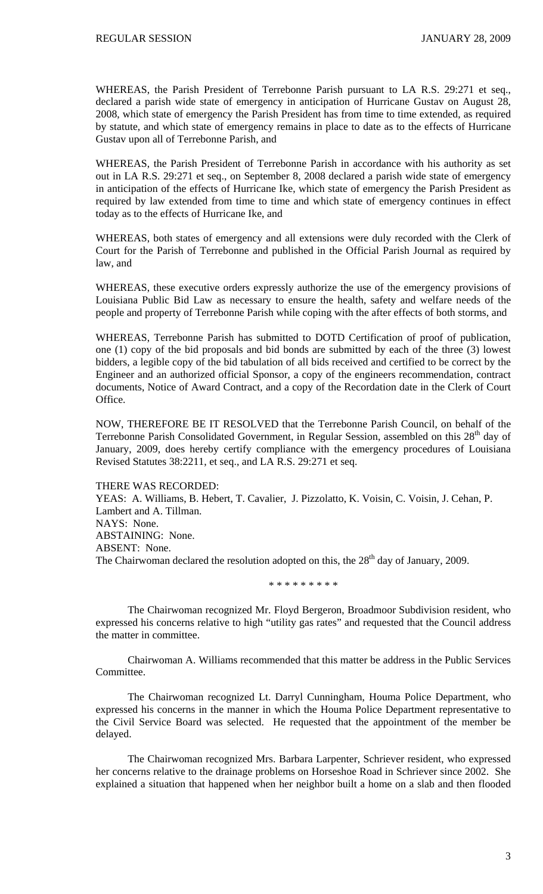WHEREAS, the Parish President of Terrebonne Parish pursuant to LA R.S. 29:271 et seq., declared a parish wide state of emergency in anticipation of Hurricane Gustav on August 28, 2008, which state of emergency the Parish President has from time to time extended, as required by statute, and which state of emergency remains in place to date as to the effects of Hurricane Gustav upon all of Terrebonne Parish, and

WHEREAS, the Parish President of Terrebonne Parish in accordance with his authority as set out in LA R.S. 29:271 et seq., on September 8, 2008 declared a parish wide state of emergency in anticipation of the effects of Hurricane Ike, which state of emergency the Parish President as required by law extended from time to time and which state of emergency continues in effect today as to the effects of Hurricane Ike, and

WHEREAS, both states of emergency and all extensions were duly recorded with the Clerk of Court for the Parish of Terrebonne and published in the Official Parish Journal as required by law, and

WHEREAS, these executive orders expressly authorize the use of the emergency provisions of Louisiana Public Bid Law as necessary to ensure the health, safety and welfare needs of the people and property of Terrebonne Parish while coping with the after effects of both storms, and

WHEREAS, Terrebonne Parish has submitted to DOTD Certification of proof of publication, one (1) copy of the bid proposals and bid bonds are submitted by each of the three (3) lowest bidders, a legible copy of the bid tabulation of all bids received and certified to be correct by the Engineer and an authorized official Sponsor, a copy of the engineers recommendation, contract documents, Notice of Award Contract, and a copy of the Recordation date in the Clerk of Court Office.

NOW, THEREFORE BE IT RESOLVED that the Terrebonne Parish Council, on behalf of the Terrebonne Parish Consolidated Government, in Regular Session, assembled on this 28th day of January, 2009, does hereby certify compliance with the emergency procedures of Louisiana Revised Statutes 38:2211, et seq., and LA R.S. 29:271 et seq.

THERE WAS RECORDED:
YEAS: A. Williams, B. Hebert, T. Cavalier, J. Pizzolatto, K. Voisin, C. Voisin, J. Cehan, P. Lambert and A. Tillman.
NAYS: None.
ABSTAINING: None.
ABSENT: None.
The Chairwoman declared the resolution adopted on this, the 28th day of January, 2009.

\* \* \* \* \* \* \* \* \*

The Chairwoman recognized Mr. Floyd Bergeron, Broadmoor Subdivision resident, who expressed his concerns relative to high "utility gas rates" and requested that the Council address the matter in committee.

Chairwoman A. Williams recommended that this matter be address in the Public Services Committee.

The Chairwoman recognized Lt. Darryl Cunningham, Houma Police Department, who expressed his concerns in the manner in which the Houma Police Department representative to the Civil Service Board was selected. He requested that the appointment of the member be delayed.

The Chairwoman recognized Mrs. Barbara Larpenter, Schriever resident, who expressed her concerns relative to the drainage problems on Horseshoe Road in Schriever since 2002. She explained a situation that happened when her neighbor built a home on a slab and then flooded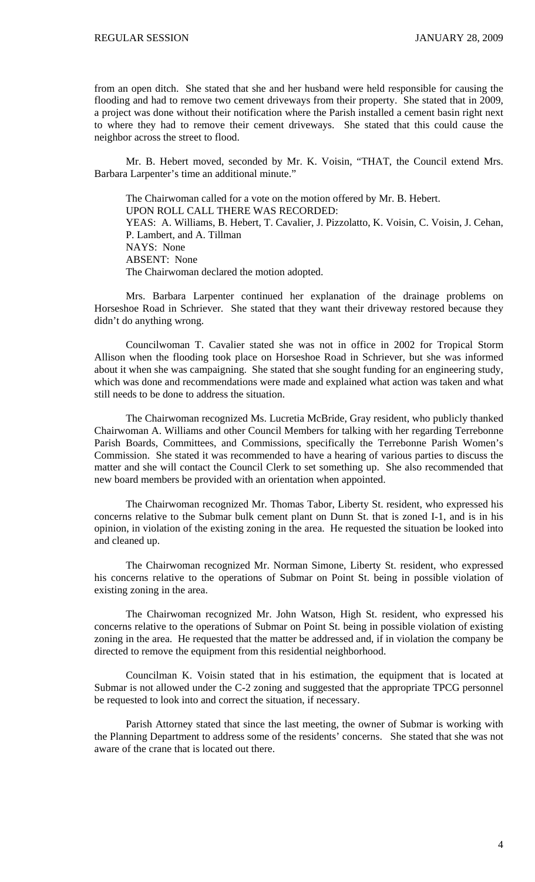from an open ditch. She stated that she and her husband were held responsible for causing the flooding and had to remove two cement driveways from their property. She stated that in 2009, a project was done without their notification where the Parish installed a cement basin right next to where they had to remove their cement driveways. She stated that this could cause the neighbor across the street to flood.

Mr. B. Hebert moved, seconded by Mr. K. Voisin, "THAT, the Council extend Mrs. Barbara Larpenter's time an additional minute."

The Chairwoman called for a vote on the motion offered by Mr. B. Hebert.
UPON ROLL CALL THERE WAS RECORDED:
YEAS: A. Williams, B. Hebert, T. Cavalier, J. Pizzolatto, K. Voisin, C. Voisin, J. Cehan, P. Lambert, and A. Tillman
NAYS: None
ABSENT: None
The Chairwoman declared the motion adopted.

Mrs. Barbara Larpenter continued her explanation of the drainage problems on Horseshoe Road in Schriever. She stated that they want their driveway restored because they didn't do anything wrong.

Councilwoman T. Cavalier stated she was not in office in 2002 for Tropical Storm Allison when the flooding took place on Horseshoe Road in Schriever, but she was informed about it when she was campaigning. She stated that she sought funding for an engineering study, which was done and recommendations were made and explained what action was taken and what still needs to be done to address the situation.

The Chairwoman recognized Ms. Lucretia McBride, Gray resident, who publicly thanked Chairwoman A. Williams and other Council Members for talking with her regarding Terrebonne Parish Boards, Committees, and Commissions, specifically the Terrebonne Parish Women's Commission. She stated it was recommended to have a hearing of various parties to discuss the matter and she will contact the Council Clerk to set something up. She also recommended that new board members be provided with an orientation when appointed.

The Chairwoman recognized Mr. Thomas Tabor, Liberty St. resident, who expressed his concerns relative to the Submar bulk cement plant on Dunn St. that is zoned I-1, and is in his opinion, in violation of the existing zoning in the area. He requested the situation be looked into and cleaned up.

The Chairwoman recognized Mr. Norman Simone, Liberty St. resident, who expressed his concerns relative to the operations of Submar on Point St. being in possible violation of existing zoning in the area.

The Chairwoman recognized Mr. John Watson, High St. resident, who expressed his concerns relative to the operations of Submar on Point St. being in possible violation of existing zoning in the area. He requested that the matter be addressed and, if in violation the company be directed to remove the equipment from this residential neighborhood.

Councilman K. Voisin stated that in his estimation, the equipment that is located at Submar is not allowed under the C-2 zoning and suggested that the appropriate TPCG personnel be requested to look into and correct the situation, if necessary.

Parish Attorney stated that since the last meeting, the owner of Submar is working with the Planning Department to address some of the residents' concerns. She stated that she was not aware of the crane that is located out there.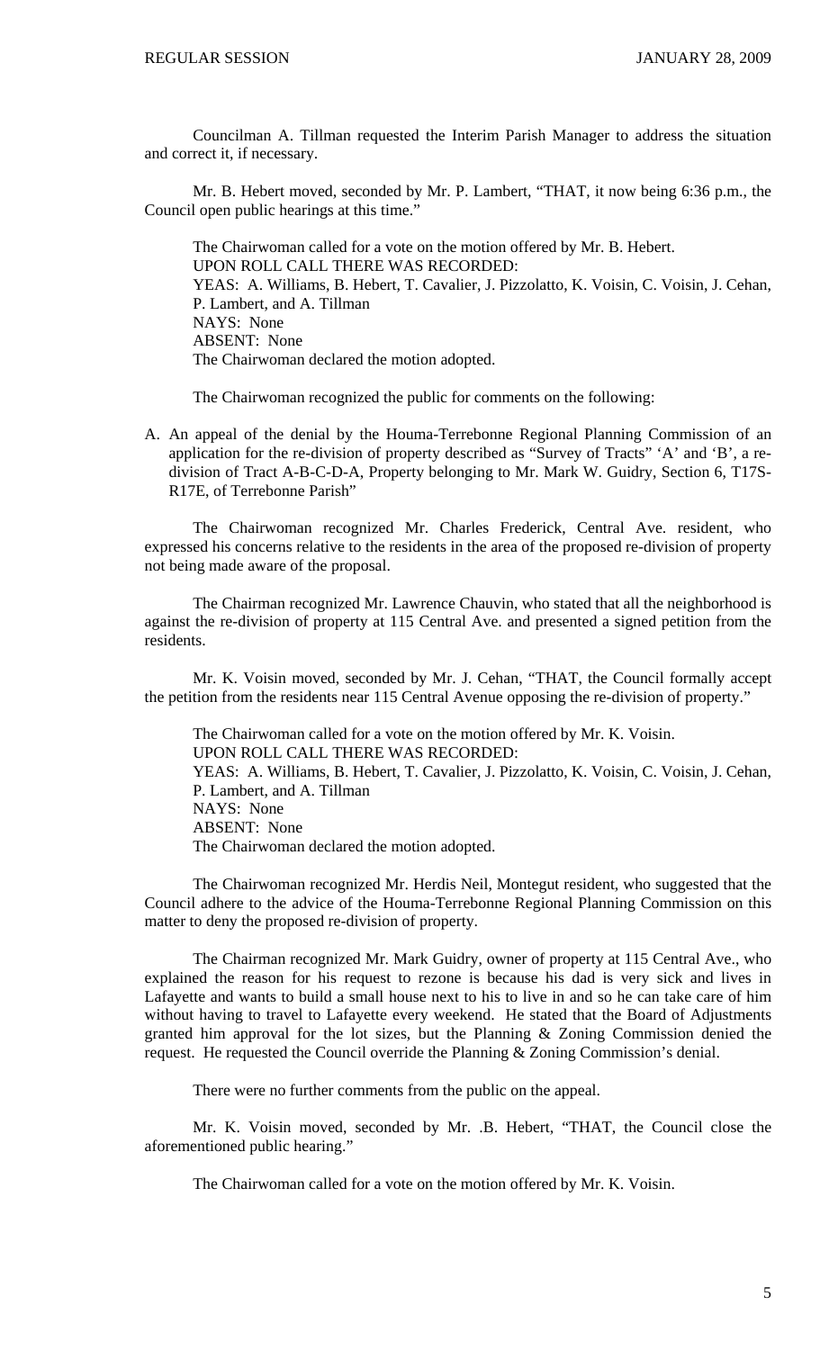Councilman A. Tillman requested the Interim Parish Manager to address the situation and correct it, if necessary.

Mr. B. Hebert moved, seconded by Mr. P. Lambert, "THAT, it now being 6:36 p.m., the Council open public hearings at this time."

The Chairwoman called for a vote on the motion offered by Mr. B. Hebert.
UPON ROLL CALL THERE WAS RECORDED:
YEAS: A. Williams, B. Hebert, T. Cavalier, J. Pizzolatto, K. Voisin, C. Voisin, J. Cehan, P. Lambert, and A. Tillman
NAYS: None
ABSENT: None
The Chairwoman declared the motion adopted.

The Chairwoman recognized the public for comments on the following:

A. An appeal of the denial by the Houma-Terrebonne Regional Planning Commission of an application for the re-division of property described as "Survey of Tracts" 'A' and 'B', a re-division of Tract A-B-C-D-A, Property belonging to Mr. Mark W. Guidry, Section 6, T17S-R17E, of Terrebonne Parish"

The Chairwoman recognized Mr. Charles Frederick, Central Ave. resident, who expressed his concerns relative to the residents in the area of the proposed re-division of property not being made aware of the proposal.

The Chairman recognized Mr. Lawrence Chauvin, who stated that all the neighborhood is against the re-division of property at 115 Central Ave. and presented a signed petition from the residents.

Mr. K. Voisin moved, seconded by Mr. J. Cehan, "THAT, the Council formally accept the petition from the residents near 115 Central Avenue opposing the re-division of property."

The Chairwoman called for a vote on the motion offered by Mr. K. Voisin.
UPON ROLL CALL THERE WAS RECORDED:
YEAS: A. Williams, B. Hebert, T. Cavalier, J. Pizzolatto, K. Voisin, C. Voisin, J. Cehan, P. Lambert, and A. Tillman
NAYS: None
ABSENT: None
The Chairwoman declared the motion adopted.

The Chairwoman recognized Mr. Herdis Neil, Montegut resident, who suggested that the Council adhere to the advice of the Houma-Terrebonne Regional Planning Commission on this matter to deny the proposed re-division of property.

The Chairman recognized Mr. Mark Guidry, owner of property at 115 Central Ave., who explained the reason for his request to rezone is because his dad is very sick and lives in Lafayette and wants to build a small house next to his to live in and so he can take care of him without having to travel to Lafayette every weekend. He stated that the Board of Adjustments granted him approval for the lot sizes, but the Planning & Zoning Commission denied the request. He requested the Council override the Planning & Zoning Commission's denial.

There were no further comments from the public on the appeal.

Mr. K. Voisin moved, seconded by Mr. .B. Hebert, "THAT, the Council close the aforementioned public hearing."

The Chairwoman called for a vote on the motion offered by Mr. K. Voisin.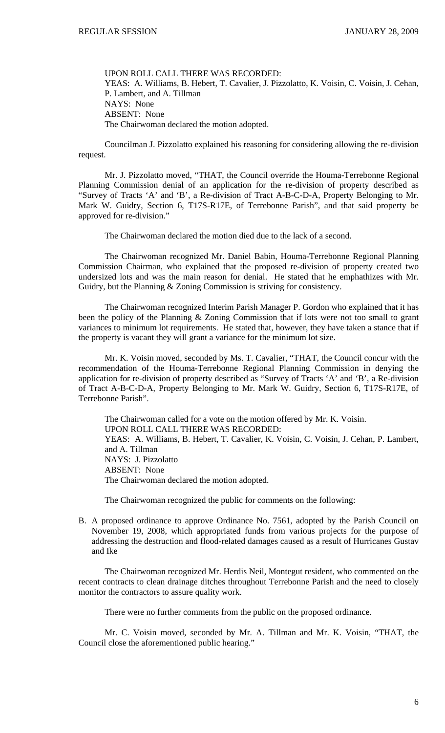UPON ROLL CALL THERE WAS RECORDED:
YEAS: A. Williams, B. Hebert, T. Cavalier, J. Pizzolatto, K. Voisin, C. Voisin, J. Cehan, P. Lambert, and A. Tillman
NAYS: None
ABSENT: None
The Chairwoman declared the motion adopted.

Councilman J. Pizzolatto explained his reasoning for considering allowing the re-division request.

Mr. J. Pizzolatto moved, "THAT, the Council override the Houma-Terrebonne Regional Planning Commission denial of an application for the re-division of property described as "Survey of Tracts 'A' and 'B', a Re-division of Tract A-B-C-D-A, Property Belonging to Mr. Mark W. Guidry, Section 6, T17S-R17E, of Terrebonne Parish", and that said property be approved for re-division."

The Chairwoman declared the motion died due to the lack of a second.

The Chairwoman recognized Mr. Daniel Babin, Houma-Terrebonne Regional Planning Commission Chairman, who explained that the proposed re-division of property created two undersized lots and was the main reason for denial. He stated that he emphathizes with Mr. Guidry, but the Planning & Zoning Commission is striving for consistency.

The Chairwoman recognized Interim Parish Manager P. Gordon who explained that it has been the policy of the Planning & Zoning Commission that if lots were not too small to grant variances to minimum lot requirements. He stated that, however, they have taken a stance that if the property is vacant they will grant a variance for the minimum lot size.

Mr. K. Voisin moved, seconded by Ms. T. Cavalier, "THAT, the Council concur with the recommendation of the Houma-Terrebonne Regional Planning Commission in denying the application for re-division of property described as "Survey of Tracts 'A' and 'B', a Re-division of Tract A-B-C-D-A, Property Belonging to Mr. Mark W. Guidry, Section 6, T17S-R17E, of Terrebonne Parish".

The Chairwoman called for a vote on the motion offered by Mr. K. Voisin.
UPON ROLL CALL THERE WAS RECORDED:
YEAS: A. Williams, B. Hebert, T. Cavalier, K. Voisin, C. Voisin, J. Cehan, P. Lambert, and A. Tillman
NAYS: J. Pizzolatto
ABSENT: None
The Chairwoman declared the motion adopted.

The Chairwoman recognized the public for comments on the following:

B. A proposed ordinance to approve Ordinance No. 7561, adopted by the Parish Council on November 19, 2008, which appropriated funds from various projects for the purpose of addressing the destruction and flood-related damages caused as a result of Hurricanes Gustav and Ike

The Chairwoman recognized Mr. Herdis Neil, Montegut resident, who commented on the recent contracts to clean drainage ditches throughout Terrebonne Parish and the need to closely monitor the contractors to assure quality work.

There were no further comments from the public on the proposed ordinance.

Mr. C. Voisin moved, seconded by Mr. A. Tillman and Mr. K. Voisin, "THAT, the Council close the aforementioned public hearing."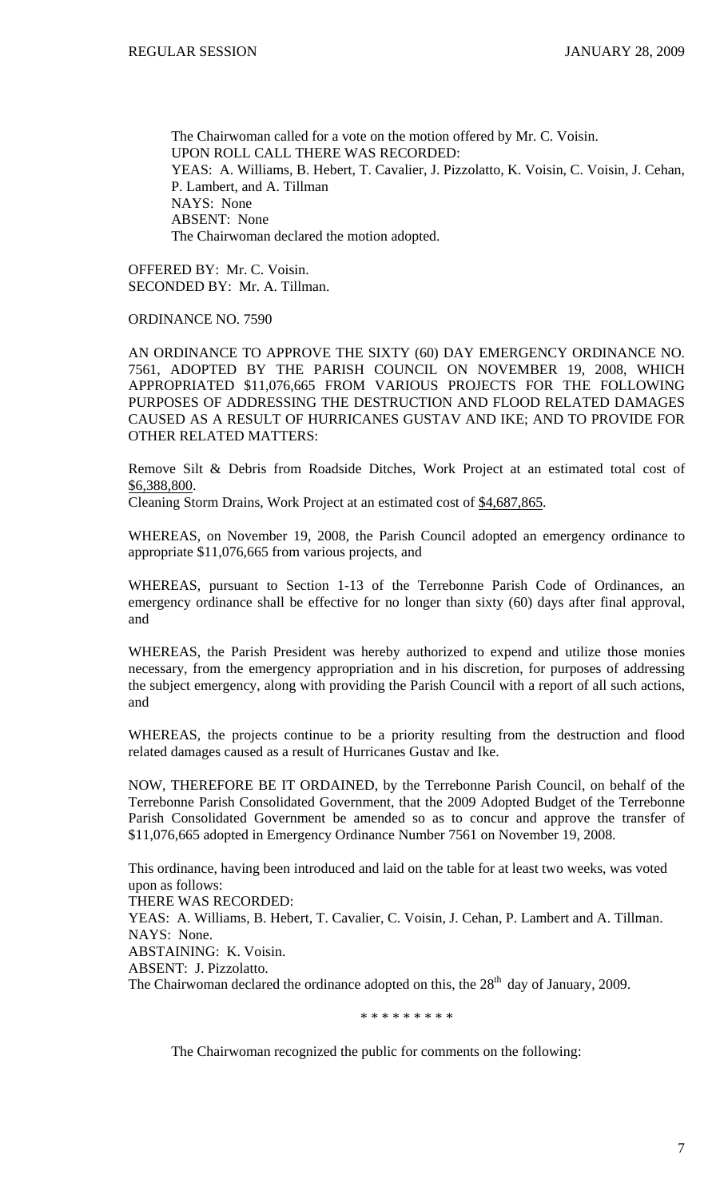The Chairwoman called for a vote on the motion offered by Mr. C. Voisin.
UPON ROLL CALL THERE WAS RECORDED:
YEAS: A. Williams, B. Hebert, T. Cavalier, J. Pizzolatto, K. Voisin, C. Voisin, J. Cehan, P. Lambert, and A. Tillman
NAYS: None
ABSENT: None
The Chairwoman declared the motion adopted.

OFFERED BY: Mr. C. Voisin.
SECONDED BY: Mr. A. Tillman.

ORDINANCE NO. 7590

AN ORDINANCE TO APPROVE THE SIXTY (60) DAY EMERGENCY ORDINANCE NO. 7561, ADOPTED BY THE PARISH COUNCIL ON NOVEMBER 19, 2008, WHICH APPROPRIATED $11,076,665 FROM VARIOUS PROJECTS FOR THE FOLLOWING PURPOSES OF ADDRESSING THE DESTRUCTION AND FLOOD RELATED DAMAGES CAUSED AS A RESULT OF HURRICANES GUSTAV AND IKE; AND TO PROVIDE FOR OTHER RELATED MATTERS:

Remove Silt & Debris from Roadside Ditches, Work Project at an estimated total cost of <u>$6,388,800</u>.
Cleaning Storm Drains, Work Project at an estimated cost of <u>$4,687,865</u>.

WHEREAS, on November 19, 2008, the Parish Council adopted an emergency ordinance to appropriate $11,076,665 from various projects, and

WHEREAS, pursuant to Section 1-13 of the Terrebonne Parish Code of Ordinances, an emergency ordinance shall be effective for no longer than sixty (60) days after final approval, and

WHEREAS, the Parish President was hereby authorized to expend and utilize those monies necessary, from the emergency appropriation and in his discretion, for purposes of addressing the subject emergency, along with providing the Parish Council with a report of all such actions, and

WHEREAS, the projects continue to be a priority resulting from the destruction and flood related damages caused as a result of Hurricanes Gustav and Ike.

NOW, THEREFORE BE IT ORDAINED, by the Terrebonne Parish Council, on behalf of the Terrebonne Parish Consolidated Government, that the 2009 Adopted Budget of the Terrebonne Parish Consolidated Government be amended so as to concur and approve the transfer of $11,076,665 adopted in Emergency Ordinance Number 7561 on November 19, 2008.

This ordinance, having been introduced and laid on the table for at least two weeks, was voted upon as follows:
THERE WAS RECORDED:
YEAS: A. Williams, B. Hebert, T. Cavalier, C. Voisin, J. Cehan, P. Lambert and A. Tillman.
NAYS: None.
ABSTAINING: K. Voisin.
ABSENT: J. Pizzolatto.
The Chairwoman declared the ordinance adopted on this, the 28th day of January, 2009.

\* \* \* \* \* \* \* \* \*

The Chairwoman recognized the public for comments on the following: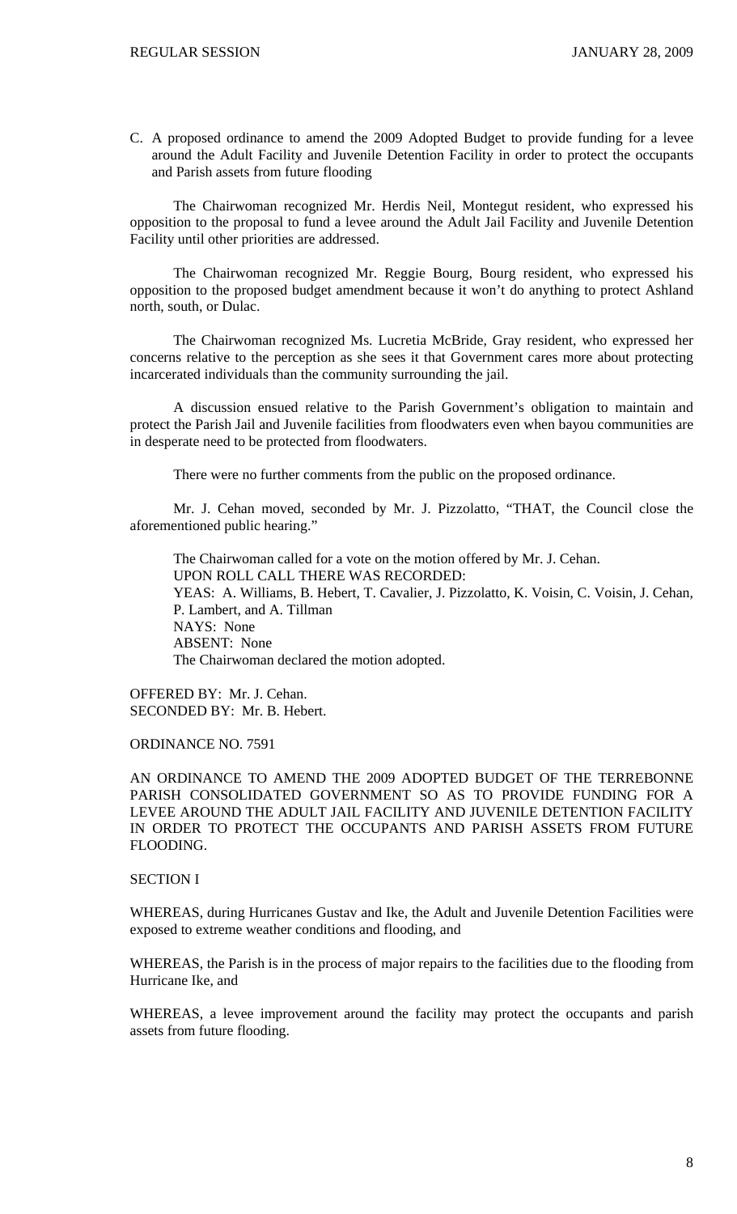C. A proposed ordinance to amend the 2009 Adopted Budget to provide funding for a levee around the Adult Facility and Juvenile Detention Facility in order to protect the occupants and Parish assets from future flooding

The Chairwoman recognized Mr. Herdis Neil, Montegut resident, who expressed his opposition to the proposal to fund a levee around the Adult Jail Facility and Juvenile Detention Facility until other priorities are addressed.

The Chairwoman recognized Mr. Reggie Bourg, Bourg resident, who expressed his opposition to the proposed budget amendment because it won't do anything to protect Ashland north, south, or Dulac.

The Chairwoman recognized Ms. Lucretia McBride, Gray resident, who expressed her concerns relative to the perception as she sees it that Government cares more about protecting incarcerated individuals than the community surrounding the jail.

A discussion ensued relative to the Parish Government's obligation to maintain and protect the Parish Jail and Juvenile facilities from floodwaters even when bayou communities are in desperate need to be protected from floodwaters.

There were no further comments from the public on the proposed ordinance.

Mr. J. Cehan moved, seconded by Mr. J. Pizzolatto, "THAT, the Council close the aforementioned public hearing."

The Chairwoman called for a vote on the motion offered by Mr. J. Cehan.
UPON ROLL CALL THERE WAS RECORDED:
YEAS: A. Williams, B. Hebert, T. Cavalier, J. Pizzolatto, K. Voisin, C. Voisin, J. Cehan, P. Lambert, and A. Tillman
NAYS: None
ABSENT: None
The Chairwoman declared the motion adopted.

OFFERED BY: Mr. J. Cehan.
SECONDED BY: Mr. B. Hebert.

ORDINANCE NO. 7591

AN ORDINANCE TO AMEND THE 2009 ADOPTED BUDGET OF THE TERREBONNE PARISH CONSOLIDATED GOVERNMENT SO AS TO PROVIDE FUNDING FOR A LEVEE AROUND THE ADULT JAIL FACILITY AND JUVENILE DETENTION FACILITY IN ORDER TO PROTECT THE OCCUPANTS AND PARISH ASSETS FROM FUTURE FLOODING.

SECTION I

WHEREAS, during Hurricanes Gustav and Ike, the Adult and Juvenile Detention Facilities were exposed to extreme weather conditions and flooding, and

WHEREAS, the Parish is in the process of major repairs to the facilities due to the flooding from Hurricane Ike, and

WHEREAS, a levee improvement around the facility may protect the occupants and parish assets from future flooding.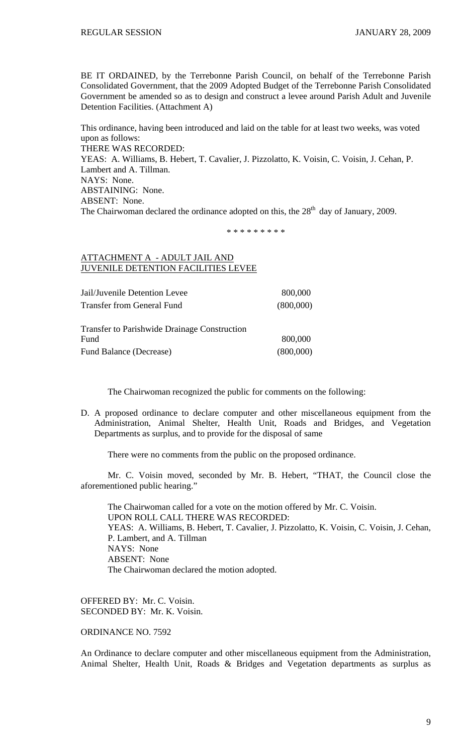BE IT ORDAINED, by the Terrebonne Parish Council, on behalf of the Terrebonne Parish Consolidated Government, that the 2009 Adopted Budget of the Terrebonne Parish Consolidated Government be amended so as to design and construct a levee around Parish Adult and Juvenile Detention Facilities. (Attachment A)

This ordinance, having been introduced and laid on the table for at least two weeks, was voted upon as follows:
THERE WAS RECORDED:
YEAS: A. Williams, B. Hebert, T. Cavalier, J. Pizzolatto, K. Voisin, C. Voisin, J. Cehan, P. Lambert and A. Tillman.
NAYS: None.
ABSTAINING: None.
ABSENT: None.
The Chairwoman declared the ordinance adopted on this, the 28th day of January, 2009.

\* \* \* \* \* \* \* \* \*

ATTACHMENT A - ADULT JAIL AND JUVENILE DETENTION FACILITIES LEVEE

| | |
|---|---|
| Jail/Juvenile Detention Levee | 800,000 |
| Transfer from General Fund | (800,000) |
| | |
| Transfer to Parishwide Drainage Construction Fund | 800,000 |
| Fund Balance (Decrease) | (800,000) |

The Chairwoman recognized the public for comments on the following:

D. A proposed ordinance to declare computer and other miscellaneous equipment from the Administration, Animal Shelter, Health Unit, Roads and Bridges, and Vegetation Departments as surplus, and to provide for the disposal of same

There were no comments from the public on the proposed ordinance.

Mr. C. Voisin moved, seconded by Mr. B. Hebert, "THAT, the Council close the aforementioned public hearing."

The Chairwoman called for a vote on the motion offered by Mr. C. Voisin.
UPON ROLL CALL THERE WAS RECORDED:
YEAS: A. Williams, B. Hebert, T. Cavalier, J. Pizzolatto, K. Voisin, C. Voisin, J. Cehan, P. Lambert, and A. Tillman
NAYS: None
ABSENT: None
The Chairwoman declared the motion adopted.

OFFERED BY: Mr. C. Voisin.
SECONDED BY: Mr. K. Voisin.

ORDINANCE NO. 7592

An Ordinance to declare computer and other miscellaneous equipment from the Administration, Animal Shelter, Health Unit, Roads & Bridges and Vegetation departments as surplus as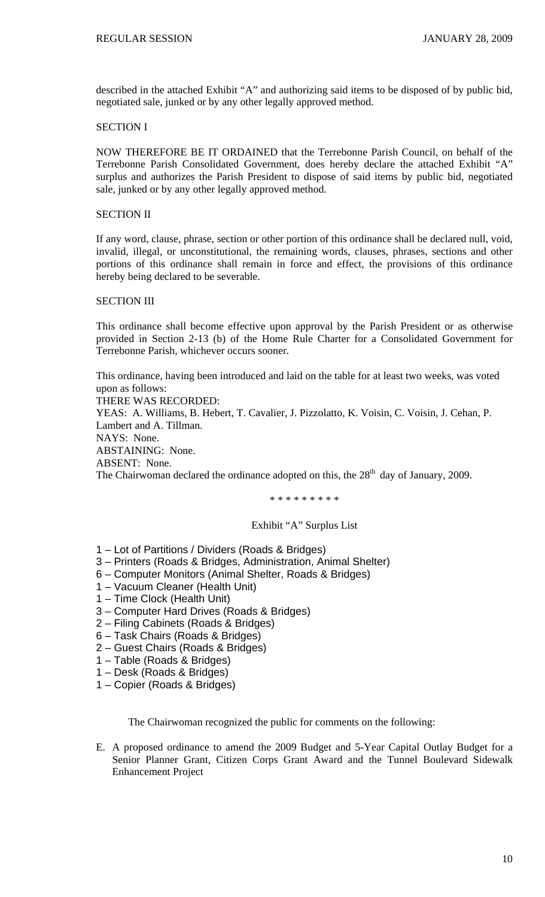described in the attached Exhibit "A" and authorizing said items to be disposed of by public bid, negotiated sale, junked or by any other legally approved method.

SECTION I

NOW THEREFORE BE IT ORDAINED that the Terrebonne Parish Council, on behalf of the Terrebonne Parish Consolidated Government, does hereby declare the attached Exhibit "A" surplus and authorizes the Parish President to dispose of said items by public bid, negotiated sale, junked or by any other legally approved method.

SECTION II

If any word, clause, phrase, section or other portion of this ordinance shall be declared null, void, invalid, illegal, or unconstitutional, the remaining words, clauses, phrases, sections and other portions of this ordinance shall remain in force and effect, the provisions of this ordinance hereby being declared to be severable.

SECTION III

This ordinance shall become effective upon approval by the Parish President or as otherwise provided in Section 2-13 (b) of the Home Rule Charter for a Consolidated Government for Terrebonne Parish, whichever occurs sooner.

This ordinance, having been introduced and laid on the table for at least two weeks, was voted upon as follows:
THERE WAS RECORDED:
YEAS: A. Williams, B. Hebert, T. Cavalier, J. Pizzolatto, K. Voisin, C. Voisin, J. Cehan, P. Lambert and A. Tillman.
NAYS: None.
ABSTAINING: None.
ABSENT: None.
The Chairwoman declared the ordinance adopted on this, the 28th day of January, 2009.

\* \* \* \* \* \* \* \* \*

Exhibit "A" Surplus List

1 – Lot of Partitions / Dividers (Roads & Bridges)
3 – Printers (Roads & Bridges, Administration, Animal Shelter)
6 – Computer Monitors (Animal Shelter, Roads & Bridges)
1 – Vacuum Cleaner (Health Unit)
1 – Time Clock (Health Unit)
3 – Computer Hard Drives (Roads & Bridges)
2 – Filing Cabinets (Roads & Bridges)
6 – Task Chairs (Roads & Bridges)
2 – Guest Chairs (Roads & Bridges)
1 – Table (Roads & Bridges)
1 – Desk (Roads & Bridges)
1 – Copier (Roads & Bridges)

The Chairwoman recognized the public for comments on the following:

E. A proposed ordinance to amend the 2009 Budget and 5-Year Capital Outlay Budget for a Senior Planner Grant, Citizen Corps Grant Award and the Tunnel Boulevard Sidewalk Enhancement Project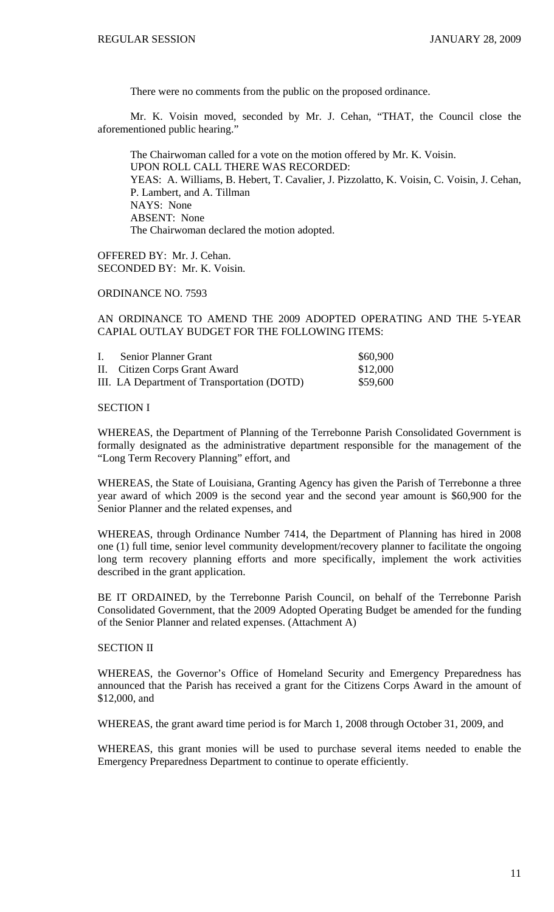There were no comments from the public on the proposed ordinance.

Mr. K. Voisin moved, seconded by Mr. J. Cehan, "THAT, the Council close the aforementioned public hearing."

The Chairwoman called for a vote on the motion offered by Mr. K. Voisin.
UPON ROLL CALL THERE WAS RECORDED:
YEAS: A. Williams, B. Hebert, T. Cavalier, J. Pizzolatto, K. Voisin, C. Voisin, J. Cehan, P. Lambert, and A. Tillman
NAYS: None
ABSENT: None
The Chairwoman declared the motion adopted.

OFFERED BY: Mr. J. Cehan.
SECONDED BY: Mr. K. Voisin.

ORDINANCE NO. 7593

AN ORDINANCE TO AMEND THE 2009 ADOPTED OPERATING AND THE 5-YEAR CAPIAL OUTLAY BUDGET FOR THE FOLLOWING ITEMS:

| | |
|---|---|
| I. Senior Planner Grant | \$60,900 |
| II. Citizen Corps Grant Award | \$12,000 |
| III. LA Department of Transportation (DOTD) | \$59,600 |

SECTION I

WHEREAS, the Department of Planning of the Terrebonne Parish Consolidated Government is formally designated as the administrative department responsible for the management of the "Long Term Recovery Planning" effort, and

WHEREAS, the State of Louisiana, Granting Agency has given the Parish of Terrebonne a three year award of which 2009 is the second year and the second year amount is \$60,900 for the Senior Planner and the related expenses, and

WHEREAS, through Ordinance Number 7414, the Department of Planning has hired in 2008 one (1) full time, senior level community development/recovery planner to facilitate the ongoing long term recovery planning efforts and more specifically, implement the work activities described in the grant application.

BE IT ORDAINED, by the Terrebonne Parish Council, on behalf of the Terrebonne Parish Consolidated Government, that the 2009 Adopted Operating Budget be amended for the funding of the Senior Planner and related expenses. (Attachment A)

SECTION II

WHEREAS, the Governor's Office of Homeland Security and Emergency Preparedness has announced that the Parish has received a grant for the Citizens Corps Award in the amount of \$12,000, and

WHEREAS, the grant award time period is for March 1, 2008 through October 31, 2009, and

WHEREAS, this grant monies will be used to purchase several items needed to enable the Emergency Preparedness Department to continue to operate efficiently.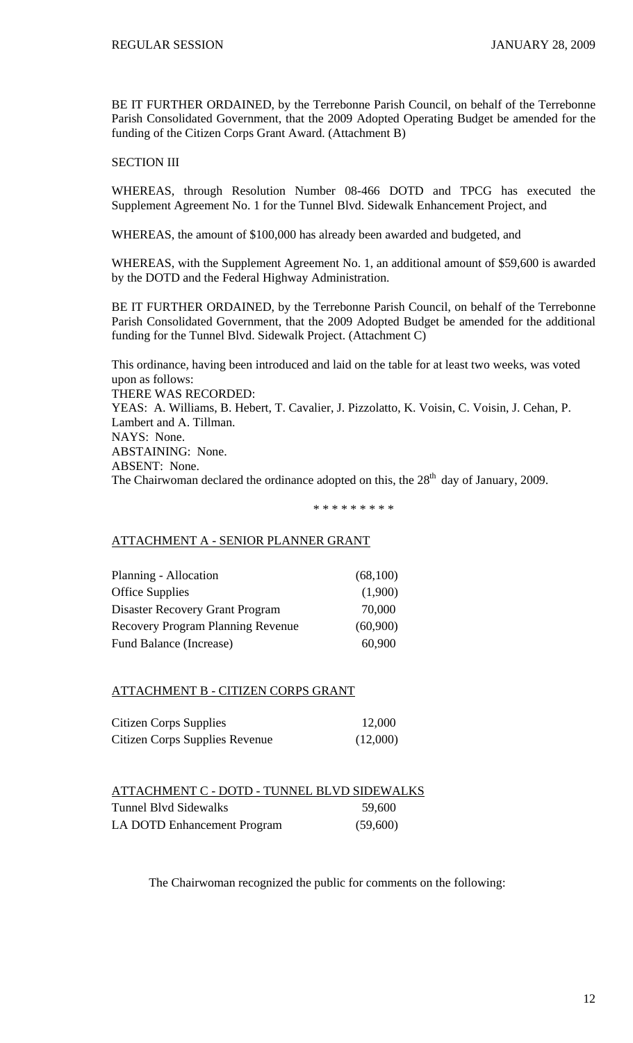BE IT FURTHER ORDAINED, by the Terrebonne Parish Council, on behalf of the Terrebonne Parish Consolidated Government, that the 2009 Adopted Operating Budget be amended for the funding of the Citizen Corps Grant Award. (Attachment B)

SECTION III

WHEREAS, through Resolution Number 08-466 DOTD and TPCG has executed the Supplement Agreement No. 1 for the Tunnel Blvd. Sidewalk Enhancement Project, and

WHEREAS, the amount of $100,000 has already been awarded and budgeted, and

WHEREAS, with the Supplement Agreement No. 1, an additional amount of $59,600 is awarded by the DOTD and the Federal Highway Administration.

BE IT FURTHER ORDAINED, by the Terrebonne Parish Council, on behalf of the Terrebonne Parish Consolidated Government, that the 2009 Adopted Budget be amended for the additional funding for the Tunnel Blvd. Sidewalk Project. (Attachment C)

This ordinance, having been introduced and laid on the table for at least two weeks, was voted upon as follows:
THERE WAS RECORDED:
YEAS: A. Williams, B. Hebert, T. Cavalier, J. Pizzolatto, K. Voisin, C. Voisin, J. Cehan, P. Lambert and A. Tillman.
NAYS: None.
ABSTAINING: None.
ABSENT: None.
The Chairwoman declared the ordinance adopted on this, the 28th day of January, 2009.

\* \* \* \* \* \* \* \* \*

ATTACHMENT A - SENIOR PLANNER GRANT

| | |
|---|---|
| Planning - Allocation | (68,100) |
| Office Supplies | (1,900) |
| Disaster Recovery Grant Program | 70,000 |
| Recovery Program Planning Revenue | (60,900) |
| Fund Balance (Increase) | 60,900 |

ATTACHMENT B - CITIZEN CORPS GRANT

| | |
|---|---|
| Citizen Corps Supplies | 12,000 |
| Citizen Corps Supplies Revenue | (12,000) |

ATTACHMENT C - DOTD - TUNNEL BLVD SIDEWALKS

| | |
|---|---|
| Tunnel Blvd Sidewalks | 59,600 |
| LA DOTD Enhancement Program | (59,600) |

The Chairwoman recognized the public for comments on the following: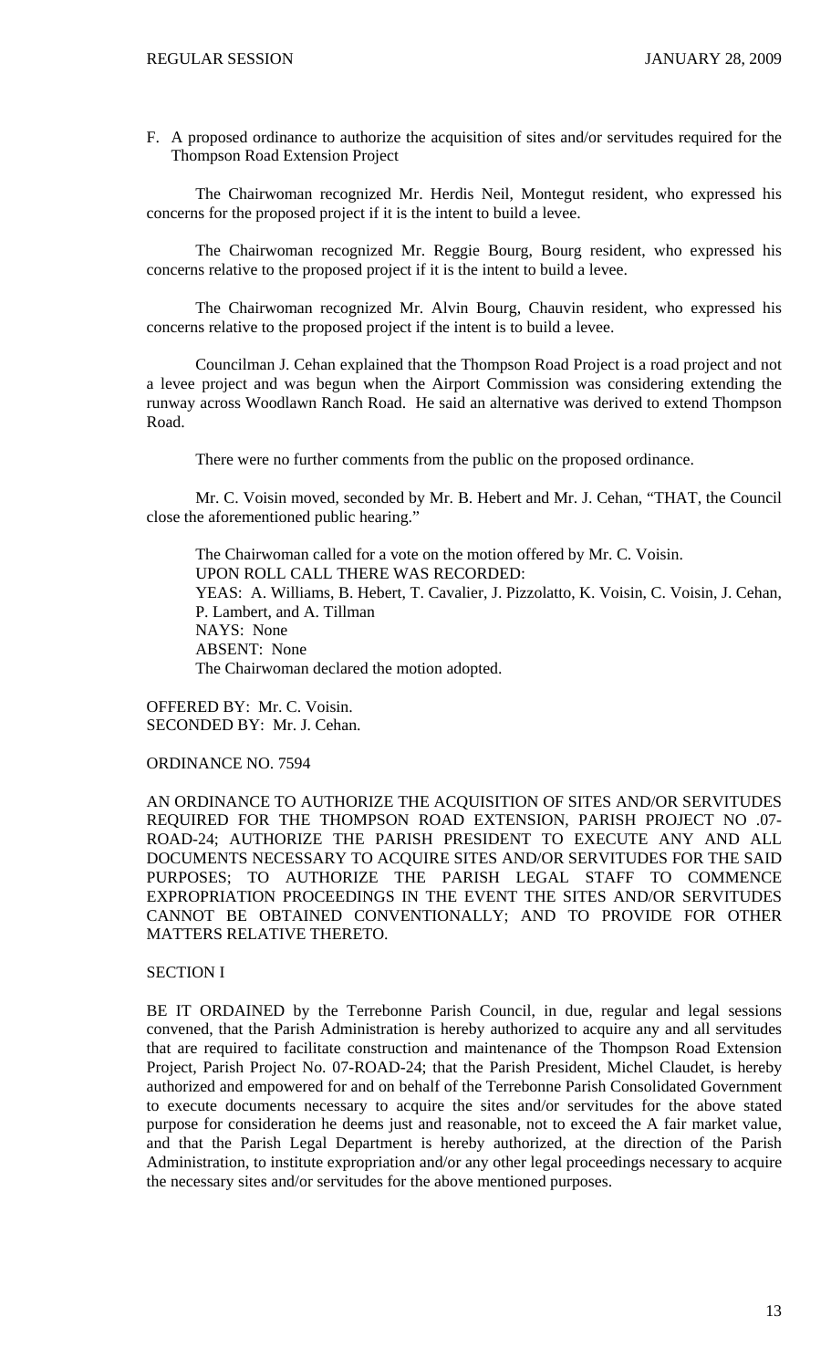F. A proposed ordinance to authorize the acquisition of sites and/or servitudes required for the Thompson Road Extension Project

The Chairwoman recognized Mr. Herdis Neil, Montegut resident, who expressed his concerns for the proposed project if it is the intent to build a levee.

The Chairwoman recognized Mr. Reggie Bourg, Bourg resident, who expressed his concerns relative to the proposed project if it is the intent to build a levee.

The Chairwoman recognized Mr. Alvin Bourg, Chauvin resident, who expressed his concerns relative to the proposed project if the intent is to build a levee.

Councilman J. Cehan explained that the Thompson Road Project is a road project and not a levee project and was begun when the Airport Commission was considering extending the runway across Woodlawn Ranch Road. He said an alternative was derived to extend Thompson Road.

There were no further comments from the public on the proposed ordinance.

Mr. C. Voisin moved, seconded by Mr. B. Hebert and Mr. J. Cehan, "THAT, the Council close the aforementioned public hearing."

The Chairwoman called for a vote on the motion offered by Mr. C. Voisin.
UPON ROLL CALL THERE WAS RECORDED:
YEAS: A. Williams, B. Hebert, T. Cavalier, J. Pizzolatto, K. Voisin, C. Voisin, J. Cehan, P. Lambert, and A. Tillman
NAYS: None
ABSENT: None
The Chairwoman declared the motion adopted.

OFFERED BY: Mr. C. Voisin.
SECONDED BY: Mr. J. Cehan.

ORDINANCE NO. 7594

AN ORDINANCE TO AUTHORIZE THE ACQUISITION OF SITES AND/OR SERVITUDES REQUIRED FOR THE THOMPSON ROAD EXTENSION, PARISH PROJECT NO .07-ROAD-24; AUTHORIZE THE PARISH PRESIDENT TO EXECUTE ANY AND ALL DOCUMENTS NECESSARY TO ACQUIRE SITES AND/OR SERVITUDES FOR THE SAID PURPOSES; TO AUTHORIZE THE PARISH LEGAL STAFF TO COMMENCE EXPROPRIATION PROCEEDINGS IN THE EVENT THE SITES AND/OR SERVITUDES CANNOT BE OBTAINED CONVENTIONALLY; AND TO PROVIDE FOR OTHER MATTERS RELATIVE THERETO.

SECTION I

BE IT ORDAINED by the Terrebonne Parish Council, in due, regular and legal sessions convened, that the Parish Administration is hereby authorized to acquire any and all servitudes that are required to facilitate construction and maintenance of the Thompson Road Extension Project, Parish Project No. 07-ROAD-24; that the Parish President, Michel Claudet, is hereby authorized and empowered for and on behalf of the Terrebonne Parish Consolidated Government to execute documents necessary to acquire the sites and/or servitudes for the above stated purpose for consideration he deems just and reasonable, not to exceed the A fair market value, and that the Parish Legal Department is hereby authorized, at the direction of the Parish Administration, to institute expropriation and/or any other legal proceedings necessary to acquire the necessary sites and/or servitudes for the above mentioned purposes.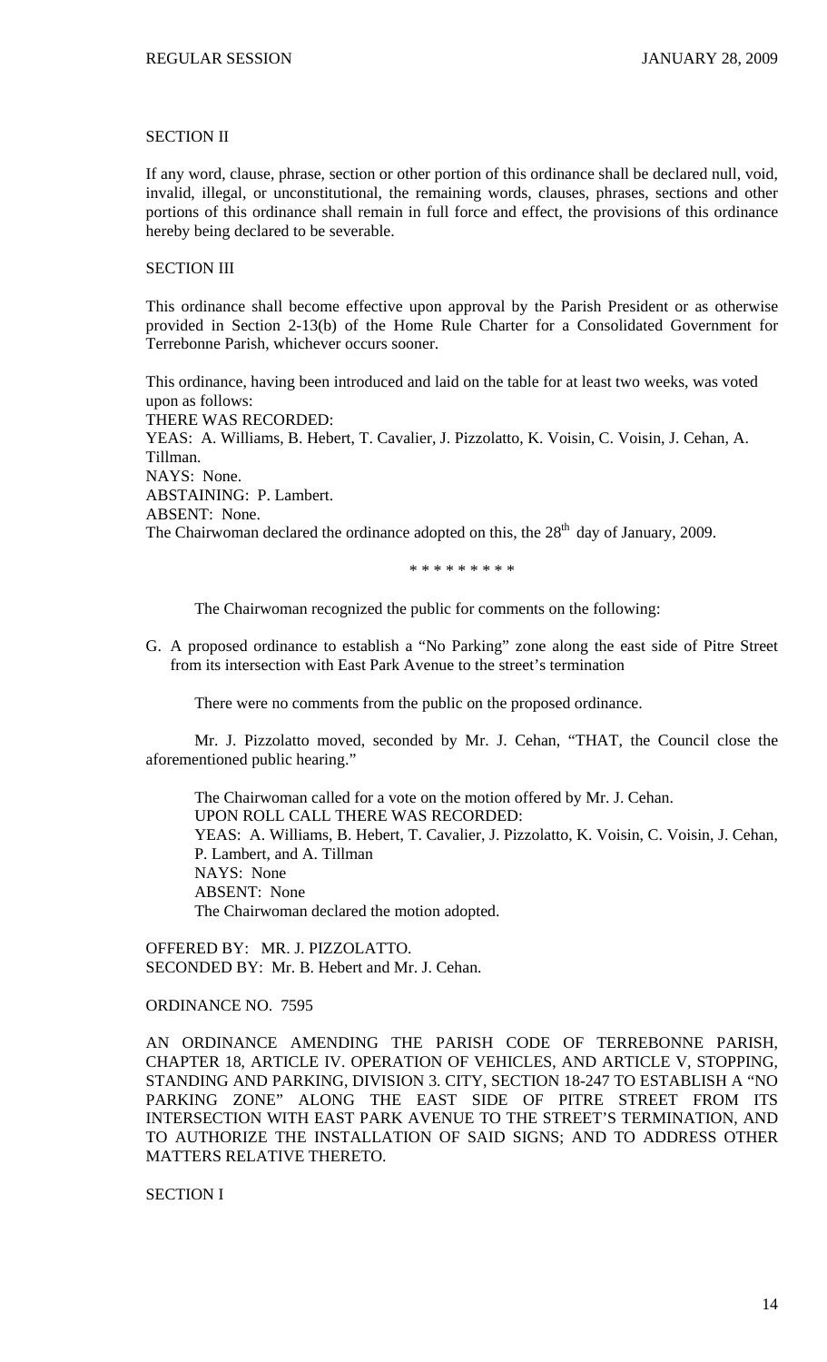SECTION II

If any word, clause, phrase, section or other portion of this ordinance shall be declared null, void, invalid, illegal, or unconstitutional, the remaining words, clauses, phrases, sections and other portions of this ordinance shall remain in full force and effect, the provisions of this ordinance hereby being declared to be severable.

SECTION III

This ordinance shall become effective upon approval by the Parish President or as otherwise provided in Section 2-13(b) of the Home Rule Charter for a Consolidated Government for Terrebonne Parish, whichever occurs sooner.

This ordinance, having been introduced and laid on the table for at least two weeks, was voted upon as follows:
THERE WAS RECORDED:
YEAS: A. Williams, B. Hebert, T. Cavalier, J. Pizzolatto, K. Voisin, C. Voisin, J. Cehan, A. Tillman.
NAYS: None.
ABSTAINING: P. Lambert.
ABSENT: None.
The Chairwoman declared the ordinance adopted on this, the 28th day of January, 2009.

\* \* \* \* \* \* \* \* \*

The Chairwoman recognized the public for comments on the following:

G. A proposed ordinance to establish a "No Parking" zone along the east side of Pitre Street from its intersection with East Park Avenue to the street's termination

There were no comments from the public on the proposed ordinance.

Mr. J. Pizzolatto moved, seconded by Mr. J. Cehan, "THAT, the Council close the aforementioned public hearing."

The Chairwoman called for a vote on the motion offered by Mr. J. Cehan.
UPON ROLL CALL THERE WAS RECORDED:
YEAS: A. Williams, B. Hebert, T. Cavalier, J. Pizzolatto, K. Voisin, C. Voisin, J. Cehan, P. Lambert, and A. Tillman
NAYS: None
ABSENT: None
The Chairwoman declared the motion adopted.

OFFERED BY: MR. J. PIZZOLATTO.
SECONDED BY: Mr. B. Hebert and Mr. J. Cehan.

ORDINANCE NO. 7595

AN ORDINANCE AMENDING THE PARISH CODE OF TERREBONNE PARISH, CHAPTER 18, ARTICLE IV. OPERATION OF VEHICLES, AND ARTICLE V, STOPPING, STANDING AND PARKING, DIVISION 3. CITY, SECTION 18-247 TO ESTABLISH A "NO PARKING ZONE" ALONG THE EAST SIDE OF PITRE STREET FROM ITS INTERSECTION WITH EAST PARK AVENUE TO THE STREET'S TERMINATION, AND TO AUTHORIZE THE INSTALLATION OF SAID SIGNS; AND TO ADDRESS OTHER MATTERS RELATIVE THERETO.

SECTION I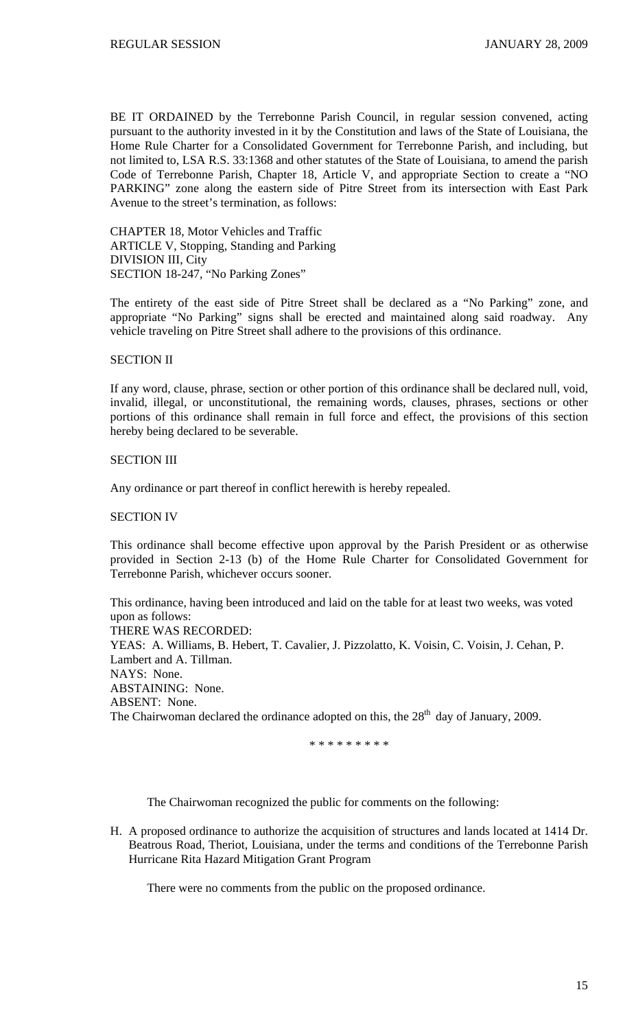BE IT ORDAINED by the Terrebonne Parish Council, in regular session convened, acting pursuant to the authority invested in it by the Constitution and laws of the State of Louisiana, the Home Rule Charter for a Consolidated Government for Terrebonne Parish, and including, but not limited to, LSA R.S. 33:1368 and other statutes of the State of Louisiana, to amend the parish Code of Terrebonne Parish, Chapter 18, Article V, and appropriate Section to create a "NO PARKING" zone along the eastern side of Pitre Street from its intersection with East Park Avenue to the street's termination, as follows:

CHAPTER 18, Motor Vehicles and Traffic
ARTICLE V, Stopping, Standing and Parking
DIVISION III, City
SECTION 18-247, "No Parking Zones"

The entirety of the east side of Pitre Street shall be declared as a "No Parking" zone, and appropriate "No Parking" signs shall be erected and maintained along said roadway. Any vehicle traveling on Pitre Street shall adhere to the provisions of this ordinance.

SECTION II

If any word, clause, phrase, section or other portion of this ordinance shall be declared null, void, invalid, illegal, or unconstitutional, the remaining words, clauses, phrases, sections or other portions of this ordinance shall remain in full force and effect, the provisions of this section hereby being declared to be severable.

SECTION III

Any ordinance or part thereof in conflict herewith is hereby repealed.

SECTION IV

This ordinance shall become effective upon approval by the Parish President or as otherwise provided in Section 2-13 (b) of the Home Rule Charter for Consolidated Government for Terrebonne Parish, whichever occurs sooner.

This ordinance, having been introduced and laid on the table for at least two weeks, was voted upon as follows:
THERE WAS RECORDED:
YEAS: A. Williams, B. Hebert, T. Cavalier, J. Pizzolatto, K. Voisin, C. Voisin, J. Cehan, P. Lambert and A. Tillman.
NAYS: None.
ABSTAINING: None.
ABSENT: None.
The Chairwoman declared the ordinance adopted on this, the 28th day of January, 2009.

\* \* \* \* \* \* \* \* \*

The Chairwoman recognized the public for comments on the following:

H. A proposed ordinance to authorize the acquisition of structures and lands located at 1414 Dr. Beatrous Road, Theriot, Louisiana, under the terms and conditions of the Terrebonne Parish Hurricane Rita Hazard Mitigation Grant Program

There were no comments from the public on the proposed ordinance.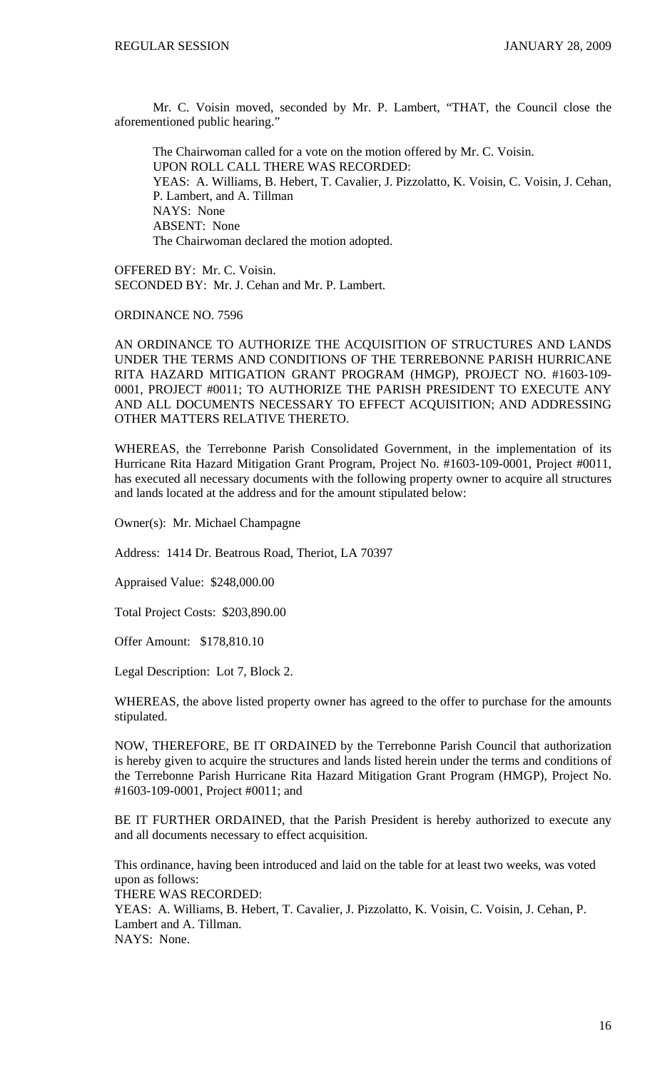Mr. C. Voisin moved, seconded by Mr. P. Lambert, "THAT, the Council close the aforementioned public hearing."

The Chairwoman called for a vote on the motion offered by Mr. C. Voisin.
UPON ROLL CALL THERE WAS RECORDED:
YEAS: A. Williams, B. Hebert, T. Cavalier, J. Pizzolatto, K. Voisin, C. Voisin, J. Cehan, P. Lambert, and A. Tillman
NAYS: None
ABSENT: None
The Chairwoman declared the motion adopted.

OFFERED BY: Mr. C. Voisin.
SECONDED BY: Mr. J. Cehan and Mr. P. Lambert.

ORDINANCE NO. 7596

AN ORDINANCE TO AUTHORIZE THE ACQUISITION OF STRUCTURES AND LANDS UNDER THE TERMS AND CONDITIONS OF THE TERREBONNE PARISH HURRICANE RITA HAZARD MITIGATION GRANT PROGRAM (HMGP), PROJECT NO. #1603-109-0001, PROJECT #0011; TO AUTHORIZE THE PARISH PRESIDENT TO EXECUTE ANY AND ALL DOCUMENTS NECESSARY TO EFFECT ACQUISITION; AND ADDRESSING OTHER MATTERS RELATIVE THERETO.

WHEREAS, the Terrebonne Parish Consolidated Government, in the implementation of its Hurricane Rita Hazard Mitigation Grant Program, Project No. #1603-109-0001, Project #0011, has executed all necessary documents with the following property owner to acquire all structures and lands located at the address and for the amount stipulated below:

Owner(s): Mr. Michael Champagne

Address: 1414 Dr. Beatrous Road, Theriot, LA 70397

Appraised Value: $248,000.00

Total Project Costs: $203,890.00

Offer Amount: $178,810.10

Legal Description: Lot 7, Block 2.

WHEREAS, the above listed property owner has agreed to the offer to purchase for the amounts stipulated.

NOW, THEREFORE, BE IT ORDAINED by the Terrebonne Parish Council that authorization is hereby given to acquire the structures and lands listed herein under the terms and conditions of the Terrebonne Parish Hurricane Rita Hazard Mitigation Grant Program (HMGP), Project No. #1603-109-0001, Project #0011; and

BE IT FURTHER ORDAINED, that the Parish President is hereby authorized to execute any and all documents necessary to effect acquisition.

This ordinance, having been introduced and laid on the table for at least two weeks, was voted upon as follows:
THERE WAS RECORDED:
YEAS: A. Williams, B. Hebert, T. Cavalier, J. Pizzolatto, K. Voisin, C. Voisin, J. Cehan, P. Lambert and A. Tillman.
NAYS: None.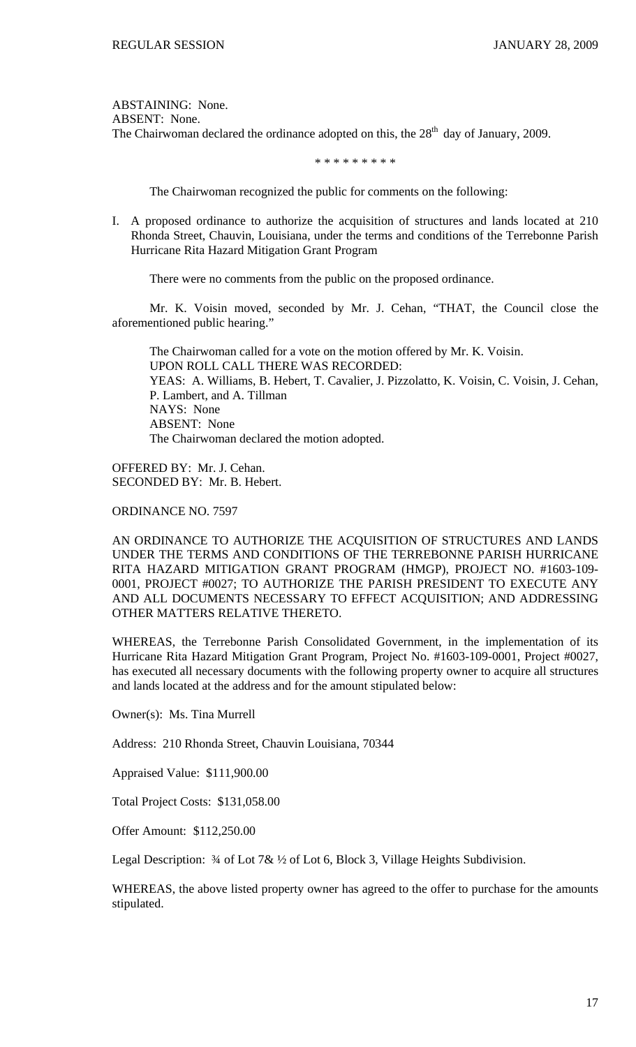ABSTAINING: None.
ABSENT: None.
The Chairwoman declared the ordinance adopted on this, the 28th day of January, 2009.

\* \* \* \* \* \* \* \* \*

The Chairwoman recognized the public for comments on the following:

I. A proposed ordinance to authorize the acquisition of structures and lands located at 210 Rhonda Street, Chauvin, Louisiana, under the terms and conditions of the Terrebonne Parish Hurricane Rita Hazard Mitigation Grant Program

There were no comments from the public on the proposed ordinance.

Mr. K. Voisin moved, seconded by Mr. J. Cehan, "THAT, the Council close the aforementioned public hearing."

The Chairwoman called for a vote on the motion offered by Mr. K. Voisin.
UPON ROLL CALL THERE WAS RECORDED:
YEAS: A. Williams, B. Hebert, T. Cavalier, J. Pizzolatto, K. Voisin, C. Voisin, J. Cehan, P. Lambert, and A. Tillman
NAYS: None
ABSENT: None
The Chairwoman declared the motion adopted.

OFFERED BY: Mr. J. Cehan.
SECONDED BY: Mr. B. Hebert.

ORDINANCE NO. 7597

AN ORDINANCE TO AUTHORIZE THE ACQUISITION OF STRUCTURES AND LANDS UNDER THE TERMS AND CONDITIONS OF THE TERREBONNE PARISH HURRICANE RITA HAZARD MITIGATION GRANT PROGRAM (HMGP), PROJECT NO. #1603-109-0001, PROJECT #0027; TO AUTHORIZE THE PARISH PRESIDENT TO EXECUTE ANY AND ALL DOCUMENTS NECESSARY TO EFFECT ACQUISITION; AND ADDRESSING OTHER MATTERS RELATIVE THERETO.

WHEREAS, the Terrebonne Parish Consolidated Government, in the implementation of its Hurricane Rita Hazard Mitigation Grant Program, Project No. #1603-109-0001, Project #0027, has executed all necessary documents with the following property owner to acquire all structures and lands located at the address and for the amount stipulated below:

Owner(s): Ms. Tina Murrell

Address: 210 Rhonda Street, Chauvin Louisiana, 70344

Appraised Value: $111,900.00

Total Project Costs: $131,058.00

Offer Amount: $112,250.00

Legal Description: ¾ of Lot 7& ½ of Lot 6, Block 3, Village Heights Subdivision.

WHEREAS, the above listed property owner has agreed to the offer to purchase for the amounts stipulated.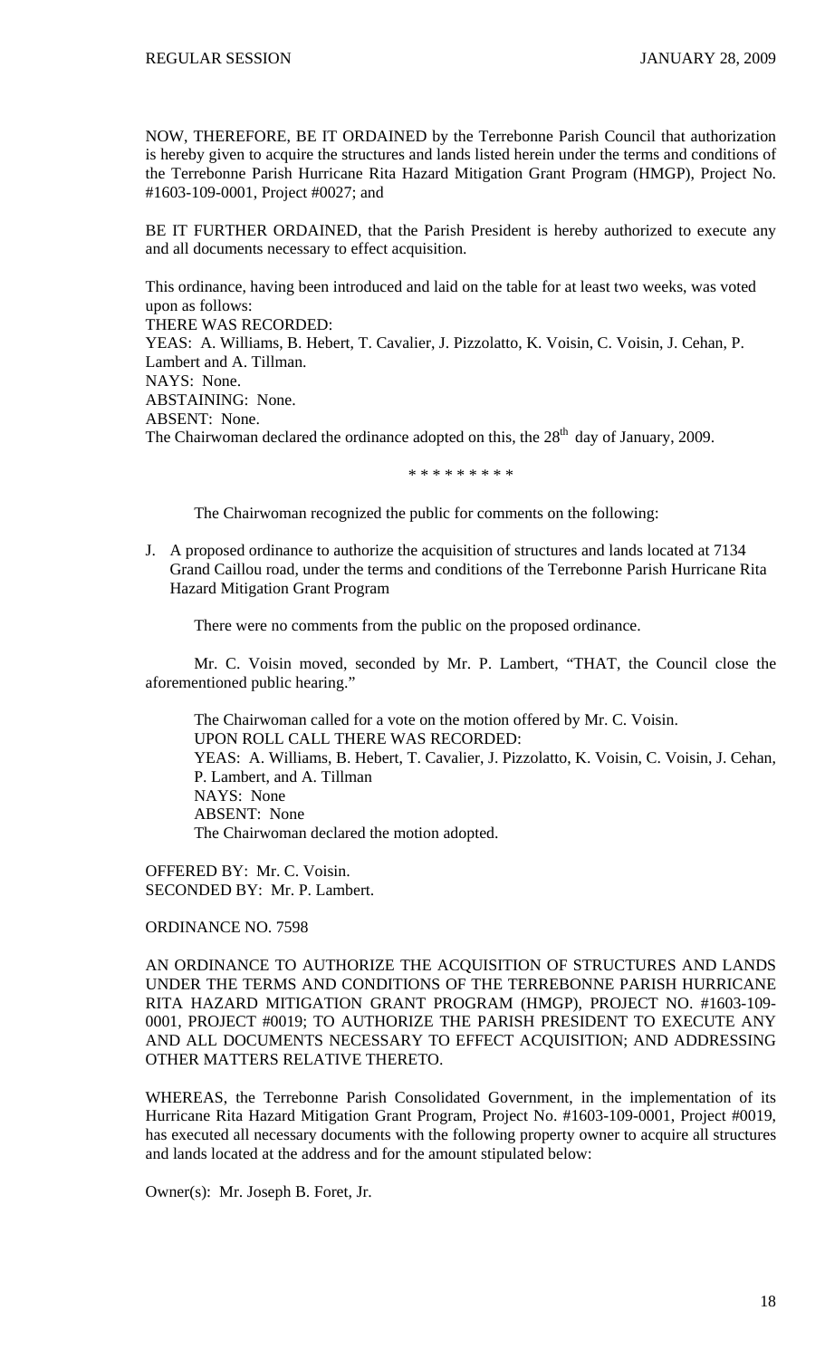NOW, THEREFORE, BE IT ORDAINED by the Terrebonne Parish Council that authorization is hereby given to acquire the structures and lands listed herein under the terms and conditions of the Terrebonne Parish Hurricane Rita Hazard Mitigation Grant Program (HMGP), Project No. #1603-109-0001, Project #0027; and

BE IT FURTHER ORDAINED, that the Parish President is hereby authorized to execute any and all documents necessary to effect acquisition.

This ordinance, having been introduced and laid on the table for at least two weeks, was voted upon as follows:
THERE WAS RECORDED:
YEAS: A. Williams, B. Hebert, T. Cavalier, J. Pizzolatto, K. Voisin, C. Voisin, J. Cehan, P. Lambert and A. Tillman.
NAYS: None.
ABSTAINING: None.
ABSENT: None.
The Chairwoman declared the ordinance adopted on this, the 28th day of January, 2009.

\* \* \* \* \* \* \* \* \*

The Chairwoman recognized the public for comments on the following:

J. A proposed ordinance to authorize the acquisition of structures and lands located at 7134 Grand Caillou road, under the terms and conditions of the Terrebonne Parish Hurricane Rita Hazard Mitigation Grant Program

There were no comments from the public on the proposed ordinance.

Mr. C. Voisin moved, seconded by Mr. P. Lambert, "THAT, the Council close the aforementioned public hearing."

The Chairwoman called for a vote on the motion offered by Mr. C. Voisin.
UPON ROLL CALL THERE WAS RECORDED:
YEAS: A. Williams, B. Hebert, T. Cavalier, J. Pizzolatto, K. Voisin, C. Voisin, J. Cehan, P. Lambert, and A. Tillman
NAYS: None
ABSENT: None
The Chairwoman declared the motion adopted.

OFFERED BY: Mr. C. Voisin.
SECONDED BY: Mr. P. Lambert.

ORDINANCE NO. 7598

AN ORDINANCE TO AUTHORIZE THE ACQUISITION OF STRUCTURES AND LANDS UNDER THE TERMS AND CONDITIONS OF THE TERREBONNE PARISH HURRICANE RITA HAZARD MITIGATION GRANT PROGRAM (HMGP), PROJECT NO. #1603-109-0001, PROJECT #0019; TO AUTHORIZE THE PARISH PRESIDENT TO EXECUTE ANY AND ALL DOCUMENTS NECESSARY TO EFFECT ACQUISITION; AND ADDRESSING OTHER MATTERS RELATIVE THERETO.

WHEREAS, the Terrebonne Parish Consolidated Government, in the implementation of its Hurricane Rita Hazard Mitigation Grant Program, Project No. #1603-109-0001, Project #0019, has executed all necessary documents with the following property owner to acquire all structures and lands located at the address and for the amount stipulated below:

Owner(s): Mr. Joseph B. Foret, Jr.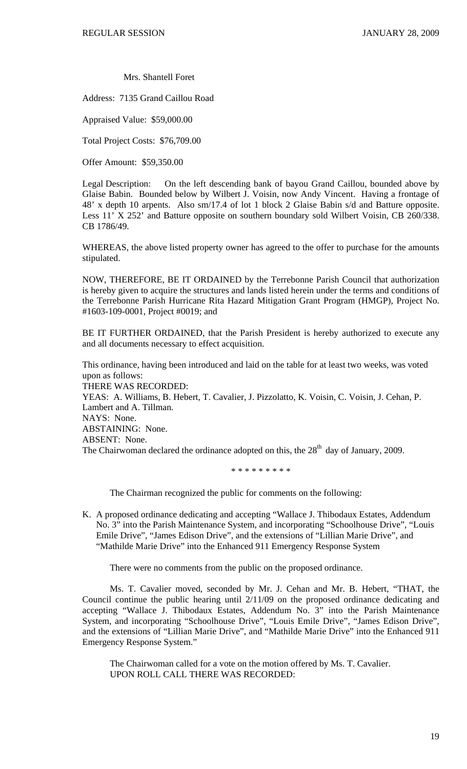Mrs. Shantell Foret

Address: 7135 Grand Caillou Road

Appraised Value: $59,000.00

Total Project Costs: $76,709.00

Offer Amount: $59,350.00

Legal Description: On the left descending bank of bayou Grand Caillou, bounded above by Glaise Babin. Bounded below by Wilbert J. Voisin, now Andy Vincent. Having a frontage of 48' x depth 10 arpents. Also sm/17.4 of lot 1 block 2 Glaise Babin s/d and Batture opposite. Less 11' X 252' and Batture opposite on southern boundary sold Wilbert Voisin, CB 260/338. CB 1786/49.

WHEREAS, the above listed property owner has agreed to the offer to purchase for the amounts stipulated.

NOW, THEREFORE, BE IT ORDAINED by the Terrebonne Parish Council that authorization is hereby given to acquire the structures and lands listed herein under the terms and conditions of the Terrebonne Parish Hurricane Rita Hazard Mitigation Grant Program (HMGP), Project No. #1603-109-0001, Project #0019; and

BE IT FURTHER ORDAINED, that the Parish President is hereby authorized to execute any and all documents necessary to effect acquisition.

This ordinance, having been introduced and laid on the table for at least two weeks, was voted upon as follows:

THERE WAS RECORDED:

YEAS: A. Williams, B. Hebert, T. Cavalier, J. Pizzolatto, K. Voisin, C. Voisin, J. Cehan, P. Lambert and A. Tillman.

NAYS: None.

ABSTAINING: None.

ABSENT: None.

The Chairwoman declared the ordinance adopted on this, the 28th day of January, 2009.

\* \* \* \* \* \* \* \* \*

The Chairman recognized the public for comments on the following:

K. A proposed ordinance dedicating and accepting "Wallace J. Thibodaux Estates, Addendum No. 3" into the Parish Maintenance System, and incorporating "Schoolhouse Drive", "Louis Emile Drive", "James Edison Drive", and the extensions of "Lillian Marie Drive", and "Mathilde Marie Drive" into the Enhanced 911 Emergency Response System

There were no comments from the public on the proposed ordinance.

Ms. T. Cavalier moved, seconded by Mr. J. Cehan and Mr. B. Hebert, "THAT, the Council continue the public hearing until 2/11/09 on the proposed ordinance dedicating and accepting "Wallace J. Thibodaux Estates, Addendum No. 3" into the Parish Maintenance System, and incorporating "Schoolhouse Drive", "Louis Emile Drive", "James Edison Drive", and the extensions of "Lillian Marie Drive", and "Mathilde Marie Drive" into the Enhanced 911 Emergency Response System."

The Chairwoman called for a vote on the motion offered by Ms. T. Cavalier.

UPON ROLL CALL THERE WAS RECORDED: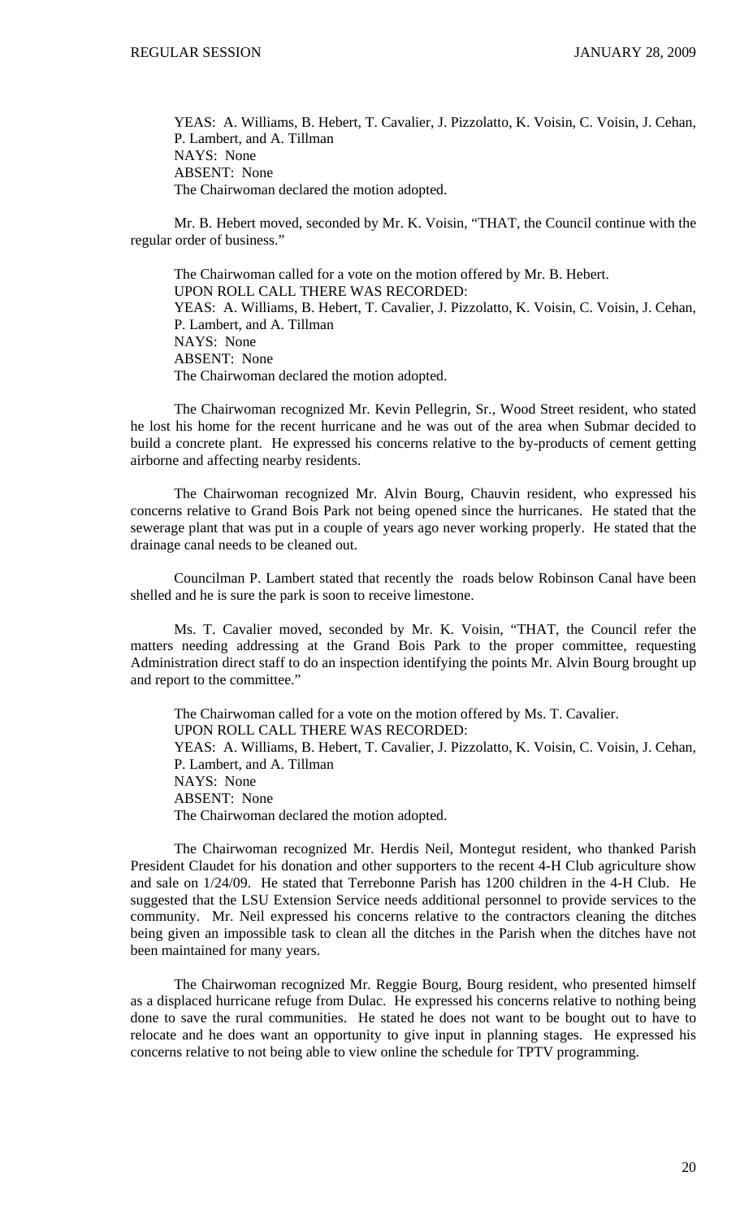YEAS: A. Williams, B. Hebert, T. Cavalier, J. Pizzolatto, K. Voisin, C. Voisin, J. Cehan, P. Lambert, and A. Tillman
NAYS: None
ABSENT: None
The Chairwoman declared the motion adopted.

Mr. B. Hebert moved, seconded by Mr. K. Voisin, "THAT, the Council continue with the regular order of business."

The Chairwoman called for a vote on the motion offered by Mr. B. Hebert.
UPON ROLL CALL THERE WAS RECORDED:
YEAS: A. Williams, B. Hebert, T. Cavalier, J. Pizzolatto, K. Voisin, C. Voisin, J. Cehan, P. Lambert, and A. Tillman
NAYS: None
ABSENT: None
The Chairwoman declared the motion adopted.

The Chairwoman recognized Mr. Kevin Pellegrin, Sr., Wood Street resident, who stated he lost his home for the recent hurricane and he was out of the area when Submar decided to build a concrete plant. He expressed his concerns relative to the by-products of cement getting airborne and affecting nearby residents.

The Chairwoman recognized Mr. Alvin Bourg, Chauvin resident, who expressed his concerns relative to Grand Bois Park not being opened since the hurricanes. He stated that the sewerage plant that was put in a couple of years ago never working properly. He stated that the drainage canal needs to be cleaned out.

Councilman P. Lambert stated that recently the roads below Robinson Canal have been shelled and he is sure the park is soon to receive limestone.

Ms. T. Cavalier moved, seconded by Mr. K. Voisin, "THAT, the Council refer the matters needing addressing at the Grand Bois Park to the proper committee, requesting Administration direct staff to do an inspection identifying the points Mr. Alvin Bourg brought up and report to the committee."

The Chairwoman called for a vote on the motion offered by Ms. T. Cavalier.
UPON ROLL CALL THERE WAS RECORDED:
YEAS: A. Williams, B. Hebert, T. Cavalier, J. Pizzolatto, K. Voisin, C. Voisin, J. Cehan, P. Lambert, and A. Tillman
NAYS: None
ABSENT: None
The Chairwoman declared the motion adopted.

The Chairwoman recognized Mr. Herdis Neil, Montegut resident, who thanked Parish President Claudet for his donation and other supporters to the recent 4-H Club agriculture show and sale on 1/24/09. He stated that Terrebonne Parish has 1200 children in the 4-H Club. He suggested that the LSU Extension Service needs additional personnel to provide services to the community. Mr. Neil expressed his concerns relative to the contractors cleaning the ditches being given an impossible task to clean all the ditches in the Parish when the ditches have not been maintained for many years.

The Chairwoman recognized Mr. Reggie Bourg, Bourg resident, who presented himself as a displaced hurricane refuge from Dulac. He expressed his concerns relative to nothing being done to save the rural communities. He stated he does not want to be bought out to have to relocate and he does want an opportunity to give input in planning stages. He expressed his concerns relative to not being able to view online the schedule for TPTV programming.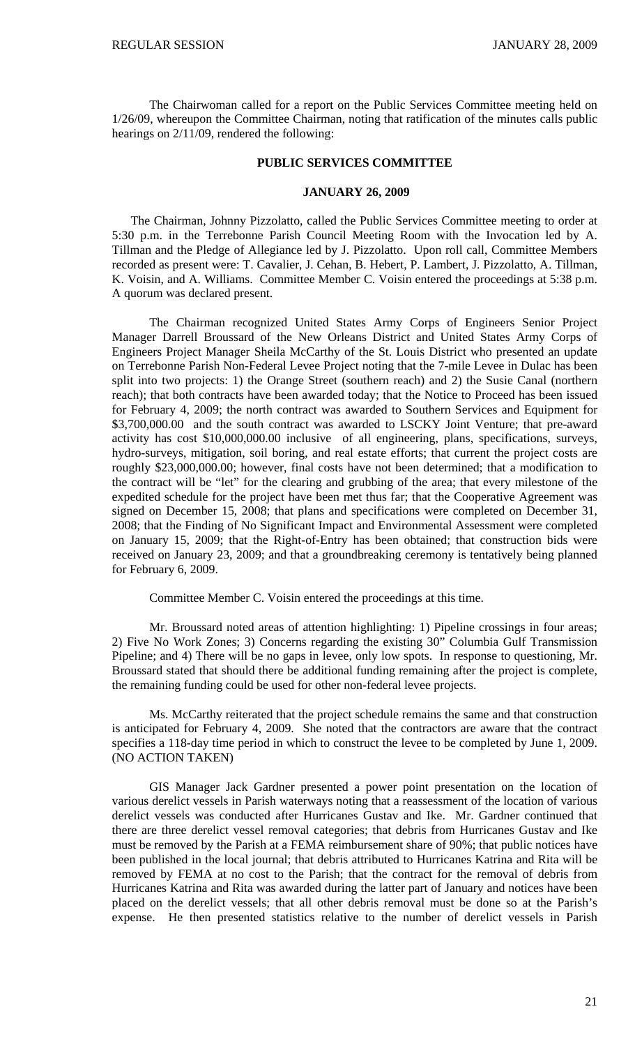The Chairwoman called for a report on the Public Services Committee meeting held on 1/26/09, whereupon the Committee Chairman, noting that ratification of the minutes calls public hearings on 2/11/09, rendered the following:

## PUBLIC SERVICES COMMITTEE

### JANUARY 26, 2009

The Chairman, Johnny Pizzolatto, called the Public Services Committee meeting to order at 5:30 p.m. in the Terrebonne Parish Council Meeting Room with the Invocation led by A. Tillman and the Pledge of Allegiance led by J. Pizzolatto. Upon roll call, Committee Members recorded as present were: T. Cavalier, J. Cehan, B. Hebert, P. Lambert, J. Pizzolatto, A. Tillman, K. Voisin, and A. Williams. Committee Member C. Voisin entered the proceedings at 5:38 p.m. A quorum was declared present.

The Chairman recognized United States Army Corps of Engineers Senior Project Manager Darrell Broussard of the New Orleans District and United States Army Corps of Engineers Project Manager Sheila McCarthy of the St. Louis District who presented an update on Terrebonne Parish Non-Federal Levee Project noting that the 7-mile Levee in Dulac has been split into two projects: 1) the Orange Street (southern reach) and 2) the Susie Canal (northern reach); that both contracts have been awarded today; that the Notice to Proceed has been issued for February 4, 2009; the north contract was awarded to Southern Services and Equipment for \$3,700,000.00 and the south contract was awarded to LSCKY Joint Venture; that pre-award activity has cost \$10,000,000.00 inclusive of all engineering, plans, specifications, surveys, hydro-surveys, mitigation, soil boring, and real estate efforts; that current the project costs are roughly \$23,000,000.00; however, final costs have not been determined; that a modification to the contract will be "let" for the clearing and grubbing of the area; that every milestone of the expedited schedule for the project have been met thus far; that the Cooperative Agreement was signed on December 15, 2008; that plans and specifications were completed on December 31, 2008; that the Finding of No Significant Impact and Environmental Assessment were completed on January 15, 2009; that the Right-of-Entry has been obtained; that construction bids were received on January 23, 2009; and that a groundbreaking ceremony is tentatively being planned for February 6, 2009.

Committee Member C. Voisin entered the proceedings at this time.

Mr. Broussard noted areas of attention highlighting: 1) Pipeline crossings in four areas; 2) Five No Work Zones; 3) Concerns regarding the existing 30" Columbia Gulf Transmission Pipeline; and 4) There will be no gaps in levee, only low spots. In response to questioning, Mr. Broussard stated that should there be additional funding remaining after the project is complete, the remaining funding could be used for other non-federal levee projects.

Ms. McCarthy reiterated that the project schedule remains the same and that construction is anticipated for February 4, 2009. She noted that the contractors are aware that the contract specifies a 118-day time period in which to construct the levee to be completed by June 1, 2009. (NO ACTION TAKEN)

GIS Manager Jack Gardner presented a power point presentation on the location of various derelict vessels in Parish waterways noting that a reassessment of the location of various derelict vessels was conducted after Hurricanes Gustav and Ike. Mr. Gardner continued that there are three derelict vessel removal categories; that debris from Hurricanes Gustav and Ike must be removed by the Parish at a FEMA reimbursement share of 90%; that public notices have been published in the local journal; that debris attributed to Hurricanes Katrina and Rita will be removed by FEMA at no cost to the Parish; that the contract for the removal of debris from Hurricanes Katrina and Rita was awarded during the latter part of January and notices have been placed on the derelict vessels; that all other debris removal must be done so at the Parish's expense. He then presented statistics relative to the number of derelict vessels in Parish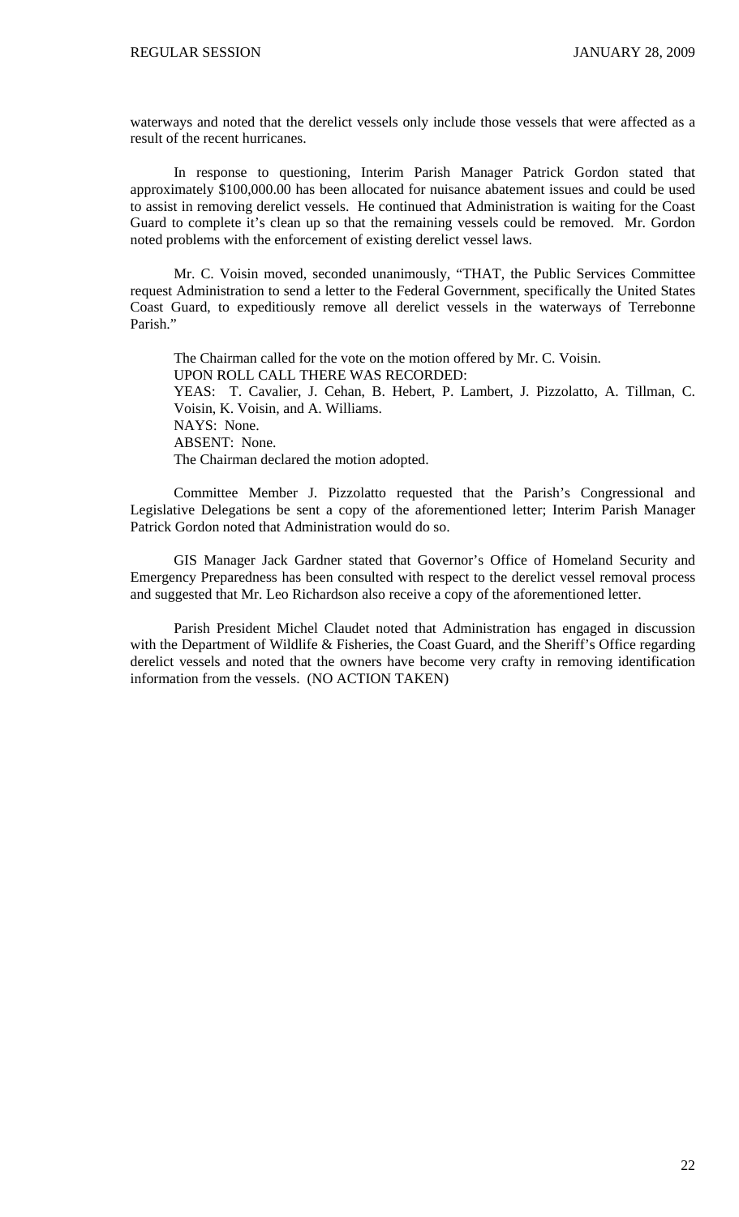waterways and noted that the derelict vessels only include those vessels that were affected as a result of the recent hurricanes.

In response to questioning, Interim Parish Manager Patrick Gordon stated that approximately $100,000.00 has been allocated for nuisance abatement issues and could be used to assist in removing derelict vessels. He continued that Administration is waiting for the Coast Guard to complete it's clean up so that the remaining vessels could be removed. Mr. Gordon noted problems with the enforcement of existing derelict vessel laws.

Mr. C. Voisin moved, seconded unanimously, "THAT, the Public Services Committee request Administration to send a letter to the Federal Government, specifically the United States Coast Guard, to expeditiously remove all derelict vessels in the waterways of Terrebonne Parish."

The Chairman called for the vote on the motion offered by Mr. C. Voisin.
UPON ROLL CALL THERE WAS RECORDED:
YEAS: T. Cavalier, J. Cehan, B. Hebert, P. Lambert, J. Pizzolatto, A. Tillman, C. Voisin, K. Voisin, and A. Williams.
NAYS: None.
ABSENT: None.
The Chairman declared the motion adopted.

Committee Member J. Pizzolatto requested that the Parish's Congressional and Legislative Delegations be sent a copy of the aforementioned letter; Interim Parish Manager Patrick Gordon noted that Administration would do so.

GIS Manager Jack Gardner stated that Governor's Office of Homeland Security and Emergency Preparedness has been consulted with respect to the derelict vessel removal process and suggested that Mr. Leo Richardson also receive a copy of the aforementioned letter.

Parish President Michel Claudet noted that Administration has engaged in discussion with the Department of Wildlife & Fisheries, the Coast Guard, and the Sheriff's Office regarding derelict vessels and noted that the owners have become very crafty in removing identification information from the vessels. (NO ACTION TAKEN)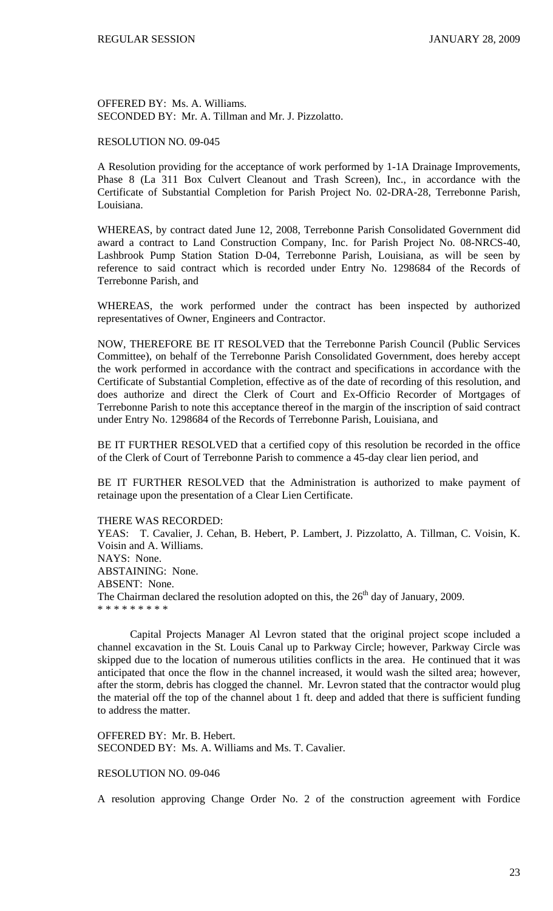OFFERED BY: Ms. A. Williams.
SECONDED BY: Mr. A. Tillman and Mr. J. Pizzolatto.

RESOLUTION NO. 09-045

A Resolution providing for the acceptance of work performed by 1-1A Drainage Improvements, Phase 8 (La 311 Box Culvert Cleanout and Trash Screen), Inc., in accordance with the Certificate of Substantial Completion for Parish Project No. 02-DRA-28, Terrebonne Parish, Louisiana.

WHEREAS, by contract dated June 12, 2008, Terrebonne Parish Consolidated Government did award a contract to Land Construction Company, Inc. for Parish Project No. 08-NRCS-40, Lashbrook Pump Station Station D-04, Terrebonne Parish, Louisiana, as will be seen by reference to said contract which is recorded under Entry No. 1298684 of the Records of Terrebonne Parish, and

WHEREAS, the work performed under the contract has been inspected by authorized representatives of Owner, Engineers and Contractor.

NOW, THEREFORE BE IT RESOLVED that the Terrebonne Parish Council (Public Services Committee), on behalf of the Terrebonne Parish Consolidated Government, does hereby accept the work performed in accordance with the contract and specifications in accordance with the Certificate of Substantial Completion, effective as of the date of recording of this resolution, and does authorize and direct the Clerk of Court and Ex-Officio Recorder of Mortgages of Terrebonne Parish to note this acceptance thereof in the margin of the inscription of said contract under Entry No. 1298684 of the Records of Terrebonne Parish, Louisiana, and

BE IT FURTHER RESOLVED that a certified copy of this resolution be recorded in the office of the Clerk of Court of Terrebonne Parish to commence a 45-day clear lien period, and

BE IT FURTHER RESOLVED that the Administration is authorized to make payment of retainage upon the presentation of a Clear Lien Certificate.

THERE WAS RECORDED:
YEAS: T. Cavalier, J. Cehan, B. Hebert, P. Lambert, J. Pizzolatto, A. Tillman, C. Voisin, K. Voisin and A. Williams.
NAYS: None.
ABSTAINING: None.
ABSENT: None.
The Chairman declared the resolution adopted on this, the 26th day of January, 2009.
\* \* \* \* \* \* \* \* \*

Capital Projects Manager Al Levron stated that the original project scope included a channel excavation in the St. Louis Canal up to Parkway Circle; however, Parkway Circle was skipped due to the location of numerous utilities conflicts in the area. He continued that it was anticipated that once the flow in the channel increased, it would wash the silted area; however, after the storm, debris has clogged the channel. Mr. Levron stated that the contractor would plug the material off the top of the channel about 1 ft. deep and added that there is sufficient funding to address the matter.

OFFERED BY: Mr. B. Hebert.
SECONDED BY: Ms. A. Williams and Ms. T. Cavalier.

RESOLUTION NO. 09-046

A resolution approving Change Order No. 2 of the construction agreement with Fordice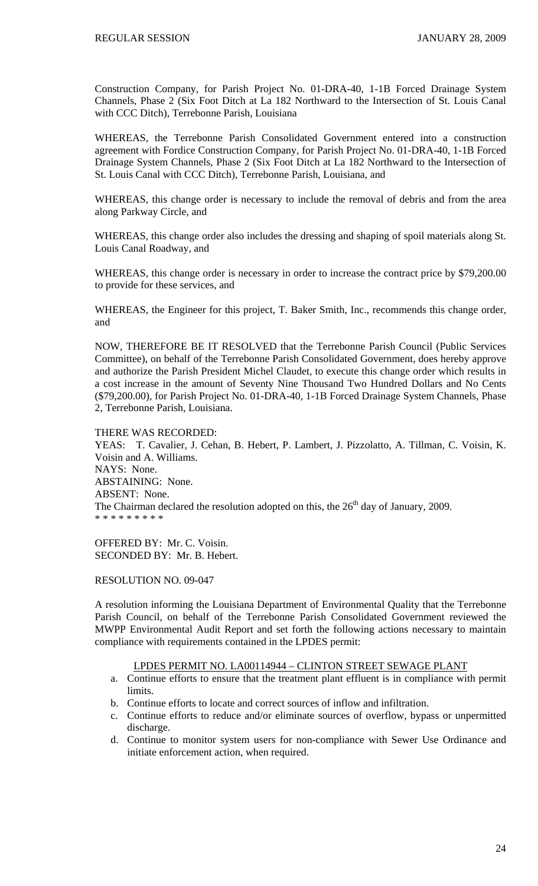Construction Company, for Parish Project No. 01-DRA-40, 1-1B Forced Drainage System Channels, Phase 2 (Six Foot Ditch at La 182 Northward to the Intersection of St. Louis Canal with CCC Ditch), Terrebonne Parish, Louisiana

WHEREAS, the Terrebonne Parish Consolidated Government entered into a construction agreement with Fordice Construction Company, for Parish Project No. 01-DRA-40, 1-1B Forced Drainage System Channels, Phase 2 (Six Foot Ditch at La 182 Northward to the Intersection of St. Louis Canal with CCC Ditch), Terrebonne Parish, Louisiana, and

WHEREAS, this change order is necessary to include the removal of debris and from the area along Parkway Circle, and

WHEREAS, this change order also includes the dressing and shaping of spoil materials along St. Louis Canal Roadway, and

WHEREAS, this change order is necessary in order to increase the contract price by $79,200.00 to provide for these services, and

WHEREAS, the Engineer for this project, T. Baker Smith, Inc., recommends this change order, and

NOW, THEREFORE BE IT RESOLVED that the Terrebonne Parish Council (Public Services Committee), on behalf of the Terrebonne Parish Consolidated Government, does hereby approve and authorize the Parish President Michel Claudet, to execute this change order which results in a cost increase in the amount of Seventy Nine Thousand Two Hundred Dollars and No Cents ($79,200.00), for Parish Project No. 01-DRA-40, 1-1B Forced Drainage System Channels, Phase 2, Terrebonne Parish, Louisiana.

THERE WAS RECORDED:
YEAS: T. Cavalier, J. Cehan, B. Hebert, P. Lambert, J. Pizzolatto, A. Tillman, C. Voisin, K. Voisin and A. Williams.
NAYS: None.
ABSTAINING: None.
ABSENT: None.
The Chairman declared the resolution adopted on this, the 26th day of January, 2009.
\* \* \* \* \* \* \* \* \*

OFFERED BY: Mr. C. Voisin.
SECONDED BY: Mr. B. Hebert.

RESOLUTION NO. 09-047

A resolution informing the Louisiana Department of Environmental Quality that the Terrebonne Parish Council, on behalf of the Terrebonne Parish Consolidated Government reviewed the MWPP Environmental Audit Report and set forth the following actions necessary to maintain compliance with requirements contained in the LPDES permit:

LPDES PERMIT NO. LA00114944 – CLINTON STREET SEWAGE PLANT

a. Continue efforts to ensure that the treatment plant effluent is in compliance with permit limits.
b. Continue efforts to locate and correct sources of inflow and infiltration.
c. Continue efforts to reduce and/or eliminate sources of overflow, bypass or unpermitted discharge.
d. Continue to monitor system users for non-compliance with Sewer Use Ordinance and initiate enforcement action, when required.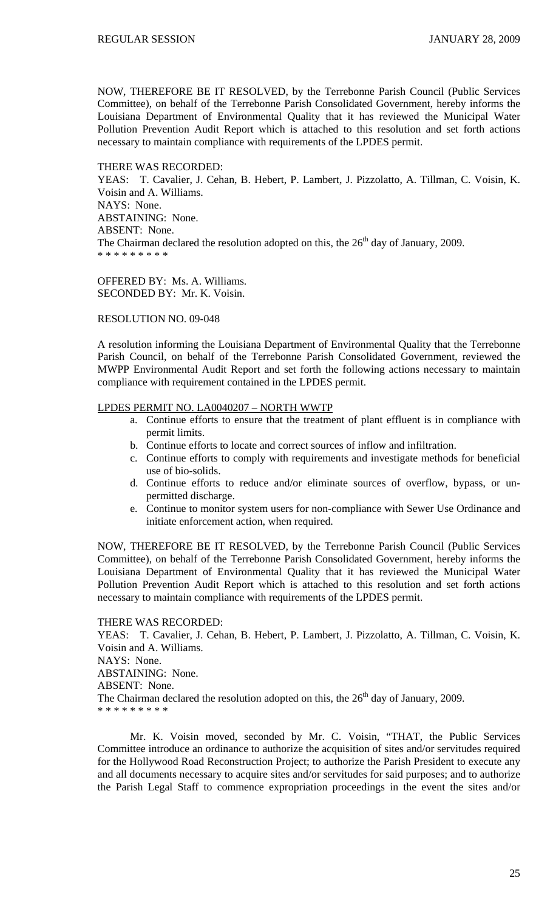NOW, THEREFORE BE IT RESOLVED, by the Terrebonne Parish Council (Public Services Committee), on behalf of the Terrebonne Parish Consolidated Government, hereby informs the Louisiana Department of Environmental Quality that it has reviewed the Municipal Water Pollution Prevention Audit Report which is attached to this resolution and set forth actions necessary to maintain compliance with requirements of the LPDES permit.

THERE WAS RECORDED:
YEAS: T. Cavalier, J. Cehan, B. Hebert, P. Lambert, J. Pizzolatto, A. Tillman, C. Voisin, K. Voisin and A. Williams.
NAYS: None.
ABSTAINING: None.
ABSENT: None.
The Chairman declared the resolution adopted on this, the 26th day of January, 2009.
* * * * * * * * *

OFFERED BY: Ms. A. Williams.
SECONDED BY: Mr. K. Voisin.

RESOLUTION NO. 09-048

A resolution informing the Louisiana Department of Environmental Quality that the Terrebonne Parish Council, on behalf of the Terrebonne Parish Consolidated Government, reviewed the MWPP Environmental Audit Report and set forth the following actions necessary to maintain compliance with requirement contained in the LPDES permit.

LPDES PERMIT NO. LA0040207 – NORTH WWTP

a. Continue efforts to ensure that the treatment of plant effluent is in compliance with permit limits.
b. Continue efforts to locate and correct sources of inflow and infiltration.
c. Continue efforts to comply with requirements and investigate methods for beneficial use of bio-solids.
d. Continue efforts to reduce and/or eliminate sources of overflow, bypass, or un-permitted discharge.
e. Continue to monitor system users for non-compliance with Sewer Use Ordinance and initiate enforcement action, when required.

NOW, THEREFORE BE IT RESOLVED, by the Terrebonne Parish Council (Public Services Committee), on behalf of the Terrebonne Parish Consolidated Government, hereby informs the Louisiana Department of Environmental Quality that it has reviewed the Municipal Water Pollution Prevention Audit Report which is attached to this resolution and set forth actions necessary to maintain compliance with requirements of the LPDES permit.

THERE WAS RECORDED:
YEAS: T. Cavalier, J. Cehan, B. Hebert, P. Lambert, J. Pizzolatto, A. Tillman, C. Voisin, K. Voisin and A. Williams.
NAYS: None.
ABSTAINING: None.
ABSENT: None.
The Chairman declared the resolution adopted on this, the 26th day of January, 2009.
* * * * * * * * *

Mr. K. Voisin moved, seconded by Mr. C. Voisin, "THAT, the Public Services Committee introduce an ordinance to authorize the acquisition of sites and/or servitudes required for the Hollywood Road Reconstruction Project; to authorize the Parish President to execute any and all documents necessary to acquire sites and/or servitudes for said purposes; and to authorize the Parish Legal Staff to commence expropriation proceedings in the event the sites and/or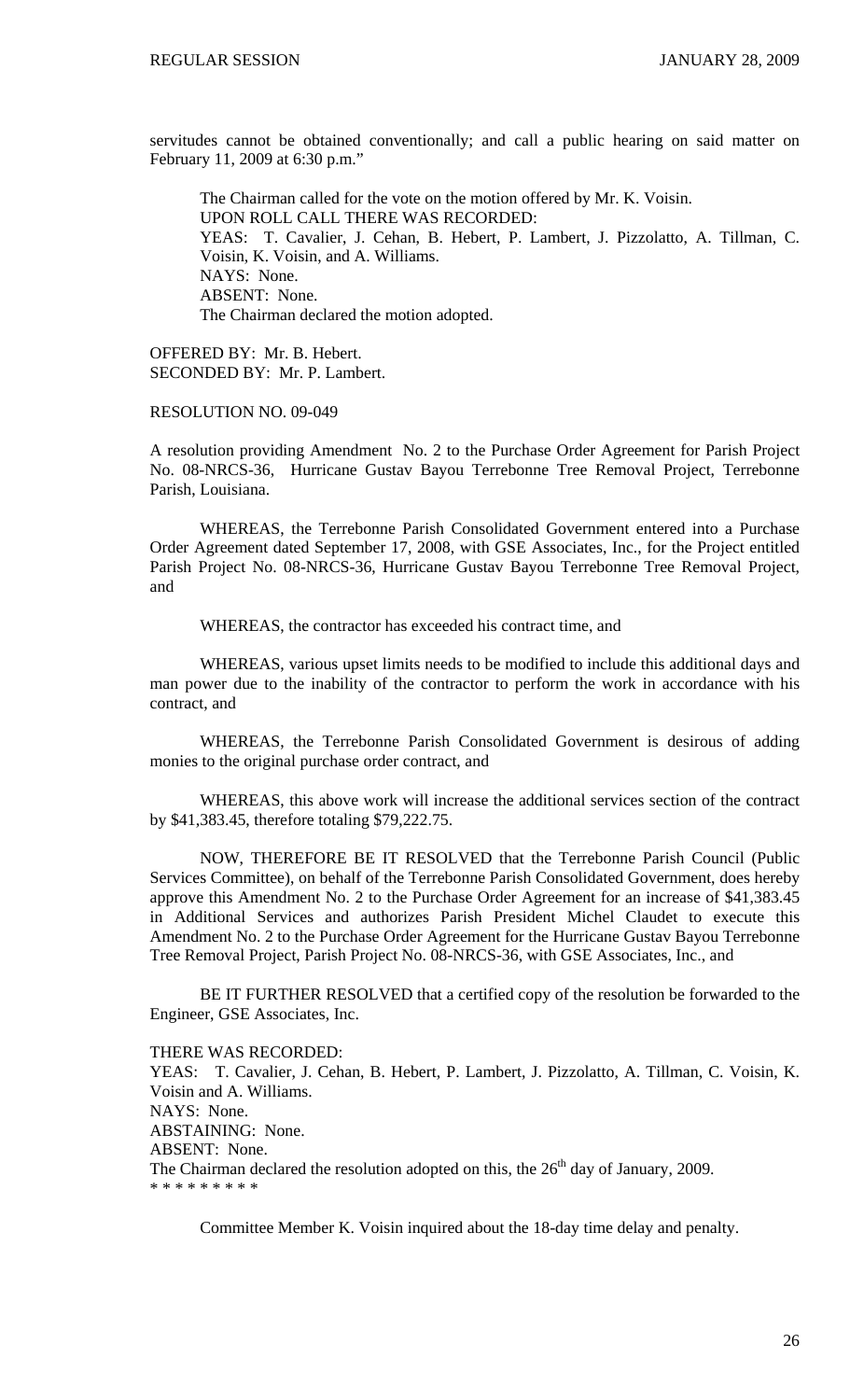servitudes cannot be obtained conventionally; and call a public hearing on said matter on February 11, 2009 at 6:30 p.m."

The Chairman called for the vote on the motion offered by Mr. K. Voisin.
UPON ROLL CALL THERE WAS RECORDED:
YEAS: T. Cavalier, J. Cehan, B. Hebert, P. Lambert, J. Pizzolatto, A. Tillman, C. Voisin, K. Voisin, and A. Williams.
NAYS: None.
ABSENT: None.
The Chairman declared the motion adopted.

OFFERED BY: Mr. B. Hebert.
SECONDED BY: Mr. P. Lambert.

RESOLUTION NO. 09-049

A resolution providing Amendment No. 2 to the Purchase Order Agreement for Parish Project No. 08-NRCS-36, Hurricane Gustav Bayou Terrebonne Tree Removal Project, Terrebonne Parish, Louisiana.

WHEREAS, the Terrebonne Parish Consolidated Government entered into a Purchase Order Agreement dated September 17, 2008, with GSE Associates, Inc., for the Project entitled Parish Project No. 08-NRCS-36, Hurricane Gustav Bayou Terrebonne Tree Removal Project, and

WHEREAS, the contractor has exceeded his contract time, and

WHEREAS, various upset limits needs to be modified to include this additional days and man power due to the inability of the contractor to perform the work in accordance with his contract, and

WHEREAS, the Terrebonne Parish Consolidated Government is desirous of adding monies to the original purchase order contract, and

WHEREAS, this above work will increase the additional services section of the contract by \$41,383.45, therefore totaling \$79,222.75.

NOW, THEREFORE BE IT RESOLVED that the Terrebonne Parish Council (Public Services Committee), on behalf of the Terrebonne Parish Consolidated Government, does hereby approve this Amendment No. 2 to the Purchase Order Agreement for an increase of \$41,383.45 in Additional Services and authorizes Parish President Michel Claudet to execute this Amendment No. 2 to the Purchase Order Agreement for the Hurricane Gustav Bayou Terrebonne Tree Removal Project, Parish Project No. 08-NRCS-36, with GSE Associates, Inc., and

BE IT FURTHER RESOLVED that a certified copy of the resolution be forwarded to the Engineer, GSE Associates, Inc.

THERE WAS RECORDED:
YEAS: T. Cavalier, J. Cehan, B. Hebert, P. Lambert, J. Pizzolatto, A. Tillman, C. Voisin, K. Voisin and A. Williams.
NAYS: None.
ABSTAINING: None.
ABSENT: None.
The Chairman declared the resolution adopted on this, the 26th day of January, 2009.
* * * * * * * * *

Committee Member K. Voisin inquired about the 18-day time delay and penalty.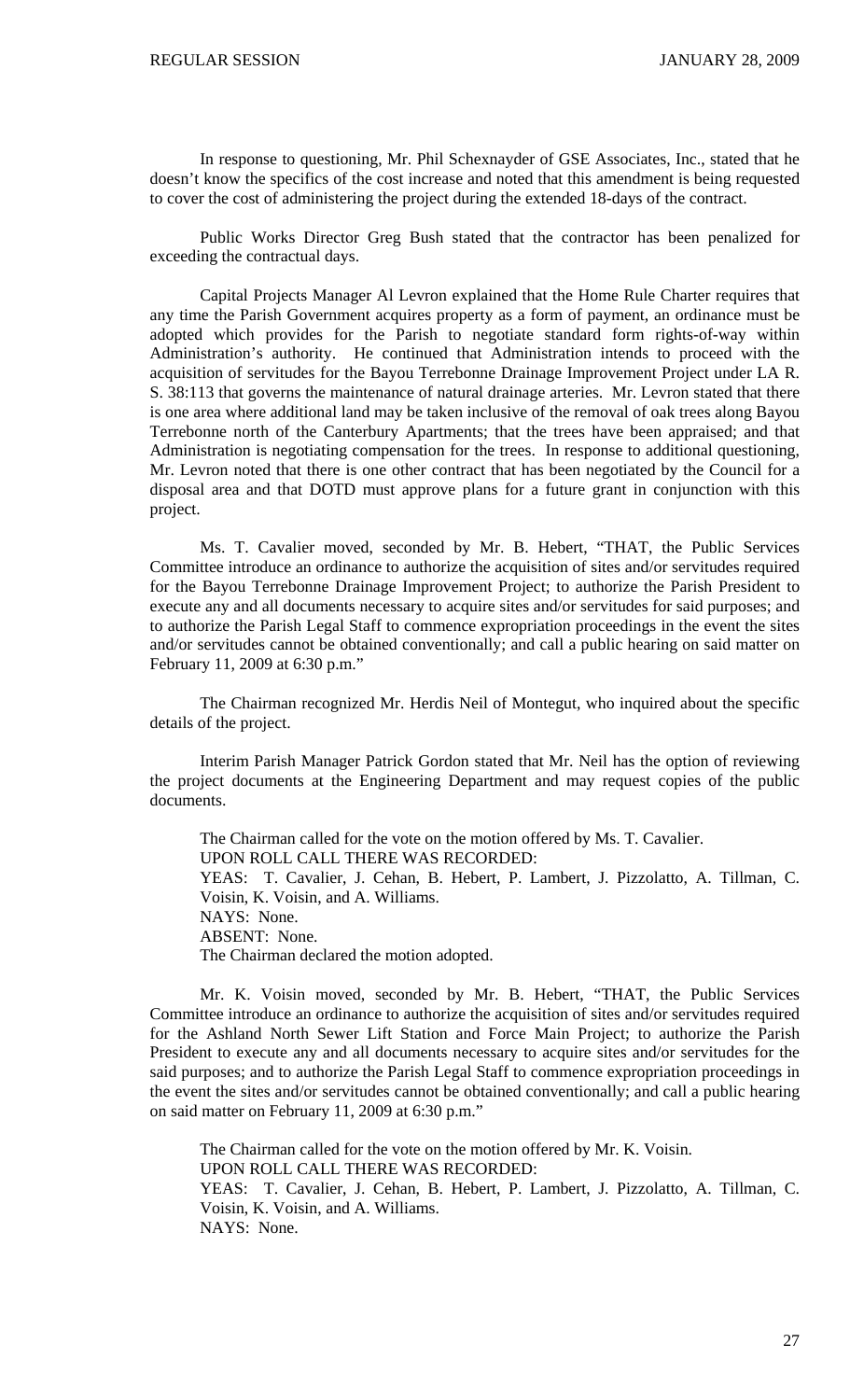In response to questioning, Mr. Phil Schexnayder of GSE Associates, Inc., stated that he doesn't know the specifics of the cost increase and noted that this amendment is being requested to cover the cost of administering the project during the extended 18-days of the contract.

Public Works Director Greg Bush stated that the contractor has been penalized for exceeding the contractual days.

Capital Projects Manager Al Levron explained that the Home Rule Charter requires that any time the Parish Government acquires property as a form of payment, an ordinance must be adopted which provides for the Parish to negotiate standard form rights-of-way within Administration's authority. He continued that Administration intends to proceed with the acquisition of servitudes for the Bayou Terrebonne Drainage Improvement Project under LA R. S. 38:113 that governs the maintenance of natural drainage arteries. Mr. Levron stated that there is one area where additional land may be taken inclusive of the removal of oak trees along Bayou Terrebonne north of the Canterbury Apartments; that the trees have been appraised; and that Administration is negotiating compensation for the trees. In response to additional questioning, Mr. Levron noted that there is one other contract that has been negotiated by the Council for a disposal area and that DOTD must approve plans for a future grant in conjunction with this project.

Ms. T. Cavalier moved, seconded by Mr. B. Hebert, "THAT, the Public Services Committee introduce an ordinance to authorize the acquisition of sites and/or servitudes required for the Bayou Terrebonne Drainage Improvement Project; to authorize the Parish President to execute any and all documents necessary to acquire sites and/or servitudes for said purposes; and to authorize the Parish Legal Staff to commence expropriation proceedings in the event the sites and/or servitudes cannot be obtained conventionally; and call a public hearing on said matter on February 11, 2009 at 6:30 p.m."

The Chairman recognized Mr. Herdis Neil of Montegut, who inquired about the specific details of the project.

Interim Parish Manager Patrick Gordon stated that Mr. Neil has the option of reviewing the project documents at the Engineering Department and may request copies of the public documents.

The Chairman called for the vote on the motion offered by Ms. T. Cavalier.
UPON ROLL CALL THERE WAS RECORDED:
YEAS: T. Cavalier, J. Cehan, B. Hebert, P. Lambert, J. Pizzolatto, A. Tillman, C. Voisin, K. Voisin, and A. Williams.
NAYS: None.
ABSENT: None.
The Chairman declared the motion adopted.

Mr. K. Voisin moved, seconded by Mr. B. Hebert, "THAT, the Public Services Committee introduce an ordinance to authorize the acquisition of sites and/or servitudes required for the Ashland North Sewer Lift Station and Force Main Project; to authorize the Parish President to execute any and all documents necessary to acquire sites and/or servitudes for the said purposes; and to authorize the Parish Legal Staff to commence expropriation proceedings in the event the sites and/or servitudes cannot be obtained conventionally; and call a public hearing on said matter on February 11, 2009 at 6:30 p.m."

The Chairman called for the vote on the motion offered by Mr. K. Voisin.
UPON ROLL CALL THERE WAS RECORDED:
YEAS: T. Cavalier, J. Cehan, B. Hebert, P. Lambert, J. Pizzolatto, A. Tillman, C. Voisin, K. Voisin, and A. Williams.
NAYS: None.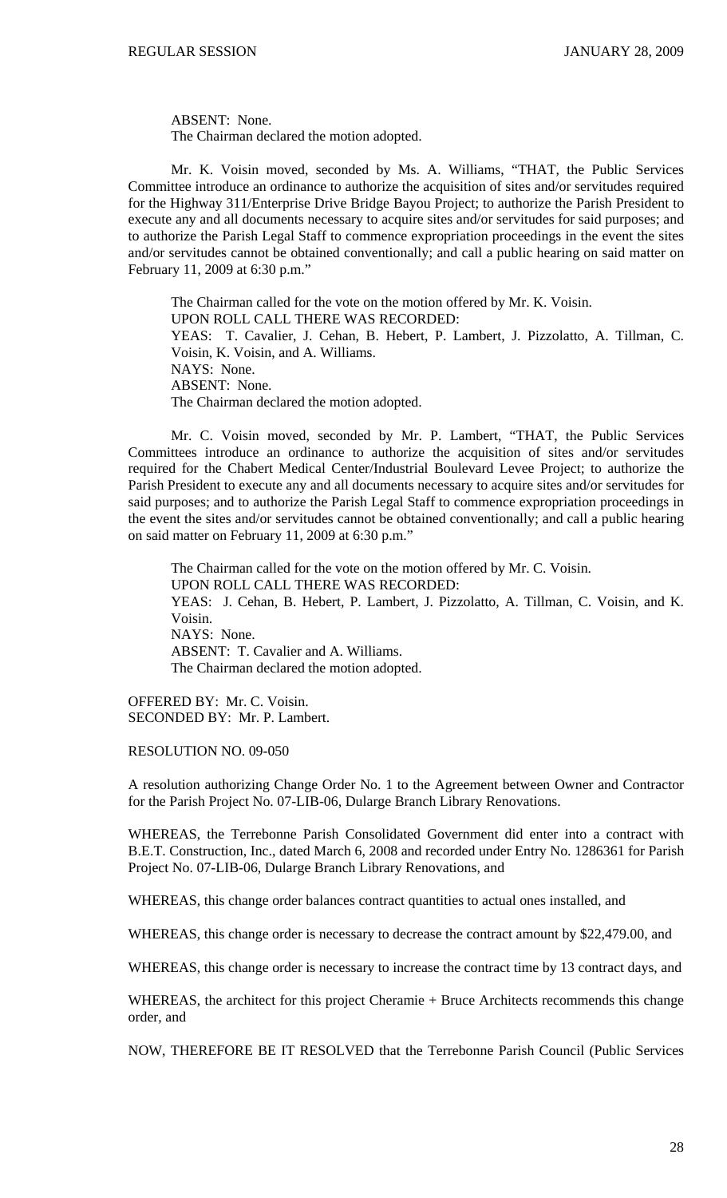ABSENT: None.
The Chairman declared the motion adopted.

Mr. K. Voisin moved, seconded by Ms. A. Williams, "THAT, the Public Services Committee introduce an ordinance to authorize the acquisition of sites and/or servitudes required for the Highway 311/Enterprise Drive Bridge Bayou Project; to authorize the Parish President to execute any and all documents necessary to acquire sites and/or servitudes for said purposes; and to authorize the Parish Legal Staff to commence expropriation proceedings in the event the sites and/or servitudes cannot be obtained conventionally; and call a public hearing on said matter on February 11, 2009 at 6:30 p.m."

The Chairman called for the vote on the motion offered by Mr. K. Voisin.
UPON ROLL CALL THERE WAS RECORDED:
YEAS: T. Cavalier, J. Cehan, B. Hebert, P. Lambert, J. Pizzolatto, A. Tillman, C. Voisin, K. Voisin, and A. Williams.
NAYS: None.
ABSENT: None.
The Chairman declared the motion adopted.

Mr. C. Voisin moved, seconded by Mr. P. Lambert, "THAT, the Public Services Committees introduce an ordinance to authorize the acquisition of sites and/or servitudes required for the Chabert Medical Center/Industrial Boulevard Levee Project; to authorize the Parish President to execute any and all documents necessary to acquire sites and/or servitudes for said purposes; and to authorize the Parish Legal Staff to commence expropriation proceedings in the event the sites and/or servitudes cannot be obtained conventionally; and call a public hearing on said matter on February 11, 2009 at 6:30 p.m."

The Chairman called for the vote on the motion offered by Mr. C. Voisin.
UPON ROLL CALL THERE WAS RECORDED:
YEAS: J. Cehan, B. Hebert, P. Lambert, J. Pizzolatto, A. Tillman, C. Voisin, and K. Voisin.
NAYS: None.
ABSENT: T. Cavalier and A. Williams.
The Chairman declared the motion adopted.

OFFERED BY: Mr. C. Voisin.
SECONDED BY: Mr. P. Lambert.

RESOLUTION NO. 09-050

A resolution authorizing Change Order No. 1 to the Agreement between Owner and Contractor for the Parish Project No. 07-LIB-06, Dularge Branch Library Renovations.

WHEREAS, the Terrebonne Parish Consolidated Government did enter into a contract with B.E.T. Construction, Inc., dated March 6, 2008 and recorded under Entry No. 1286361 for Parish Project No. 07-LIB-06, Dularge Branch Library Renovations, and

WHEREAS, this change order balances contract quantities to actual ones installed, and

WHEREAS, this change order is necessary to decrease the contract amount by $22,479.00, and

WHEREAS, this change order is necessary to increase the contract time by 13 contract days, and

WHEREAS, the architect for this project Cheramie + Bruce Architects recommends this change order, and

NOW, THEREFORE BE IT RESOLVED that the Terrebonne Parish Council (Public Services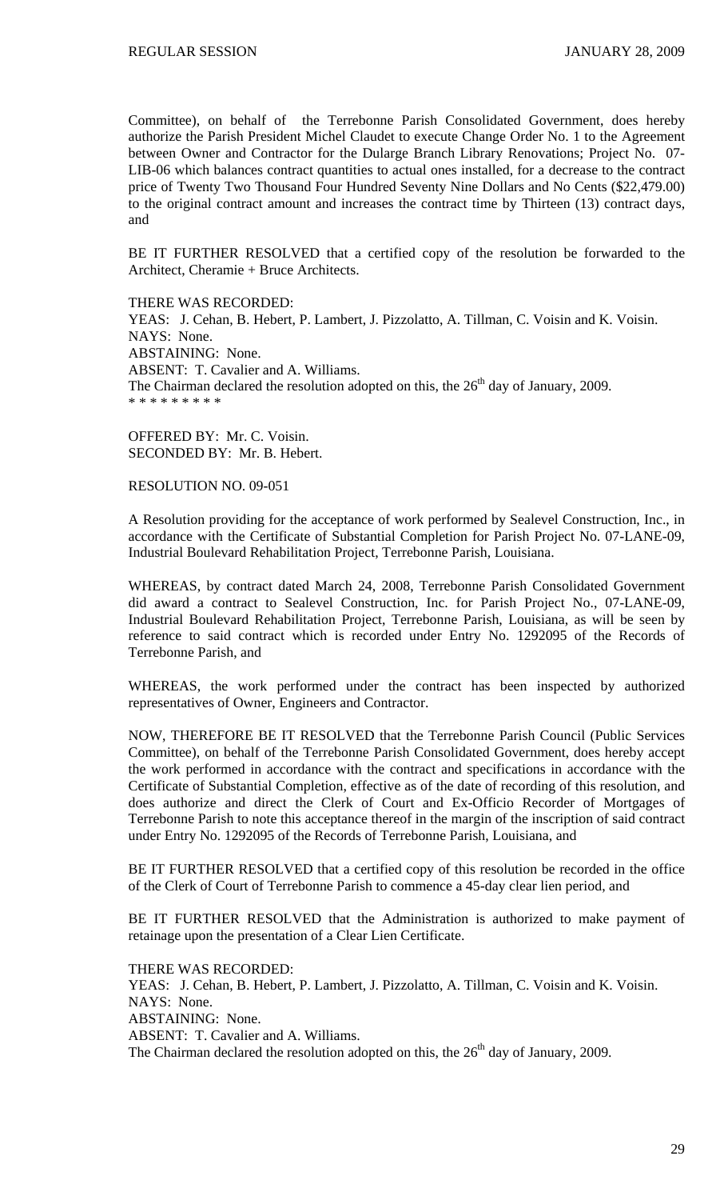Committee), on behalf of the Terrebonne Parish Consolidated Government, does hereby authorize the Parish President Michel Claudet to execute Change Order No. 1 to the Agreement between Owner and Contractor for the Dularge Branch Library Renovations; Project No. 07-LIB-06 which balances contract quantities to actual ones installed, for a decrease to the contract price of Twenty Two Thousand Four Hundred Seventy Nine Dollars and No Cents ($22,479.00) to the original contract amount and increases the contract time by Thirteen (13) contract days, and

BE IT FURTHER RESOLVED that a certified copy of the resolution be forwarded to the Architect, Cheramie + Bruce Architects.

THERE WAS RECORDED:
YEAS: J. Cehan, B. Hebert, P. Lambert, J. Pizzolatto, A. Tillman, C. Voisin and K. Voisin.
NAYS: None.
ABSTAINING: None.
ABSENT: T. Cavalier and A. Williams.
The Chairman declared the resolution adopted on this, the 26th day of January, 2009.
* * * * * * * * *

OFFERED BY: Mr. C. Voisin.
SECONDED BY: Mr. B. Hebert.

RESOLUTION NO. 09-051

A Resolution providing for the acceptance of work performed by Sealevel Construction, Inc., in accordance with the Certificate of Substantial Completion for Parish Project No. 07-LANE-09, Industrial Boulevard Rehabilitation Project, Terrebonne Parish, Louisiana.

WHEREAS, by contract dated March 24, 2008, Terrebonne Parish Consolidated Government did award a contract to Sealevel Construction, Inc. for Parish Project No., 07-LANE-09, Industrial Boulevard Rehabilitation Project, Terrebonne Parish, Louisiana, as will be seen by reference to said contract which is recorded under Entry No. 1292095 of the Records of Terrebonne Parish, and

WHEREAS, the work performed under the contract has been inspected by authorized representatives of Owner, Engineers and Contractor.

NOW, THEREFORE BE IT RESOLVED that the Terrebonne Parish Council (Public Services Committee), on behalf of the Terrebonne Parish Consolidated Government, does hereby accept the work performed in accordance with the contract and specifications in accordance with the Certificate of Substantial Completion, effective as of the date of recording of this resolution, and does authorize and direct the Clerk of Court and Ex-Officio Recorder of Mortgages of Terrebonne Parish to note this acceptance thereof in the margin of the inscription of said contract under Entry No. 1292095 of the Records of Terrebonne Parish, Louisiana, and

BE IT FURTHER RESOLVED that a certified copy of this resolution be recorded in the office of the Clerk of Court of Terrebonne Parish to commence a 45-day clear lien period, and

BE IT FURTHER RESOLVED that the Administration is authorized to make payment of retainage upon the presentation of a Clear Lien Certificate.

THERE WAS RECORDED:
YEAS: J. Cehan, B. Hebert, P. Lambert, J. Pizzolatto, A. Tillman, C. Voisin and K. Voisin.
NAYS: None.
ABSTAINING: None.
ABSENT: T. Cavalier and A. Williams.
The Chairman declared the resolution adopted on this, the 26th day of January, 2009.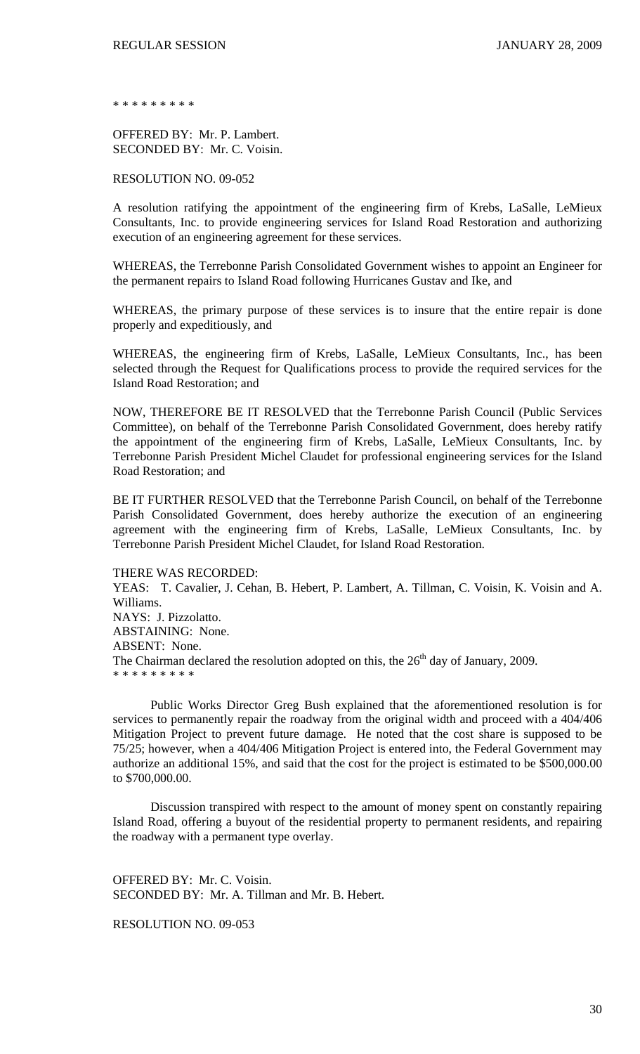\* \* \* \* \* \* \* \* \*

OFFERED BY: Mr. P. Lambert.
SECONDED BY: Mr. C. Voisin.

RESOLUTION NO. 09-052

A resolution ratifying the appointment of the engineering firm of Krebs, LaSalle, LeMieux Consultants, Inc. to provide engineering services for Island Road Restoration and authorizing execution of an engineering agreement for these services.

WHEREAS, the Terrebonne Parish Consolidated Government wishes to appoint an Engineer for the permanent repairs to Island Road following Hurricanes Gustav and Ike, and

WHEREAS, the primary purpose of these services is to insure that the entire repair is done properly and expeditiously, and

WHEREAS, the engineering firm of Krebs, LaSalle, LeMieux Consultants, Inc., has been selected through the Request for Qualifications process to provide the required services for the Island Road Restoration; and

NOW, THEREFORE BE IT RESOLVED that the Terrebonne Parish Council (Public Services Committee), on behalf of the Terrebonne Parish Consolidated Government, does hereby ratify the appointment of the engineering firm of Krebs, LaSalle, LeMieux Consultants, Inc. by Terrebonne Parish President Michel Claudet for professional engineering services for the Island Road Restoration; and

BE IT FURTHER RESOLVED that the Terrebonne Parish Council, on behalf of the Terrebonne Parish Consolidated Government, does hereby authorize the execution of an engineering agreement with the engineering firm of Krebs, LaSalle, LeMieux Consultants, Inc. by Terrebonne Parish President Michel Claudet, for Island Road Restoration.

THERE WAS RECORDED:
YEAS: T. Cavalier, J. Cehan, B. Hebert, P. Lambert, A. Tillman, C. Voisin, K. Voisin and A. Williams.
NAYS: J. Pizzolatto.
ABSTAINING: None.
ABSENT: None.
The Chairman declared the resolution adopted on this, the 26th day of January, 2009.
\* \* \* \* \* \* \* \* \*

Public Works Director Greg Bush explained that the aforementioned resolution is for services to permanently repair the roadway from the original width and proceed with a 404/406 Mitigation Project to prevent future damage. He noted that the cost share is supposed to be 75/25; however, when a 404/406 Mitigation Project is entered into, the Federal Government may authorize an additional 15%, and said that the cost for the project is estimated to be $500,000.00 to $700,000.00.

Discussion transpired with respect to the amount of money spent on constantly repairing Island Road, offering a buyout of the residential property to permanent residents, and repairing the roadway with a permanent type overlay.

OFFERED BY: Mr. C. Voisin.
SECONDED BY: Mr. A. Tillman and Mr. B. Hebert.

RESOLUTION NO. 09-053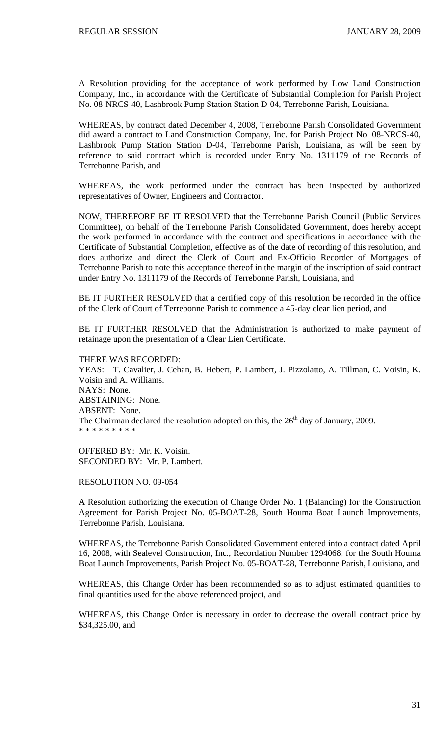A Resolution providing for the acceptance of work performed by Low Land Construction Company, Inc., in accordance with the Certificate of Substantial Completion for Parish Project No. 08-NRCS-40, Lashbrook Pump Station Station D-04, Terrebonne Parish, Louisiana.

WHEREAS, by contract dated December 4, 2008, Terrebonne Parish Consolidated Government did award a contract to Land Construction Company, Inc. for Parish Project No. 08-NRCS-40, Lashbrook Pump Station Station D-04, Terrebonne Parish, Louisiana, as will be seen by reference to said contract which is recorded under Entry No. 1311179 of the Records of Terrebonne Parish, and

WHEREAS, the work performed under the contract has been inspected by authorized representatives of Owner, Engineers and Contractor.

NOW, THEREFORE BE IT RESOLVED that the Terrebonne Parish Council (Public Services Committee), on behalf of the Terrebonne Parish Consolidated Government, does hereby accept the work performed in accordance with the contract and specifications in accordance with the Certificate of Substantial Completion, effective as of the date of recording of this resolution, and does authorize and direct the Clerk of Court and Ex-Officio Recorder of Mortgages of Terrebonne Parish to note this acceptance thereof in the margin of the inscription of said contract under Entry No. 1311179 of the Records of Terrebonne Parish, Louisiana, and

BE IT FURTHER RESOLVED that a certified copy of this resolution be recorded in the office of the Clerk of Court of Terrebonne Parish to commence a 45-day clear lien period, and

BE IT FURTHER RESOLVED that the Administration is authorized to make payment of retainage upon the presentation of a Clear Lien Certificate.

THERE WAS RECORDED:
YEAS: T. Cavalier, J. Cehan, B. Hebert, P. Lambert, J. Pizzolatto, A. Tillman, C. Voisin, K. Voisin and A. Williams.
NAYS: None.
ABSTAINING: None.
ABSENT: None.
The Chairman declared the resolution adopted on this, the 26th day of January, 2009.
* * * * * * * * *

OFFERED BY: Mr. K. Voisin.
SECONDED BY: Mr. P. Lambert.

RESOLUTION NO. 09-054

A Resolution authorizing the execution of Change Order No. 1 (Balancing) for the Construction Agreement for Parish Project No. 05-BOAT-28, South Houma Boat Launch Improvements, Terrebonne Parish, Louisiana.

WHEREAS, the Terrebonne Parish Consolidated Government entered into a contract dated April 16, 2008, with Sealevel Construction, Inc., Recordation Number 1294068, for the South Houma Boat Launch Improvements, Parish Project No. 05-BOAT-28, Terrebonne Parish, Louisiana, and

WHEREAS, this Change Order has been recommended so as to adjust estimated quantities to final quantities used for the above referenced project, and

WHEREAS, this Change Order is necessary in order to decrease the overall contract price by $34,325.00, and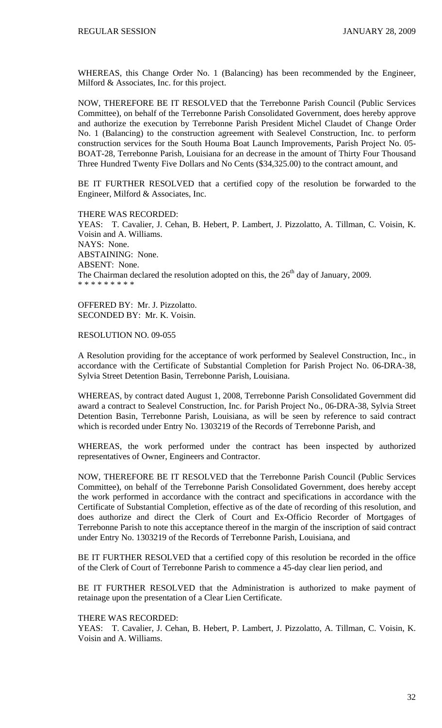WHEREAS, this Change Order No. 1 (Balancing) has been recommended by the Engineer, Milford & Associates, Inc. for this project.

NOW, THEREFORE BE IT RESOLVED that the Terrebonne Parish Council (Public Services Committee), on behalf of the Terrebonne Parish Consolidated Government, does hereby approve and authorize the execution by Terrebonne Parish President Michel Claudet of Change Order No. 1 (Balancing) to the construction agreement with Sealevel Construction, Inc. to perform construction services for the South Houma Boat Launch Improvements, Parish Project No. 05-BOAT-28, Terrebonne Parish, Louisiana for an decrease in the amount of Thirty Four Thousand Three Hundred Twenty Five Dollars and No Cents ($34,325.00) to the contract amount, and

BE IT FURTHER RESOLVED that a certified copy of the resolution be forwarded to the Engineer, Milford & Associates, Inc.

THERE WAS RECORDED:
YEAS: T. Cavalier, J. Cehan, B. Hebert, P. Lambert, J. Pizzolatto, A. Tillman, C. Voisin, K. Voisin and A. Williams.
NAYS: None.
ABSTAINING: None.
ABSENT: None.
The Chairman declared the resolution adopted on this, the 26th day of January, 2009.
* * * * * * * * *

OFFERED BY: Mr. J. Pizzolatto.
SECONDED BY: Mr. K. Voisin.

RESOLUTION NO. 09-055

A Resolution providing for the acceptance of work performed by Sealevel Construction, Inc., in accordance with the Certificate of Substantial Completion for Parish Project No. 06-DRA-38, Sylvia Street Detention Basin, Terrebonne Parish, Louisiana.

WHEREAS, by contract dated August 1, 2008, Terrebonne Parish Consolidated Government did award a contract to Sealevel Construction, Inc. for Parish Project No., 06-DRA-38, Sylvia Street Detention Basin, Terrebonne Parish, Louisiana, as will be seen by reference to said contract which is recorded under Entry No. 1303219 of the Records of Terrebonne Parish, and

WHEREAS, the work performed under the contract has been inspected by authorized representatives of Owner, Engineers and Contractor.

NOW, THEREFORE BE IT RESOLVED that the Terrebonne Parish Council (Public Services Committee), on behalf of the Terrebonne Parish Consolidated Government, does hereby accept the work performed in accordance with the contract and specifications in accordance with the Certificate of Substantial Completion, effective as of the date of recording of this resolution, and does authorize and direct the Clerk of Court and Ex-Officio Recorder of Mortgages of Terrebonne Parish to note this acceptance thereof in the margin of the inscription of said contract under Entry No. 1303219 of the Records of Terrebonne Parish, Louisiana, and

BE IT FURTHER RESOLVED that a certified copy of this resolution be recorded in the office of the Clerk of Court of Terrebonne Parish to commence a 45-day clear lien period, and

BE IT FURTHER RESOLVED that the Administration is authorized to make payment of retainage upon the presentation of a Clear Lien Certificate.

THERE WAS RECORDED:
YEAS: T. Cavalier, J. Cehan, B. Hebert, P. Lambert, J. Pizzolatto, A. Tillman, C. Voisin, K. Voisin and A. Williams.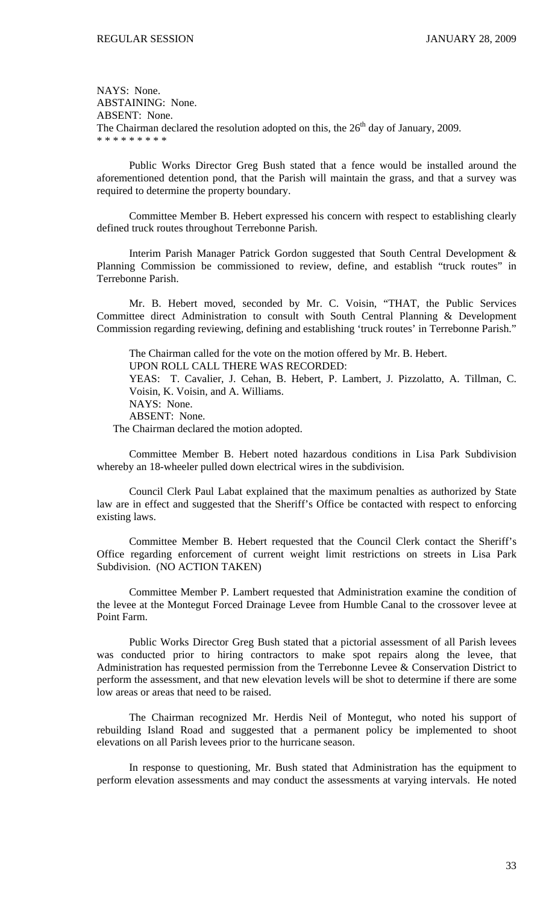NAYS: None.
ABSTAINING: None.
ABSENT: None.
The Chairman declared the resolution adopted on this, the 26th day of January, 2009.
* * * * * * * * *

Public Works Director Greg Bush stated that a fence would be installed around the aforementioned detention pond, that the Parish will maintain the grass, and that a survey was required to determine the property boundary.

Committee Member B. Hebert expressed his concern with respect to establishing clearly defined truck routes throughout Terrebonne Parish.

Interim Parish Manager Patrick Gordon suggested that South Central Development & Planning Commission be commissioned to review, define, and establish "truck routes" in Terrebonne Parish.

Mr. B. Hebert moved, seconded by Mr. C. Voisin, "THAT, the Public Services Committee direct Administration to consult with South Central Planning & Development Commission regarding reviewing, defining and establishing 'truck routes' in Terrebonne Parish."

The Chairman called for the vote on the motion offered by Mr. B. Hebert.
UPON ROLL CALL THERE WAS RECORDED:
YEAS: T. Cavalier, J. Cehan, B. Hebert, P. Lambert, J. Pizzolatto, A. Tillman, C. Voisin, K. Voisin, and A. Williams.
NAYS: None.
ABSENT: None.
The Chairman declared the motion adopted.

Committee Member B. Hebert noted hazardous conditions in Lisa Park Subdivision whereby an 18-wheeler pulled down electrical wires in the subdivision.

Council Clerk Paul Labat explained that the maximum penalties as authorized by State law are in effect and suggested that the Sheriff's Office be contacted with respect to enforcing existing laws.

Committee Member B. Hebert requested that the Council Clerk contact the Sheriff's Office regarding enforcement of current weight limit restrictions on streets in Lisa Park Subdivision. (NO ACTION TAKEN)

Committee Member P. Lambert requested that Administration examine the condition of the levee at the Montegut Forced Drainage Levee from Humble Canal to the crossover levee at Point Farm.

Public Works Director Greg Bush stated that a pictorial assessment of all Parish levees was conducted prior to hiring contractors to make spot repairs along the levee, that Administration has requested permission from the Terrebonne Levee & Conservation District to perform the assessment, and that new elevation levels will be shot to determine if there are some low areas or areas that need to be raised.

The Chairman recognized Mr. Herdis Neil of Montegut, who noted his support of rebuilding Island Road and suggested that a permanent policy be implemented to shoot elevations on all Parish levees prior to the hurricane season.

In response to questioning, Mr. Bush stated that Administration has the equipment to perform elevation assessments and may conduct the assessments at varying intervals. He noted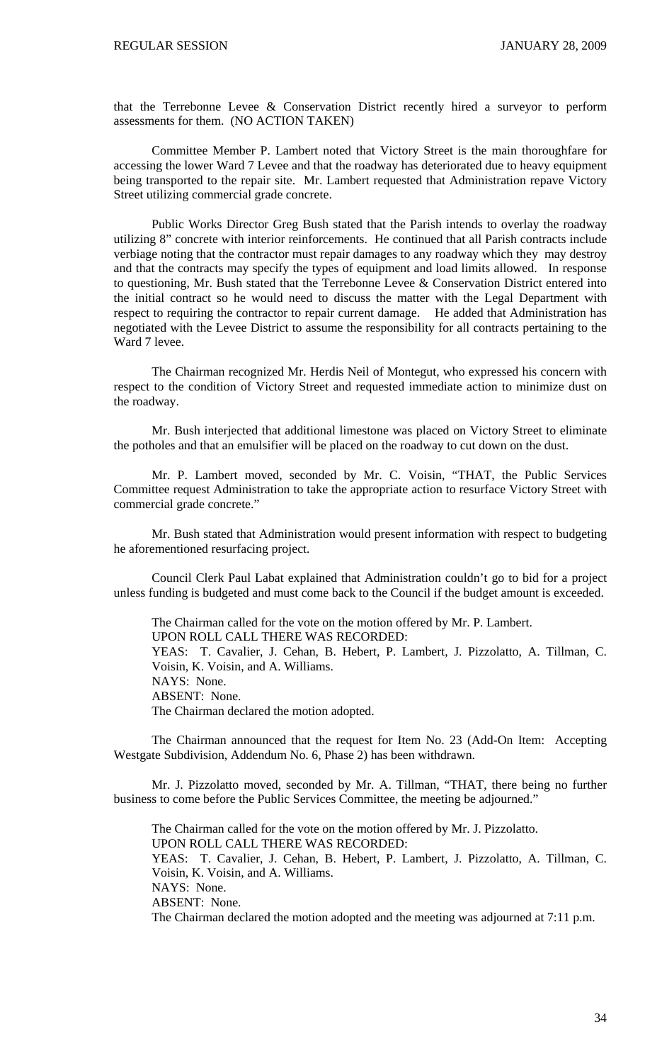that the Terrebonne Levee & Conservation District recently hired a surveyor to perform assessments for them. (NO ACTION TAKEN)

Committee Member P. Lambert noted that Victory Street is the main thoroughfare for accessing the lower Ward 7 Levee and that the roadway has deteriorated due to heavy equipment being transported to the repair site. Mr. Lambert requested that Administration repave Victory Street utilizing commercial grade concrete.

Public Works Director Greg Bush stated that the Parish intends to overlay the roadway utilizing 8" concrete with interior reinforcements. He continued that all Parish contracts include verbiage noting that the contractor must repair damages to any roadway which they may destroy and that the contracts may specify the types of equipment and load limits allowed. In response to questioning, Mr. Bush stated that the Terrebonne Levee & Conservation District entered into the initial contract so he would need to discuss the matter with the Legal Department with respect to requiring the contractor to repair current damage. He added that Administration has negotiated with the Levee District to assume the responsibility for all contracts pertaining to the Ward 7 levee.

The Chairman recognized Mr. Herdis Neil of Montegut, who expressed his concern with respect to the condition of Victory Street and requested immediate action to minimize dust on the roadway.

Mr. Bush interjected that additional limestone was placed on Victory Street to eliminate the potholes and that an emulsifier will be placed on the roadway to cut down on the dust.

Mr. P. Lambert moved, seconded by Mr. C. Voisin, "THAT, the Public Services Committee request Administration to take the appropriate action to resurface Victory Street with commercial grade concrete."

Mr. Bush stated that Administration would present information with respect to budgeting he aforementioned resurfacing project.

Council Clerk Paul Labat explained that Administration couldn't go to bid for a project unless funding is budgeted and must come back to the Council if the budget amount is exceeded.

The Chairman called for the vote on the motion offered by Mr. P. Lambert.
UPON ROLL CALL THERE WAS RECORDED:
YEAS: T. Cavalier, J. Cehan, B. Hebert, P. Lambert, J. Pizzolatto, A. Tillman, C. Voisin, K. Voisin, and A. Williams.
NAYS: None.
ABSENT: None.
The Chairman declared the motion adopted.

The Chairman announced that the request for Item No. 23 (Add-On Item: Accepting Westgate Subdivision, Addendum No. 6, Phase 2) has been withdrawn.

Mr. J. Pizzolatto moved, seconded by Mr. A. Tillman, "THAT, there being no further business to come before the Public Services Committee, the meeting be adjourned."

The Chairman called for the vote on the motion offered by Mr. J. Pizzolatto.
UPON ROLL CALL THERE WAS RECORDED:
YEAS: T. Cavalier, J. Cehan, B. Hebert, P. Lambert, J. Pizzolatto, A. Tillman, C. Voisin, K. Voisin, and A. Williams.
NAYS: None.
ABSENT: None.
The Chairman declared the motion adopted and the meeting was adjourned at 7:11 p.m.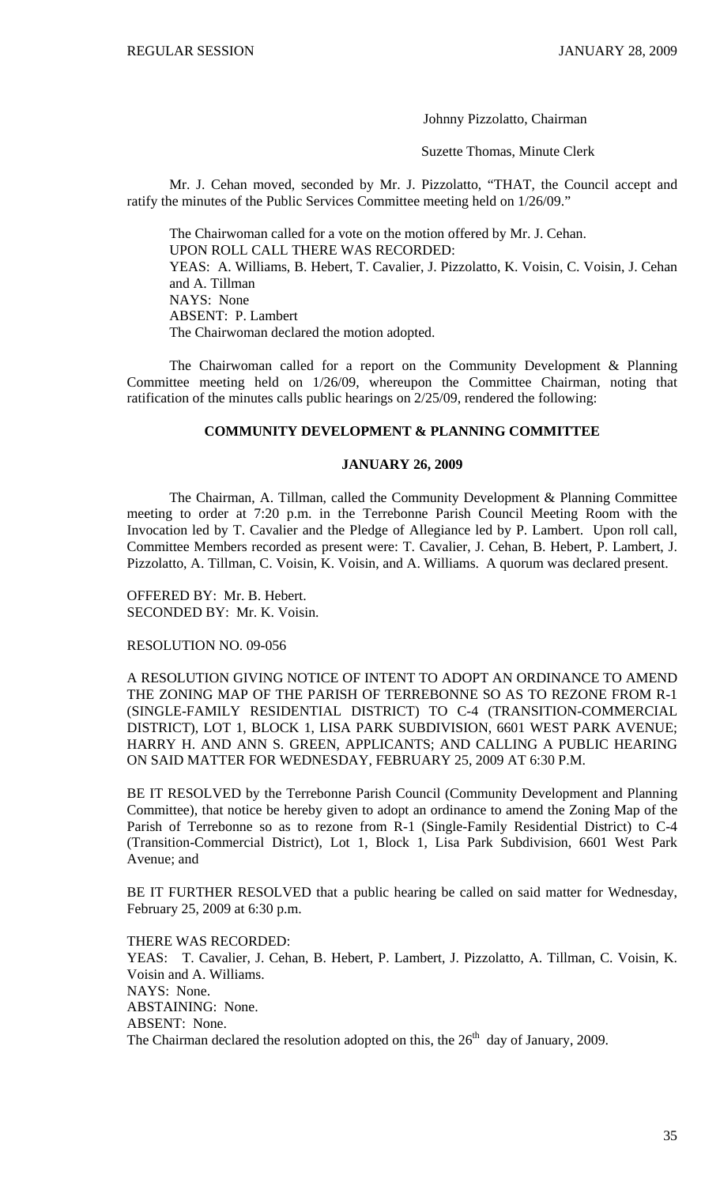Johnny Pizzolatto, Chairman

Suzette Thomas, Minute Clerk

Mr. J. Cehan moved, seconded by Mr. J. Pizzolatto, "THAT, the Council accept and ratify the minutes of the Public Services Committee meeting held on 1/26/09."

The Chairwoman called for a vote on the motion offered by Mr. J. Cehan.
UPON ROLL CALL THERE WAS RECORDED:
YEAS: A. Williams, B. Hebert, T. Cavalier, J. Pizzolatto, K. Voisin, C. Voisin, J. Cehan and A. Tillman
NAYS: None
ABSENT: P. Lambert
The Chairwoman declared the motion adopted.

The Chairwoman called for a report on the Community Development & Planning Committee meeting held on 1/26/09, whereupon the Committee Chairman, noting that ratification of the minutes calls public hearings on 2/25/09, rendered the following:

**COMMUNITY DEVELOPMENT & PLANNING COMMITTEE**

**JANUARY 26, 2009**

The Chairman, A. Tillman, called the Community Development & Planning Committee meeting to order at 7:20 p.m. in the Terrebonne Parish Council Meeting Room with the Invocation led by T. Cavalier and the Pledge of Allegiance led by P. Lambert. Upon roll call, Committee Members recorded as present were: T. Cavalier, J. Cehan, B. Hebert, P. Lambert, J. Pizzolatto, A. Tillman, C. Voisin, K. Voisin, and A. Williams. A quorum was declared present.

OFFERED BY: Mr. B. Hebert.
SECONDED BY: Mr. K. Voisin.

RESOLUTION NO. 09-056

A RESOLUTION GIVING NOTICE OF INTENT TO ADOPT AN ORDINANCE TO AMEND THE ZONING MAP OF THE PARISH OF TERREBONNE SO AS TO REZONE FROM R-1 (SINGLE-FAMILY RESIDENTIAL DISTRICT) TO C-4 (TRANSITION-COMMERCIAL DISTRICT), LOT 1, BLOCK 1, LISA PARK SUBDIVISION, 6601 WEST PARK AVENUE; HARRY H. AND ANN S. GREEN, APPLICANTS; AND CALLING A PUBLIC HEARING ON SAID MATTER FOR WEDNESDAY, FEBRUARY 25, 2009 AT 6:30 P.M.

BE IT RESOLVED by the Terrebonne Parish Council (Community Development and Planning Committee), that notice be hereby given to adopt an ordinance to amend the Zoning Map of the Parish of Terrebonne so as to rezone from R-1 (Single-Family Residential District) to C-4 (Transition-Commercial District), Lot 1, Block 1, Lisa Park Subdivision, 6601 West Park Avenue; and

BE IT FURTHER RESOLVED that a public hearing be called on said matter for Wednesday, February 25, 2009 at 6:30 p.m.

THERE WAS RECORDED:
YEAS: T. Cavalier, J. Cehan, B. Hebert, P. Lambert, J. Pizzolatto, A. Tillman, C. Voisin, K. Voisin and A. Williams.
NAYS: None.
ABSTAINING: None.
ABSENT: None.
The Chairman declared the resolution adopted on this, the 26th day of January, 2009.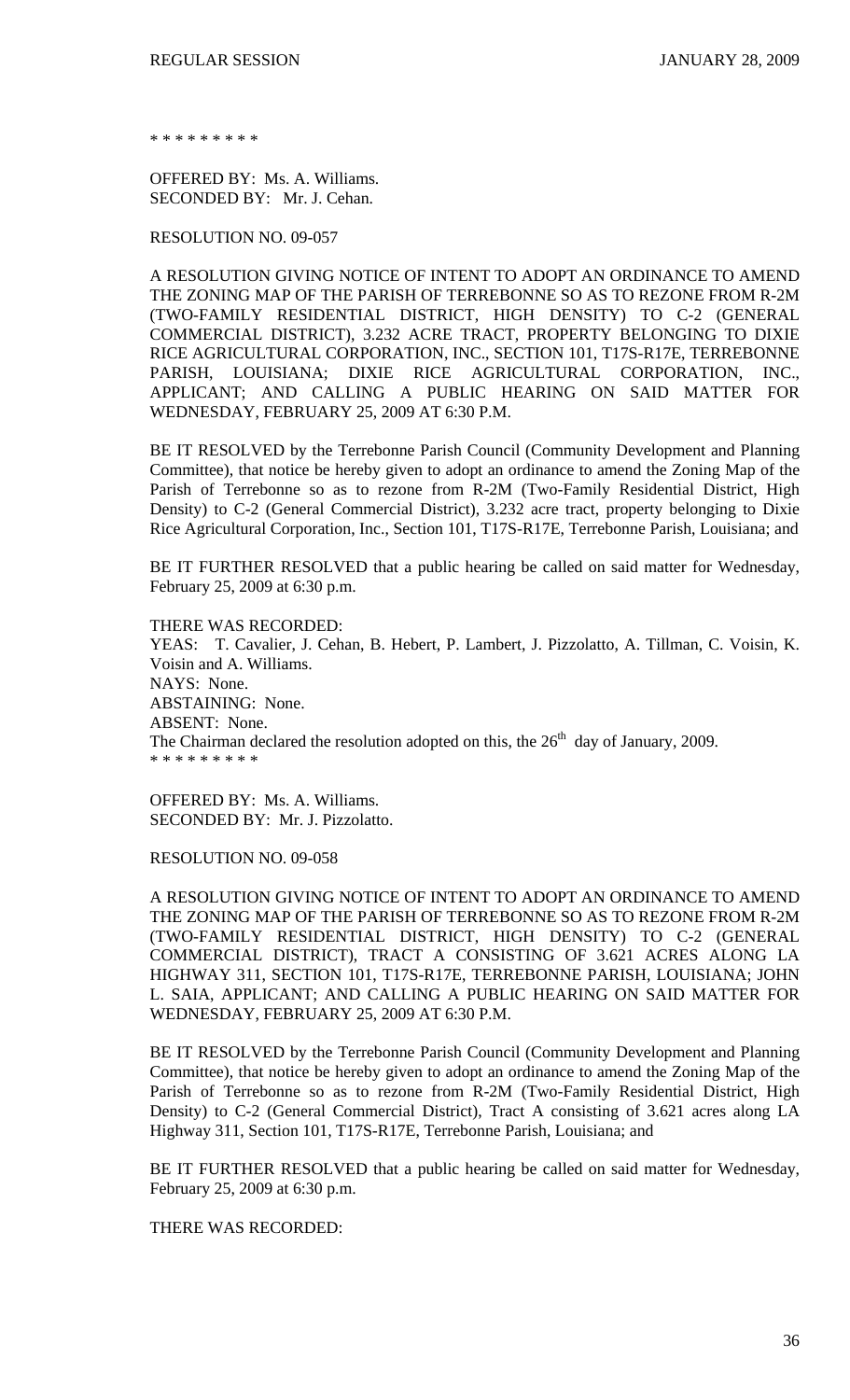\* \* \* \* \* \* \* \* \*

OFFERED BY: Ms. A. Williams.
SECONDED BY: Mr. J. Cehan.

RESOLUTION NO. 09-057

A RESOLUTION GIVING NOTICE OF INTENT TO ADOPT AN ORDINANCE TO AMEND THE ZONING MAP OF THE PARISH OF TERREBONNE SO AS TO REZONE FROM R-2M (TWO-FAMILY RESIDENTIAL DISTRICT, HIGH DENSITY) TO C-2 (GENERAL COMMERCIAL DISTRICT), 3.232 ACRE TRACT, PROPERTY BELONGING TO DIXIE RICE AGRICULTURAL CORPORATION, INC., SECTION 101, T17S-R17E, TERREBONNE PARISH, LOUISIANA; DIXIE RICE AGRICULTURAL CORPORATION, INC., APPLICANT; AND CALLING A PUBLIC HEARING ON SAID MATTER FOR WEDNESDAY, FEBRUARY 25, 2009 AT 6:30 P.M.

BE IT RESOLVED by the Terrebonne Parish Council (Community Development and Planning Committee), that notice be hereby given to adopt an ordinance to amend the Zoning Map of the Parish of Terrebonne so as to rezone from R-2M (Two-Family Residential District, High Density) to C-2 (General Commercial District), 3.232 acre tract, property belonging to Dixie Rice Agricultural Corporation, Inc., Section 101, T17S-R17E, Terrebonne Parish, Louisiana; and

BE IT FURTHER RESOLVED that a public hearing be called on said matter for Wednesday, February 25, 2009 at 6:30 p.m.

THERE WAS RECORDED:
YEAS: T. Cavalier, J. Cehan, B. Hebert, P. Lambert, J. Pizzolatto, A. Tillman, C. Voisin, K. Voisin and A. Williams.
NAYS: None.
ABSTAINING: None.
ABSENT: None.
The Chairman declared the resolution adopted on this, the 26th day of January, 2009.
\* \* \* \* \* \* \* \* \*

OFFERED BY: Ms. A. Williams.
SECONDED BY: Mr. J. Pizzolatto.

RESOLUTION NO. 09-058

A RESOLUTION GIVING NOTICE OF INTENT TO ADOPT AN ORDINANCE TO AMEND THE ZONING MAP OF THE PARISH OF TERREBONNE SO AS TO REZONE FROM R-2M (TWO-FAMILY RESIDENTIAL DISTRICT, HIGH DENSITY) TO C-2 (GENERAL COMMERCIAL DISTRICT), TRACT A CONSISTING OF 3.621 ACRES ALONG LA HIGHWAY 311, SECTION 101, T17S-R17E, TERREBONNE PARISH, LOUISIANA; JOHN L. SAIA, APPLICANT; AND CALLING A PUBLIC HEARING ON SAID MATTER FOR WEDNESDAY, FEBRUARY 25, 2009 AT 6:30 P.M.

BE IT RESOLVED by the Terrebonne Parish Council (Community Development and Planning Committee), that notice be hereby given to adopt an ordinance to amend the Zoning Map of the Parish of Terrebonne so as to rezone from R-2M (Two-Family Residential District, High Density) to C-2 (General Commercial District), Tract A consisting of 3.621 acres along LA Highway 311, Section 101, T17S-R17E, Terrebonne Parish, Louisiana; and

BE IT FURTHER RESOLVED that a public hearing be called on said matter for Wednesday, February 25, 2009 at 6:30 p.m.

THERE WAS RECORDED: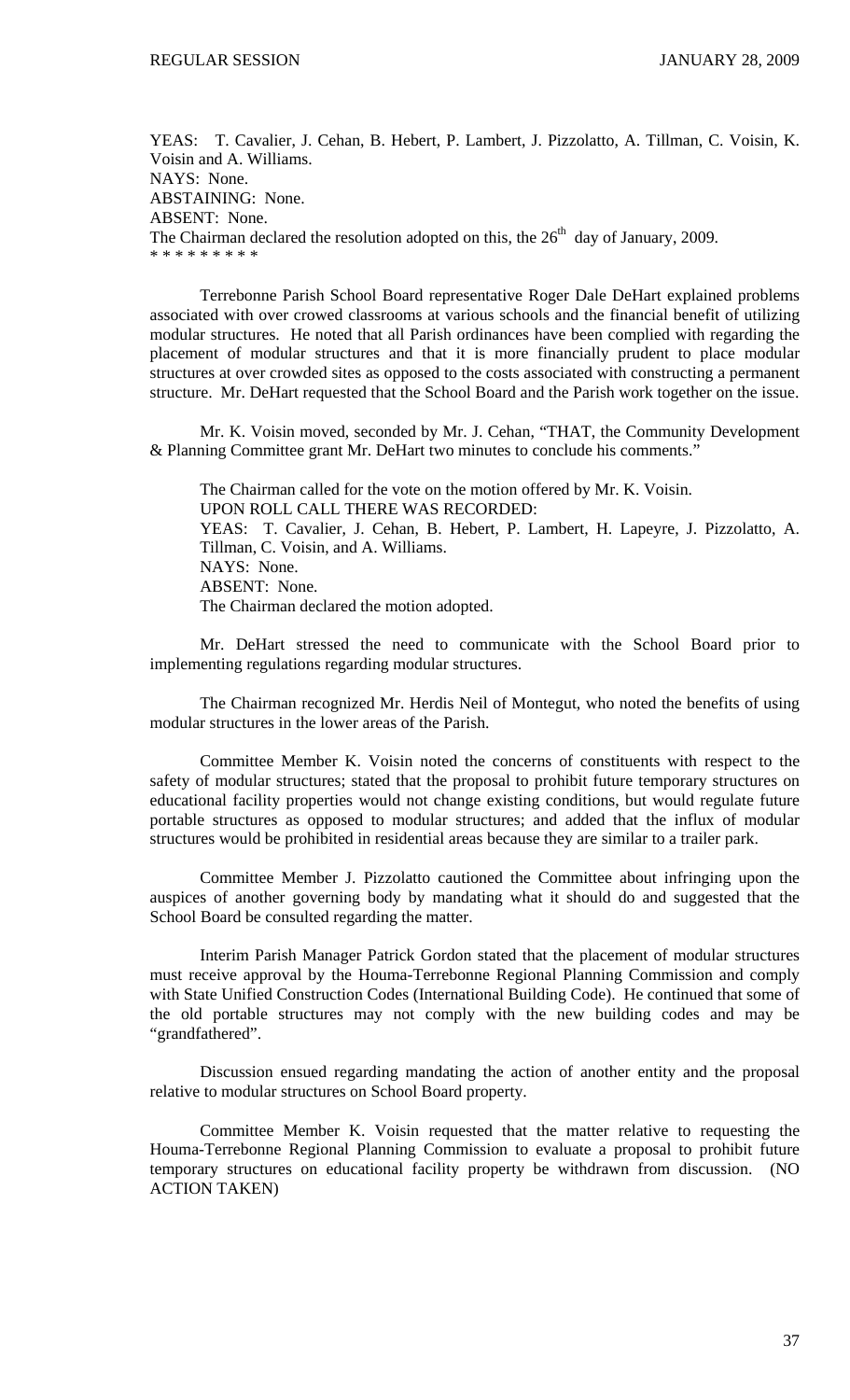YEAS: T. Cavalier, J. Cehan, B. Hebert, P. Lambert, J. Pizzolatto, A. Tillman, C. Voisin, K. Voisin and A. Williams.
NAYS: None.
ABSTAINING: None.
ABSENT: None.
The Chairman declared the resolution adopted on this, the 26th day of January, 2009.
\* \* \* \* \* \* \* \* \*

Terrebonne Parish School Board representative Roger Dale DeHart explained problems associated with over crowed classrooms at various schools and the financial benefit of utilizing modular structures. He noted that all Parish ordinances have been complied with regarding the placement of modular structures and that it is more financially prudent to place modular structures at over crowded sites as opposed to the costs associated with constructing a permanent structure. Mr. DeHart requested that the School Board and the Parish work together on the issue.

Mr. K. Voisin moved, seconded by Mr. J. Cehan, "THAT, the Community Development & Planning Committee grant Mr. DeHart two minutes to conclude his comments."

The Chairman called for the vote on the motion offered by Mr. K. Voisin.
UPON ROLL CALL THERE WAS RECORDED:
YEAS: T. Cavalier, J. Cehan, B. Hebert, P. Lambert, H. Lapeyre, J. Pizzolatto, A. Tillman, C. Voisin, and A. Williams.
NAYS: None.
ABSENT: None.
The Chairman declared the motion adopted.

Mr. DeHart stressed the need to communicate with the School Board prior to implementing regulations regarding modular structures.

The Chairman recognized Mr. Herdis Neil of Montegut, who noted the benefits of using modular structures in the lower areas of the Parish.

Committee Member K. Voisin noted the concerns of constituents with respect to the safety of modular structures; stated that the proposal to prohibit future temporary structures on educational facility properties would not change existing conditions, but would regulate future portable structures as opposed to modular structures; and added that the influx of modular structures would be prohibited in residential areas because they are similar to a trailer park.

Committee Member J. Pizzolatto cautioned the Committee about infringing upon the auspices of another governing body by mandating what it should do and suggested that the School Board be consulted regarding the matter.

Interim Parish Manager Patrick Gordon stated that the placement of modular structures must receive approval by the Houma-Terrebonne Regional Planning Commission and comply with State Unified Construction Codes (International Building Code). He continued that some of the old portable structures may not comply with the new building codes and may be "grandfathered".

Discussion ensued regarding mandating the action of another entity and the proposal relative to modular structures on School Board property.

Committee Member K. Voisin requested that the matter relative to requesting the Houma-Terrebonne Regional Planning Commission to evaluate a proposal to prohibit future temporary structures on educational facility property be withdrawn from discussion. (NO ACTION TAKEN)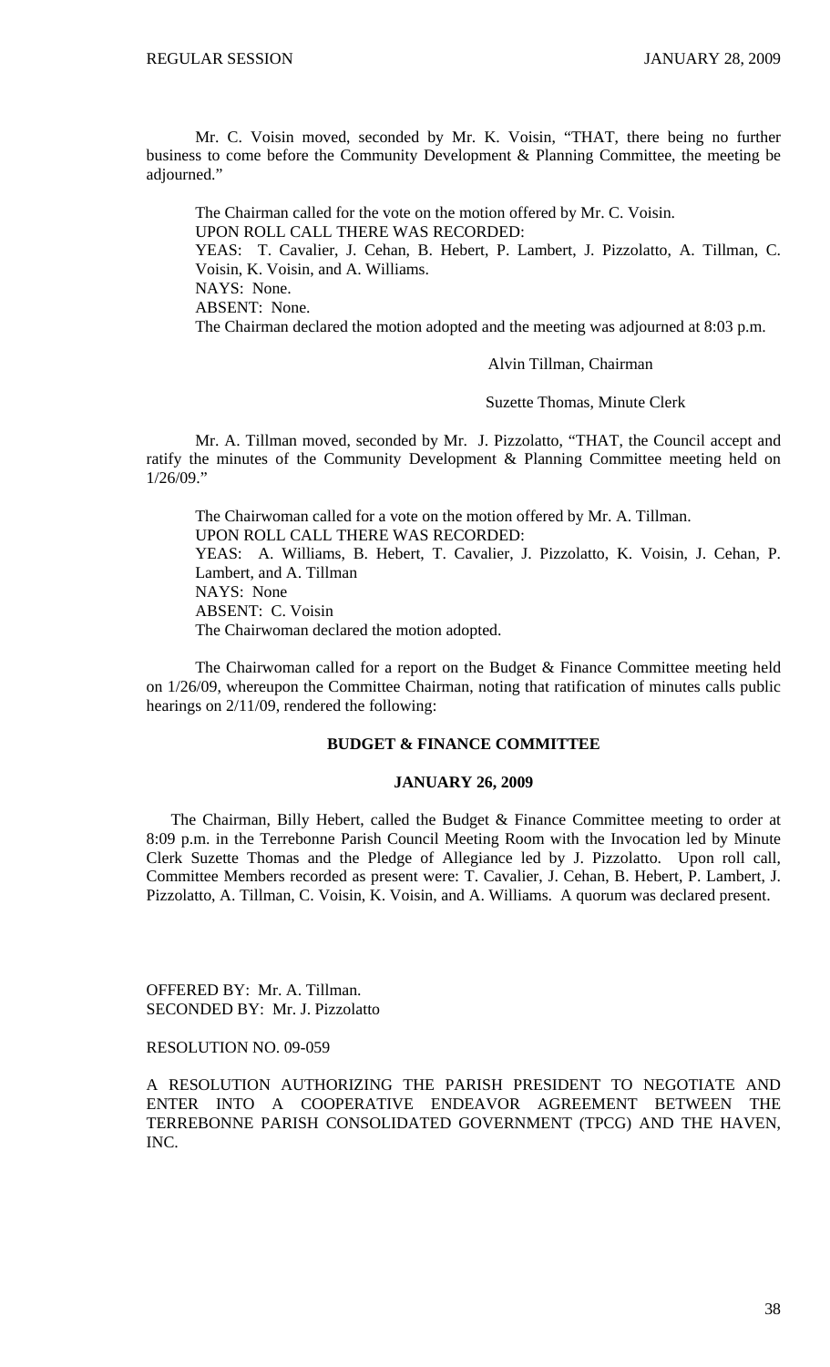Mr. C. Voisin moved, seconded by Mr. K. Voisin, "THAT, there being no further business to come before the Community Development & Planning Committee, the meeting be adjourned."

The Chairman called for the vote on the motion offered by Mr. C. Voisin.
UPON ROLL CALL THERE WAS RECORDED:
YEAS: T. Cavalier, J. Cehan, B. Hebert, P. Lambert, J. Pizzolatto, A. Tillman, C. Voisin, K. Voisin, and A. Williams.
NAYS: None.
ABSENT: None.
The Chairman declared the motion adopted and the meeting was adjourned at 8:03 p.m.

Alvin Tillman, Chairman

Suzette Thomas, Minute Clerk

Mr. A. Tillman moved, seconded by Mr. J. Pizzolatto, "THAT, the Council accept and ratify the minutes of the Community Development & Planning Committee meeting held on 1/26/09."

The Chairwoman called for a vote on the motion offered by Mr. A. Tillman.
UPON ROLL CALL THERE WAS RECORDED:
YEAS: A. Williams, B. Hebert, T. Cavalier, J. Pizzolatto, K. Voisin, J. Cehan, P. Lambert, and A. Tillman
NAYS: None
ABSENT: C. Voisin
The Chairwoman declared the motion adopted.

The Chairwoman called for a report on the Budget & Finance Committee meeting held on 1/26/09, whereupon the Committee Chairman, noting that ratification of minutes calls public hearings on 2/11/09, rendered the following:

**BUDGET & FINANCE COMMITTEE**

**JANUARY 26, 2009**

The Chairman, Billy Hebert, called the Budget & Finance Committee meeting to order at 8:09 p.m. in the Terrebonne Parish Council Meeting Room with the Invocation led by Minute Clerk Suzette Thomas and the Pledge of Allegiance led by J. Pizzolatto. Upon roll call, Committee Members recorded as present were: T. Cavalier, J. Cehan, B. Hebert, P. Lambert, J. Pizzolatto, A. Tillman, C. Voisin, K. Voisin, and A. Williams. A quorum was declared present.

OFFERED BY: Mr. A. Tillman.
SECONDED BY: Mr. J. Pizzolatto

RESOLUTION NO. 09-059

A RESOLUTION AUTHORIZING THE PARISH PRESIDENT TO NEGOTIATE AND ENTER INTO A COOPERATIVE ENDEAVOR AGREEMENT BETWEEN THE TERREBONNE PARISH CONSOLIDATED GOVERNMENT (TPCG) AND THE HAVEN, INC.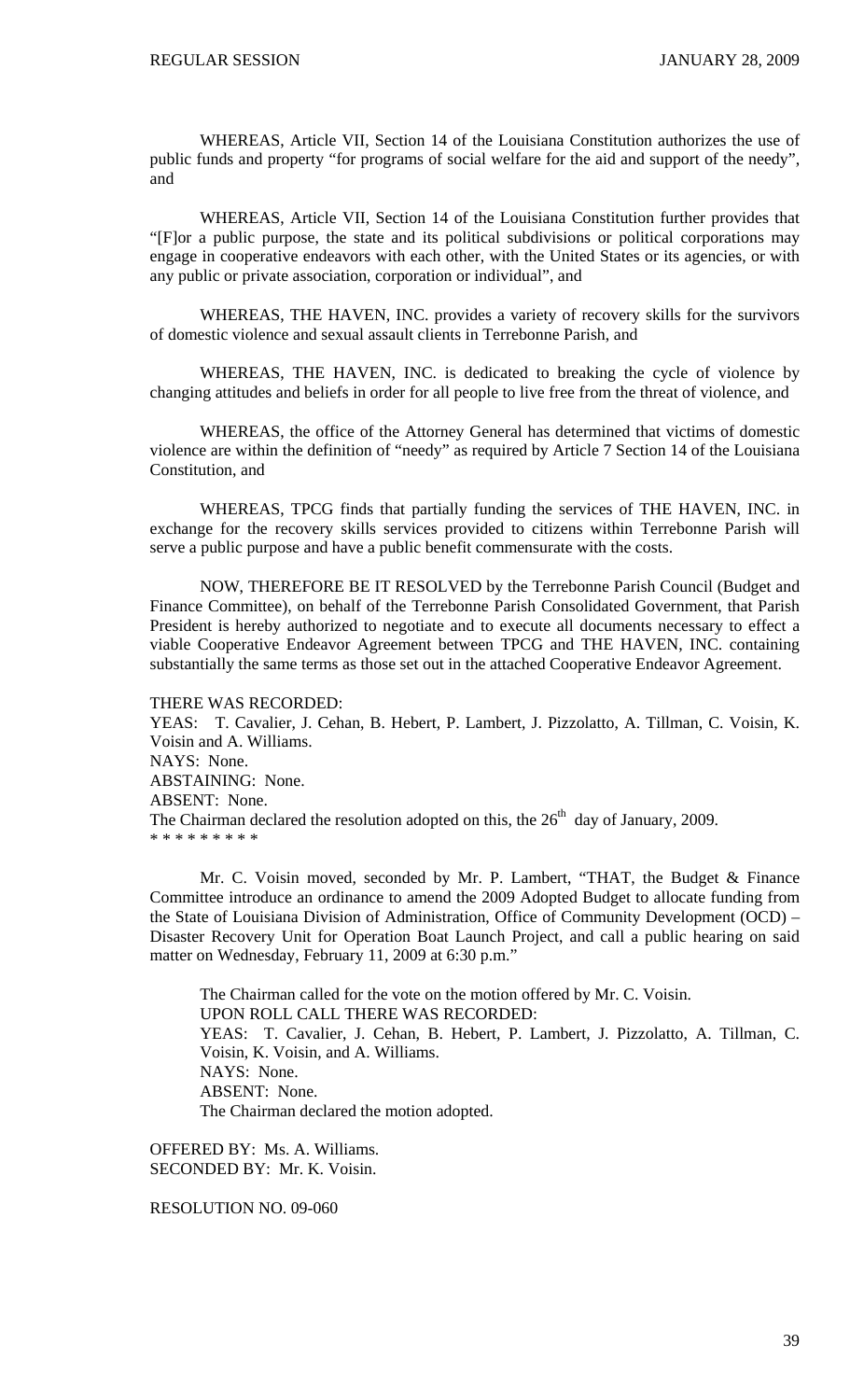WHEREAS, Article VII, Section 14 of the Louisiana Constitution authorizes the use of public funds and property "for programs of social welfare for the aid and support of the needy", and

WHEREAS, Article VII, Section 14 of the Louisiana Constitution further provides that "[F]or a public purpose, the state and its political subdivisions or political corporations may engage in cooperative endeavors with each other, with the United States or its agencies, or with any public or private association, corporation or individual", and

WHEREAS, THE HAVEN, INC. provides a variety of recovery skills for the survivors of domestic violence and sexual assault clients in Terrebonne Parish, and

WHEREAS, THE HAVEN, INC. is dedicated to breaking the cycle of violence by changing attitudes and beliefs in order for all people to live free from the threat of violence, and

WHEREAS, the office of the Attorney General has determined that victims of domestic violence are within the definition of "needy" as required by Article 7 Section 14 of the Louisiana Constitution, and

WHEREAS, TPCG finds that partially funding the services of THE HAVEN, INC. in exchange for the recovery skills services provided to citizens within Terrebonne Parish will serve a public purpose and have a public benefit commensurate with the costs.

NOW, THEREFORE BE IT RESOLVED by the Terrebonne Parish Council (Budget and Finance Committee), on behalf of the Terrebonne Parish Consolidated Government, that Parish President is hereby authorized to negotiate and to execute all documents necessary to effect a viable Cooperative Endeavor Agreement between TPCG and THE HAVEN, INC. containing substantially the same terms as those set out in the attached Cooperative Endeavor Agreement.

THERE WAS RECORDED:
YEAS: T. Cavalier, J. Cehan, B. Hebert, P. Lambert, J. Pizzolatto, A. Tillman, C. Voisin, K. Voisin and A. Williams.
NAYS: None.
ABSTAINING: None.
ABSENT: None.
The Chairman declared the resolution adopted on this, the 26th day of January, 2009.
* * * * * * * * *

Mr. C. Voisin moved, seconded by Mr. P. Lambert, "THAT, the Budget & Finance Committee introduce an ordinance to amend the 2009 Adopted Budget to allocate funding from the State of Louisiana Division of Administration, Office of Community Development (OCD) – Disaster Recovery Unit for Operation Boat Launch Project, and call a public hearing on said matter on Wednesday, February 11, 2009 at 6:30 p.m."

The Chairman called for the vote on the motion offered by Mr. C. Voisin.
UPON ROLL CALL THERE WAS RECORDED:
YEAS: T. Cavalier, J. Cehan, B. Hebert, P. Lambert, J. Pizzolatto, A. Tillman, C. Voisin, K. Voisin, and A. Williams.
NAYS: None.
ABSENT: None.
The Chairman declared the motion adopted.

OFFERED BY: Ms. A. Williams.
SECONDED BY: Mr. K. Voisin.

RESOLUTION NO. 09-060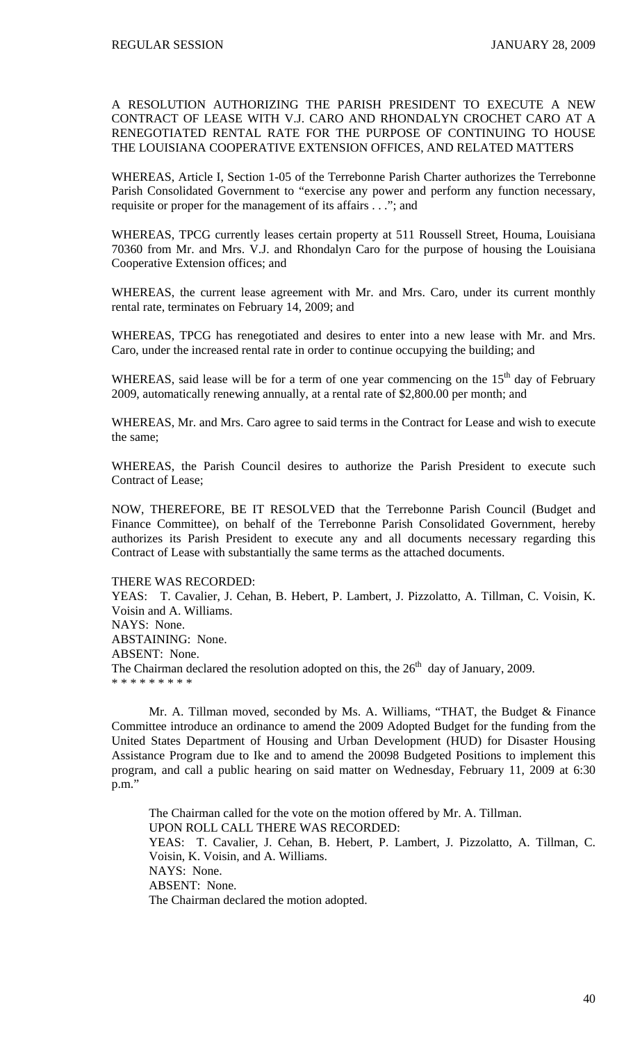A RESOLUTION AUTHORIZING THE PARISH PRESIDENT TO EXECUTE A NEW CONTRACT OF LEASE WITH V.J. CARO AND RHONDALYN CROCHET CARO AT A RENEGOTIATED RENTAL RATE FOR THE PURPOSE OF CONTINUING TO HOUSE THE LOUISIANA COOPERATIVE EXTENSION OFFICES, AND RELATED MATTERS

WHEREAS, Article I, Section 1-05 of the Terrebonne Parish Charter authorizes the Terrebonne Parish Consolidated Government to "exercise any power and perform any function necessary, requisite or proper for the management of its affairs . . ."; and

WHEREAS, TPCG currently leases certain property at 511 Roussell Street, Houma, Louisiana 70360 from Mr. and Mrs. V.J. and Rhondalyn Caro for the purpose of housing the Louisiana Cooperative Extension offices; and

WHEREAS, the current lease agreement with Mr. and Mrs. Caro, under its current monthly rental rate, terminates on February 14, 2009; and

WHEREAS, TPCG has renegotiated and desires to enter into a new lease with Mr. and Mrs. Caro, under the increased rental rate in order to continue occupying the building; and

WHEREAS, said lease will be for a term of one year commencing on the 15th day of February 2009, automatically renewing annually, at a rental rate of $2,800.00 per month; and

WHEREAS, Mr. and Mrs. Caro agree to said terms in the Contract for Lease and wish to execute the same;

WHEREAS, the Parish Council desires to authorize the Parish President to execute such Contract of Lease;

NOW, THEREFORE, BE IT RESOLVED that the Terrebonne Parish Council (Budget and Finance Committee), on behalf of the Terrebonne Parish Consolidated Government, hereby authorizes its Parish President to execute any and all documents necessary regarding this Contract of Lease with substantially the same terms as the attached documents.

THERE WAS RECORDED:
YEAS: T. Cavalier, J. Cehan, B. Hebert, P. Lambert, J. Pizzolatto, A. Tillman, C. Voisin, K. Voisin and A. Williams.
NAYS: None.
ABSTAINING: None.
ABSENT: None.
The Chairman declared the resolution adopted on this, the 26th day of January, 2009.
\* \* \* \* \* \* \* \* \*

Mr. A. Tillman moved, seconded by Ms. A. Williams, "THAT, the Budget & Finance Committee introduce an ordinance to amend the 2009 Adopted Budget for the funding from the United States Department of Housing and Urban Development (HUD) for Disaster Housing Assistance Program due to Ike and to amend the 20098 Budgeted Positions to implement this program, and call a public hearing on said matter on Wednesday, February 11, 2009 at 6:30 p.m."

The Chairman called for the vote on the motion offered by Mr. A. Tillman.
UPON ROLL CALL THERE WAS RECORDED:
YEAS: T. Cavalier, J. Cehan, B. Hebert, P. Lambert, J. Pizzolatto, A. Tillman, C. Voisin, K. Voisin, and A. Williams.
NAYS: None.
ABSENT: None.
The Chairman declared the motion adopted.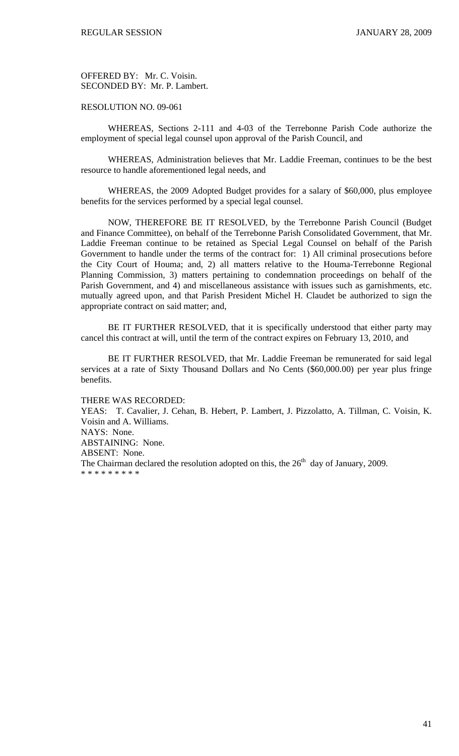OFFERED BY: Mr. C. Voisin.
SECONDED BY: Mr. P. Lambert.

RESOLUTION NO. 09-061

WHEREAS, Sections 2-111 and 4-03 of the Terrebonne Parish Code authorize the employment of special legal counsel upon approval of the Parish Council, and

WHEREAS, Administration believes that Mr. Laddie Freeman, continues to be the best resource to handle aforementioned legal needs, and

WHEREAS, the 2009 Adopted Budget provides for a salary of $60,000, plus employee benefits for the services performed by a special legal counsel.

NOW, THEREFORE BE IT RESOLVED, by the Terrebonne Parish Council (Budget and Finance Committee), on behalf of the Terrebonne Parish Consolidated Government, that Mr. Laddie Freeman continue to be retained as Special Legal Counsel on behalf of the Parish Government to handle under the terms of the contract for: 1) All criminal prosecutions before the City Court of Houma; and, 2) all matters relative to the Houma-Terrebonne Regional Planning Commission, 3) matters pertaining to condemnation proceedings on behalf of the Parish Government, and 4) and miscellaneous assistance with issues such as garnishments, etc. mutually agreed upon, and that Parish President Michel H. Claudet be authorized to sign the appropriate contract on said matter; and,

BE IT FURTHER RESOLVED, that it is specifically understood that either party may cancel this contract at will, until the term of the contract expires on February 13, 2010, and

BE IT FURTHER RESOLVED, that Mr. Laddie Freeman be remunerated for said legal services at a rate of Sixty Thousand Dollars and No Cents ($60,000.00) per year plus fringe benefits.

THERE WAS RECORDED:
YEAS: T. Cavalier, J. Cehan, B. Hebert, P. Lambert, J. Pizzolatto, A. Tillman, C. Voisin, K. Voisin and A. Williams.
NAYS: None.
ABSTAINING: None.
ABSENT: None.
The Chairman declared the resolution adopted on this, the 26th day of January, 2009.
* * * * * * * * *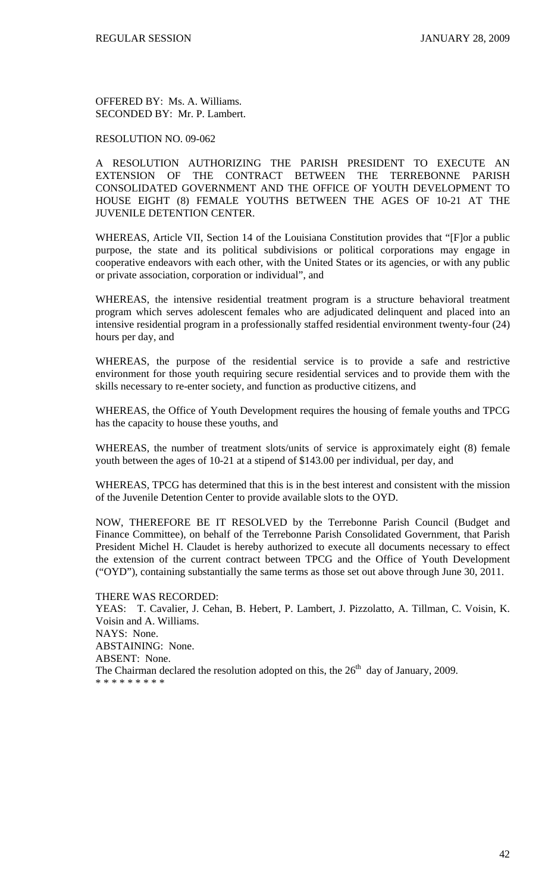OFFERED BY: Ms. A. Williams.
SECONDED BY: Mr. P. Lambert.

RESOLUTION NO. 09-062

A RESOLUTION AUTHORIZING THE PARISH PRESIDENT TO EXECUTE AN EXTENSION OF THE CONTRACT BETWEEN THE TERREBONNE PARISH CONSOLIDATED GOVERNMENT AND THE OFFICE OF YOUTH DEVELOPMENT TO HOUSE EIGHT (8) FEMALE YOUTHS BETWEEN THE AGES OF 10-21 AT THE JUVENILE DETENTION CENTER.

WHEREAS, Article VII, Section 14 of the Louisiana Constitution provides that "[F]or a public purpose, the state and its political subdivisions or political corporations may engage in cooperative endeavors with each other, with the United States or its agencies, or with any public or private association, corporation or individual", and

WHEREAS, the intensive residential treatment program is a structure behavioral treatment program which serves adolescent females who are adjudicated delinquent and placed into an intensive residential program in a professionally staffed residential environment twenty-four (24) hours per day, and

WHEREAS, the purpose of the residential service is to provide a safe and restrictive environment for those youth requiring secure residential services and to provide them with the skills necessary to re-enter society, and function as productive citizens, and

WHEREAS, the Office of Youth Development requires the housing of female youths and TPCG has the capacity to house these youths, and

WHEREAS, the number of treatment slots/units of service is approximately eight (8) female youth between the ages of 10-21 at a stipend of $143.00 per individual, per day, and

WHEREAS, TPCG has determined that this is in the best interest and consistent with the mission of the Juvenile Detention Center to provide available slots to the OYD.

NOW, THEREFORE BE IT RESOLVED by the Terrebonne Parish Council (Budget and Finance Committee), on behalf of the Terrebonne Parish Consolidated Government, that Parish President Michel H. Claudet is hereby authorized to execute all documents necessary to effect the extension of the current contract between TPCG and the Office of Youth Development ("OYD"), containing substantially the same terms as those set out above through June 30, 2011.

THERE WAS RECORDED:
YEAS: T. Cavalier, J. Cehan, B. Hebert, P. Lambert, J. Pizzolatto, A. Tillman, C. Voisin, K. Voisin and A. Williams.
NAYS: None.
ABSTAINING: None.
ABSENT: None.
The Chairman declared the resolution adopted on this, the 26th day of January, 2009.
* * * * * * * * *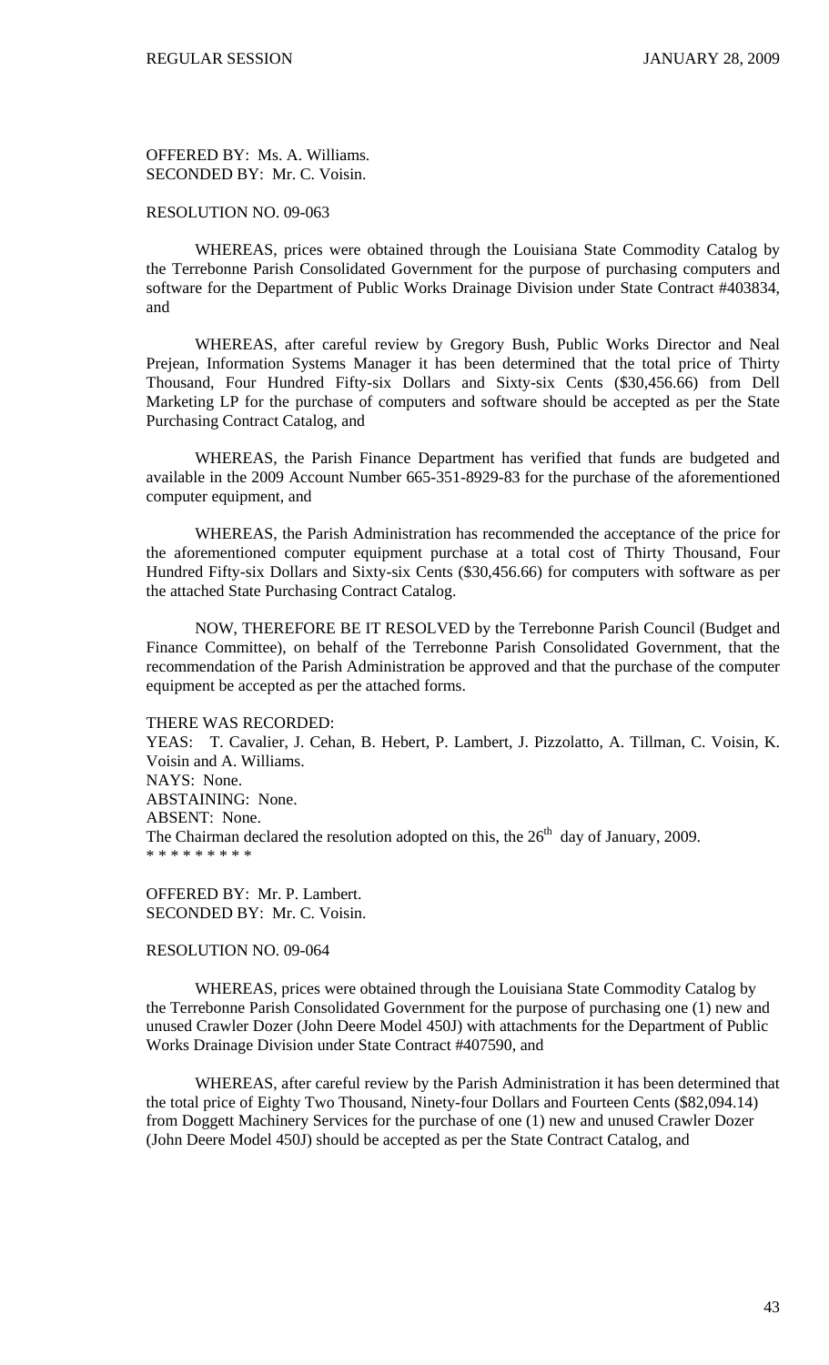OFFERED BY: Ms. A. Williams.
SECONDED BY: Mr. C. Voisin.

RESOLUTION NO. 09-063

WHEREAS, prices were obtained through the Louisiana State Commodity Catalog by the Terrebonne Parish Consolidated Government for the purpose of purchasing computers and software for the Department of Public Works Drainage Division under State Contract #403834, and

WHEREAS, after careful review by Gregory Bush, Public Works Director and Neal Prejean, Information Systems Manager it has been determined that the total price of Thirty Thousand, Four Hundred Fifty-six Dollars and Sixty-six Cents ($30,456.66) from Dell Marketing LP for the purchase of computers and software should be accepted as per the State Purchasing Contract Catalog, and

WHEREAS, the Parish Finance Department has verified that funds are budgeted and available in the 2009 Account Number 665-351-8929-83 for the purchase of the aforementioned computer equipment, and

WHEREAS, the Parish Administration has recommended the acceptance of the price for the aforementioned computer equipment purchase at a total cost of Thirty Thousand, Four Hundred Fifty-six Dollars and Sixty-six Cents ($30,456.66) for computers with software as per the attached State Purchasing Contract Catalog.

NOW, THEREFORE BE IT RESOLVED by the Terrebonne Parish Council (Budget and Finance Committee), on behalf of the Terrebonne Parish Consolidated Government, that the recommendation of the Parish Administration be approved and that the purchase of the computer equipment be accepted as per the attached forms.

THERE WAS RECORDED:
YEAS: T. Cavalier, J. Cehan, B. Hebert, P. Lambert, J. Pizzolatto, A. Tillman, C. Voisin, K. Voisin and A. Williams.
NAYS: None.
ABSTAINING: None.
ABSENT: None.
The Chairman declared the resolution adopted on this, the 26th day of January, 2009.
* * * * * * * * *

OFFERED BY: Mr. P. Lambert.
SECONDED BY: Mr. C. Voisin.

RESOLUTION NO. 09-064

WHEREAS, prices were obtained through the Louisiana State Commodity Catalog by the Terrebonne Parish Consolidated Government for the purpose of purchasing one (1) new and unused Crawler Dozer (John Deere Model 450J) with attachments for the Department of Public Works Drainage Division under State Contract #407590, and

WHEREAS, after careful review by the Parish Administration it has been determined that the total price of Eighty Two Thousand, Ninety-four Dollars and Fourteen Cents ($82,094.14) from Doggett Machinery Services for the purchase of one (1) new and unused Crawler Dozer (John Deere Model 450J) should be accepted as per the State Contract Catalog, and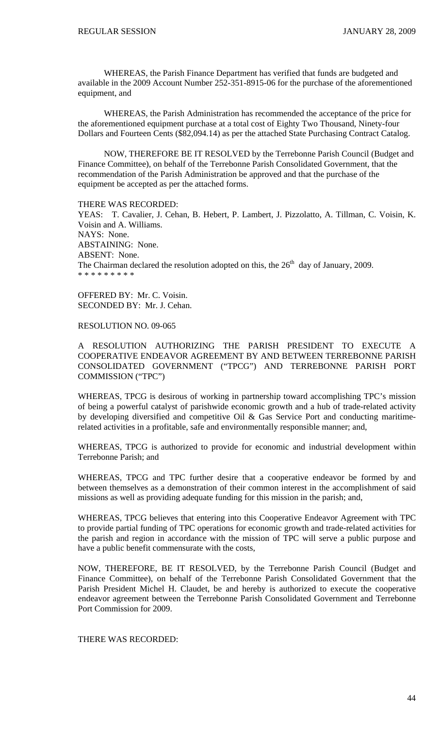WHEREAS, the Parish Finance Department has verified that funds are budgeted and available in the 2009 Account Number 252-351-8915-06 for the purchase of the aforementioned equipment, and

WHEREAS, the Parish Administration has recommended the acceptance of the price for the aforementioned equipment purchase at a total cost of Eighty Two Thousand, Ninety-four Dollars and Fourteen Cents ($82,094.14) as per the attached State Purchasing Contract Catalog.

NOW, THEREFORE BE IT RESOLVED by the Terrebonne Parish Council (Budget and Finance Committee), on behalf of the Terrebonne Parish Consolidated Government, that the recommendation of the Parish Administration be approved and that the purchase of the equipment be accepted as per the attached forms.

THERE WAS RECORDED:
YEAS: T. Cavalier, J. Cehan, B. Hebert, P. Lambert, J. Pizzolatto, A. Tillman, C. Voisin, K. Voisin and A. Williams.
NAYS: None.
ABSTAINING: None.
ABSENT: None.
The Chairman declared the resolution adopted on this, the 26th day of January, 2009.
* * * * * * * * *

OFFERED BY: Mr. C. Voisin.
SECONDED BY: Mr. J. Cehan.

RESOLUTION NO. 09-065

A RESOLUTION AUTHORIZING THE PARISH PRESIDENT TO EXECUTE A COOPERATIVE ENDEAVOR AGREEMENT BY AND BETWEEN TERREBONNE PARISH CONSOLIDATED GOVERNMENT ("TPCG") AND TERREBONNE PARISH PORT COMMISSION ("TPC")

WHEREAS, TPCG is desirous of working in partnership toward accomplishing TPC's mission of being a powerful catalyst of parishwide economic growth and a hub of trade-related activity by developing diversified and competitive Oil & Gas Service Port and conducting maritime-related activities in a profitable, safe and environmentally responsible manner; and,

WHEREAS, TPCG is authorized to provide for economic and industrial development within Terrebonne Parish; and

WHEREAS, TPCG and TPC further desire that a cooperative endeavor be formed by and between themselves as a demonstration of their common interest in the accomplishment of said missions as well as providing adequate funding for this mission in the parish; and,

WHEREAS, TPCG believes that entering into this Cooperative Endeavor Agreement with TPC to provide partial funding of TPC operations for economic growth and trade-related activities for the parish and region in accordance with the mission of TPC will serve a public purpose and have a public benefit commensurate with the costs,

NOW, THEREFORE, BE IT RESOLVED, by the Terrebonne Parish Council (Budget and Finance Committee), on behalf of the Terrebonne Parish Consolidated Government that the Parish President Michel H. Claudet, be and hereby is authorized to execute the cooperative endeavor agreement between the Terrebonne Parish Consolidated Government and Terrebonne Port Commission for 2009.

THERE WAS RECORDED: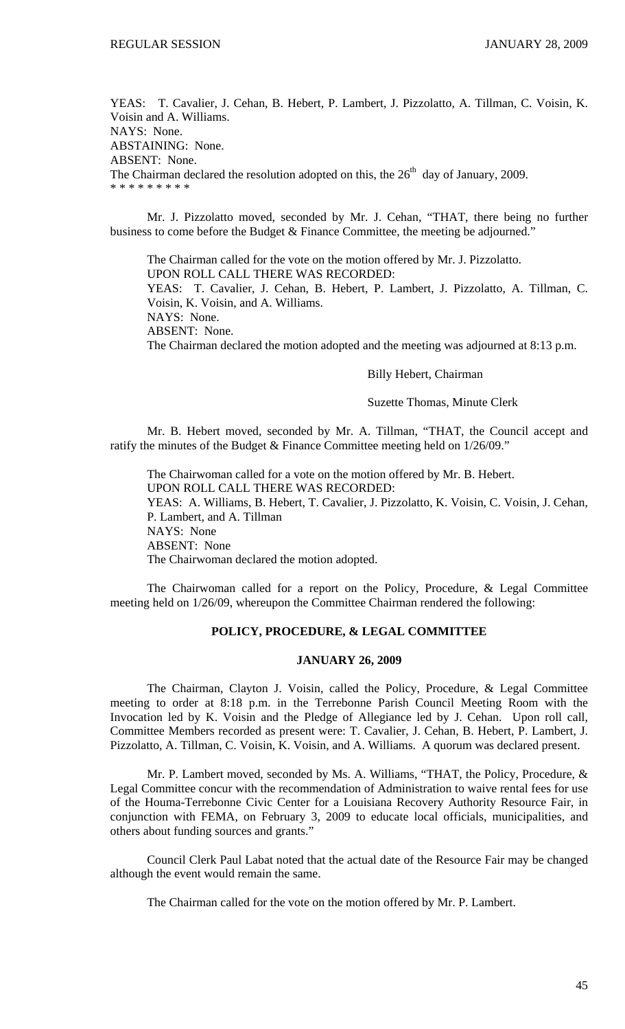YEAS: T. Cavalier, J. Cehan, B. Hebert, P. Lambert, J. Pizzolatto, A. Tillman, C. Voisin, K. Voisin and A. Williams.
NAYS: None.
ABSTAINING: None.
ABSENT: None.
The Chairman declared the resolution adopted on this, the 26th day of January, 2009.
* * * * * * * * *

Mr. J. Pizzolatto moved, seconded by Mr. J. Cehan, "THAT, there being no further business to come before the Budget & Finance Committee, the meeting be adjourned."

The Chairman called for the vote on the motion offered by Mr. J. Pizzolatto.
UPON ROLL CALL THERE WAS RECORDED:
YEAS: T. Cavalier, J. Cehan, B. Hebert, P. Lambert, J. Pizzolatto, A. Tillman, C. Voisin, K. Voisin, and A. Williams.
NAYS: None.
ABSENT: None.
The Chairman declared the motion adopted and the meeting was adjourned at 8:13 p.m.

Billy Hebert, Chairman

Suzette Thomas, Minute Clerk

Mr. B. Hebert moved, seconded by Mr. A. Tillman, "THAT, the Council accept and ratify the minutes of the Budget & Finance Committee meeting held on 1/26/09."

The Chairwoman called for a vote on the motion offered by Mr. B. Hebert.
UPON ROLL CALL THERE WAS RECORDED:
YEAS: A. Williams, B. Hebert, T. Cavalier, J. Pizzolatto, K. Voisin, C. Voisin, J. Cehan, P. Lambert, and A. Tillman
NAYS: None
ABSENT: None
The Chairwoman declared the motion adopted.

The Chairwoman called for a report on the Policy, Procedure, & Legal Committee meeting held on 1/26/09, whereupon the Committee Chairman rendered the following:

## POLICY, PROCEDURE, & LEGAL COMMITTEE

### JANUARY 26, 2009

The Chairman, Clayton J. Voisin, called the Policy, Procedure, & Legal Committee meeting to order at 8:18 p.m. in the Terrebonne Parish Council Meeting Room with the Invocation led by K. Voisin and the Pledge of Allegiance led by J. Cehan. Upon roll call, Committee Members recorded as present were: T. Cavalier, J. Cehan, B. Hebert, P. Lambert, J. Pizzolatto, A. Tillman, C. Voisin, K. Voisin, and A. Williams. A quorum was declared present.

Mr. P. Lambert moved, seconded by Ms. A. Williams, "THAT, the Policy, Procedure, & Legal Committee concur with the recommendation of Administration to waive rental fees for use of the Houma-Terrebonne Civic Center for a Louisiana Recovery Authority Resource Fair, in conjunction with FEMA, on February 3, 2009 to educate local officials, municipalities, and others about funding sources and grants."

Council Clerk Paul Labat noted that the actual date of the Resource Fair may be changed although the event would remain the same.

The Chairman called for the vote on the motion offered by Mr. P. Lambert.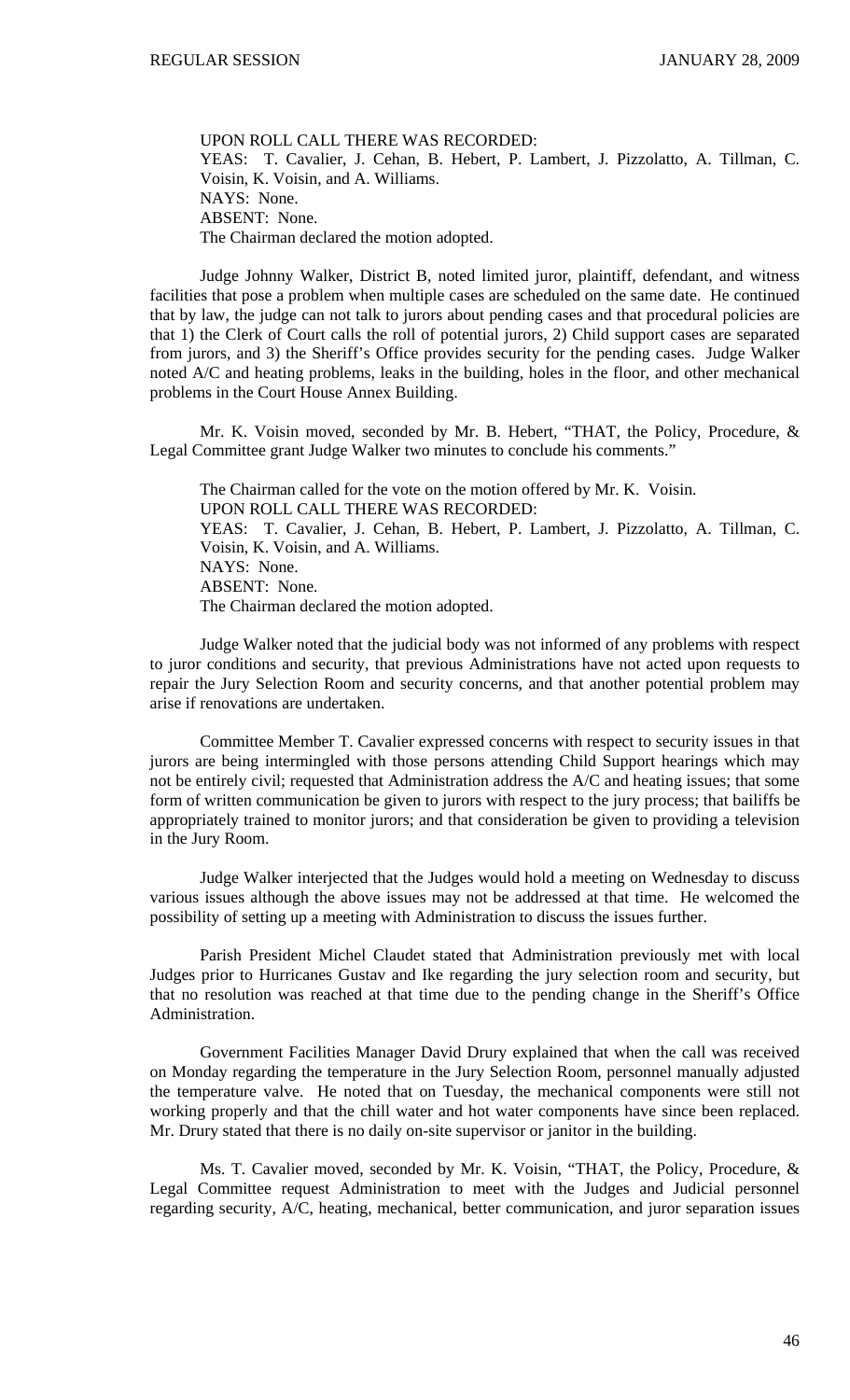UPON ROLL CALL THERE WAS RECORDED:
YEAS: T. Cavalier, J. Cehan, B. Hebert, P. Lambert, J. Pizzolatto, A. Tillman, C. Voisin, K. Voisin, and A. Williams.
NAYS: None.
ABSENT: None.
The Chairman declared the motion adopted.

Judge Johnny Walker, District B, noted limited juror, plaintiff, defendant, and witness facilities that pose a problem when multiple cases are scheduled on the same date. He continued that by law, the judge can not talk to jurors about pending cases and that procedural policies are that 1) the Clerk of Court calls the roll of potential jurors, 2) Child support cases are separated from jurors, and 3) the Sheriff's Office provides security for the pending cases. Judge Walker noted A/C and heating problems, leaks in the building, holes in the floor, and other mechanical problems in the Court House Annex Building.

Mr. K. Voisin moved, seconded by Mr. B. Hebert, "THAT, the Policy, Procedure, & Legal Committee grant Judge Walker two minutes to conclude his comments."

The Chairman called for the vote on the motion offered by Mr. K. Voisin.
UPON ROLL CALL THERE WAS RECORDED:
YEAS: T. Cavalier, J. Cehan, B. Hebert, P. Lambert, J. Pizzolatto, A. Tillman, C. Voisin, K. Voisin, and A. Williams.
NAYS: None.
ABSENT: None.
The Chairman declared the motion adopted.

Judge Walker noted that the judicial body was not informed of any problems with respect to juror conditions and security, that previous Administrations have not acted upon requests to repair the Jury Selection Room and security concerns, and that another potential problem may arise if renovations are undertaken.

Committee Member T. Cavalier expressed concerns with respect to security issues in that jurors are being intermingled with those persons attending Child Support hearings which may not be entirely civil; requested that Administration address the A/C and heating issues; that some form of written communication be given to jurors with respect to the jury process; that bailiffs be appropriately trained to monitor jurors; and that consideration be given to providing a television in the Jury Room.

Judge Walker interjected that the Judges would hold a meeting on Wednesday to discuss various issues although the above issues may not be addressed at that time. He welcomed the possibility of setting up a meeting with Administration to discuss the issues further.

Parish President Michel Claudet stated that Administration previously met with local Judges prior to Hurricanes Gustav and Ike regarding the jury selection room and security, but that no resolution was reached at that time due to the pending change in the Sheriff's Office Administration.

Government Facilities Manager David Drury explained that when the call was received on Monday regarding the temperature in the Jury Selection Room, personnel manually adjusted the temperature valve. He noted that on Tuesday, the mechanical components were still not working properly and that the chill water and hot water components have since been replaced. Mr. Drury stated that there is no daily on-site supervisor or janitor in the building.

Ms. T. Cavalier moved, seconded by Mr. K. Voisin, "THAT, the Policy, Procedure, & Legal Committee request Administration to meet with the Judges and Judicial personnel regarding security, A/C, heating, mechanical, better communication, and juror separation issues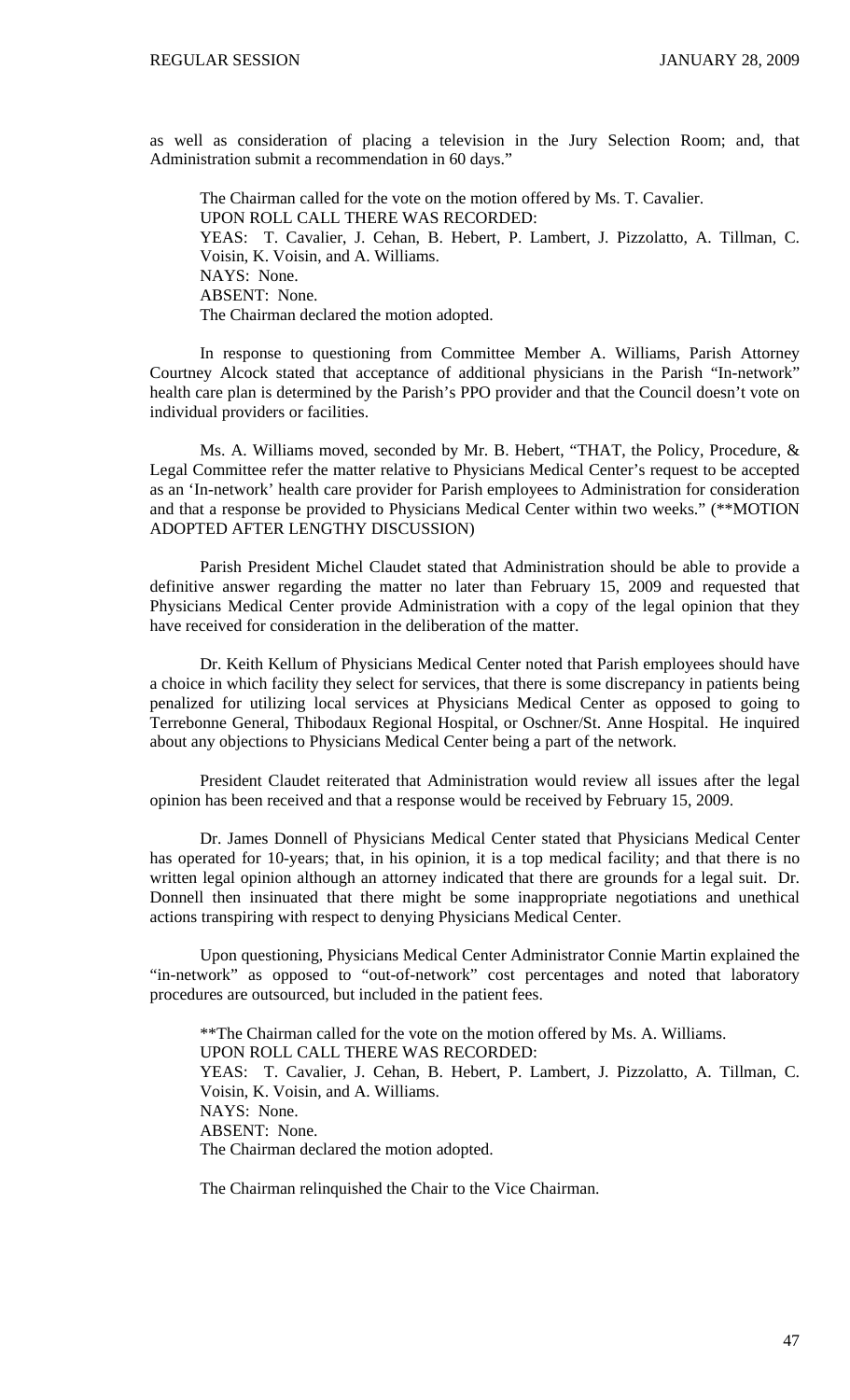as well as consideration of placing a television in the Jury Selection Room; and, that Administration submit a recommendation in 60 days."

The Chairman called for the vote on the motion offered by Ms. T. Cavalier.
UPON ROLL CALL THERE WAS RECORDED:
YEAS: T. Cavalier, J. Cehan, B. Hebert, P. Lambert, J. Pizzolatto, A. Tillman, C. Voisin, K. Voisin, and A. Williams.
NAYS: None.
ABSENT: None.
The Chairman declared the motion adopted.

In response to questioning from Committee Member A. Williams, Parish Attorney Courtney Alcock stated that acceptance of additional physicians in the Parish "In-network" health care plan is determined by the Parish's PPO provider and that the Council doesn't vote on individual providers or facilities.

Ms. A. Williams moved, seconded by Mr. B. Hebert, "THAT, the Policy, Procedure, & Legal Committee refer the matter relative to Physicians Medical Center's request to be accepted as an 'In-network' health care provider for Parish employees to Administration for consideration and that a response be provided to Physicians Medical Center within two weeks." (**MOTION ADOPTED AFTER LENGTHY DISCUSSION)

Parish President Michel Claudet stated that Administration should be able to provide a definitive answer regarding the matter no later than February 15, 2009 and requested that Physicians Medical Center provide Administration with a copy of the legal opinion that they have received for consideration in the deliberation of the matter.

Dr. Keith Kellum of Physicians Medical Center noted that Parish employees should have a choice in which facility they select for services, that there is some discrepancy in patients being penalized for utilizing local services at Physicians Medical Center as opposed to going to Terrebonne General, Thibodaux Regional Hospital, or Oschner/St. Anne Hospital. He inquired about any objections to Physicians Medical Center being a part of the network.

President Claudet reiterated that Administration would review all issues after the legal opinion has been received and that a response would be received by February 15, 2009.

Dr. James Donnell of Physicians Medical Center stated that Physicians Medical Center has operated for 10-years; that, in his opinion, it is a top medical facility; and that there is no written legal opinion although an attorney indicated that there are grounds for a legal suit. Dr. Donnell then insinuated that there might be some inappropriate negotiations and unethical actions transpiring with respect to denying Physicians Medical Center.

Upon questioning, Physicians Medical Center Administrator Connie Martin explained the "in-network" as opposed to "out-of-network" cost percentages and noted that laboratory procedures are outsourced, but included in the patient fees.

**The Chairman called for the vote on the motion offered by Ms. A. Williams.
UPON ROLL CALL THERE WAS RECORDED:
YEAS: T. Cavalier, J. Cehan, B. Hebert, P. Lambert, J. Pizzolatto, A. Tillman, C. Voisin, K. Voisin, and A. Williams.
NAYS: None.
ABSENT: None.
The Chairman declared the motion adopted.

The Chairman relinquished the Chair to the Vice Chairman.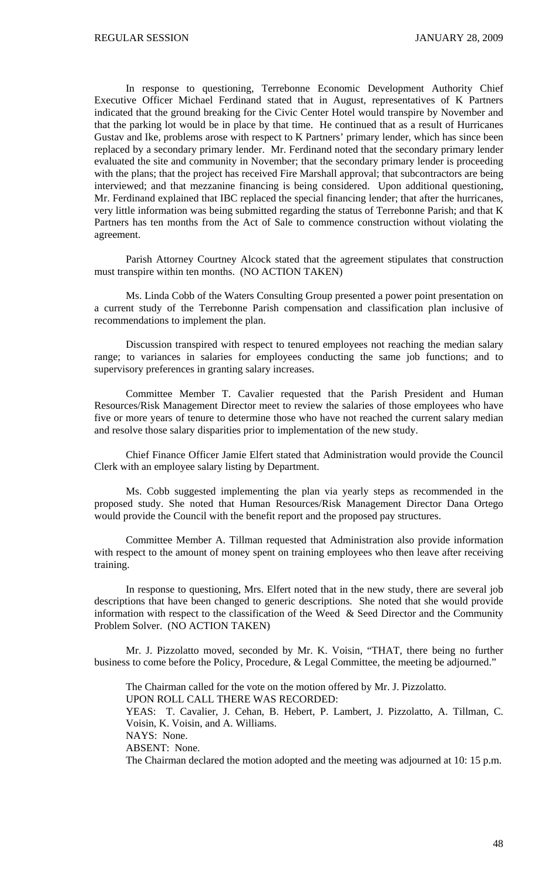In response to questioning, Terrebonne Economic Development Authority Chief Executive Officer Michael Ferdinand stated that in August, representatives of K Partners indicated that the ground breaking for the Civic Center Hotel would transpire by November and that the parking lot would be in place by that time. He continued that as a result of Hurricanes Gustav and Ike, problems arose with respect to K Partners' primary lender, which has since been replaced by a secondary primary lender. Mr. Ferdinand noted that the secondary primary lender evaluated the site and community in November; that the secondary primary lender is proceeding with the plans; that the project has received Fire Marshall approval; that subcontractors are being interviewed; and that mezzanine financing is being considered. Upon additional questioning, Mr. Ferdinand explained that IBC replaced the special financing lender; that after the hurricanes, very little information was being submitted regarding the status of Terrebonne Parish; and that K Partners has ten months from the Act of Sale to commence construction without violating the agreement.

Parish Attorney Courtney Alcock stated that the agreement stipulates that construction must transpire within ten months. (NO ACTION TAKEN)

Ms. Linda Cobb of the Waters Consulting Group presented a power point presentation on a current study of the Terrebonne Parish compensation and classification plan inclusive of recommendations to implement the plan.

Discussion transpired with respect to tenured employees not reaching the median salary range; to variances in salaries for employees conducting the same job functions; and to supervisory preferences in granting salary increases.

Committee Member T. Cavalier requested that the Parish President and Human Resources/Risk Management Director meet to review the salaries of those employees who have five or more years of tenure to determine those who have not reached the current salary median and resolve those salary disparities prior to implementation of the new study.

Chief Finance Officer Jamie Elfert stated that Administration would provide the Council Clerk with an employee salary listing by Department.

Ms. Cobb suggested implementing the plan via yearly steps as recommended in the proposed study. She noted that Human Resources/Risk Management Director Dana Ortego would provide the Council with the benefit report and the proposed pay structures.

Committee Member A. Tillman requested that Administration also provide information with respect to the amount of money spent on training employees who then leave after receiving training.

In response to questioning, Mrs. Elfert noted that in the new study, there are several job descriptions that have been changed to generic descriptions. She noted that she would provide information with respect to the classification of the Weed & Seed Director and the Community Problem Solver. (NO ACTION TAKEN)

Mr. J. Pizzolatto moved, seconded by Mr. K. Voisin, "THAT, there being no further business to come before the Policy, Procedure, & Legal Committee, the meeting be adjourned."

The Chairman called for the vote on the motion offered by Mr. J. Pizzolatto.
UPON ROLL CALL THERE WAS RECORDED:
YEAS: T. Cavalier, J. Cehan, B. Hebert, P. Lambert, J. Pizzolatto, A. Tillman, C. Voisin, K. Voisin, and A. Williams.
NAYS: None.
ABSENT: None.
The Chairman declared the motion adopted and the meeting was adjourned at 10: 15 p.m.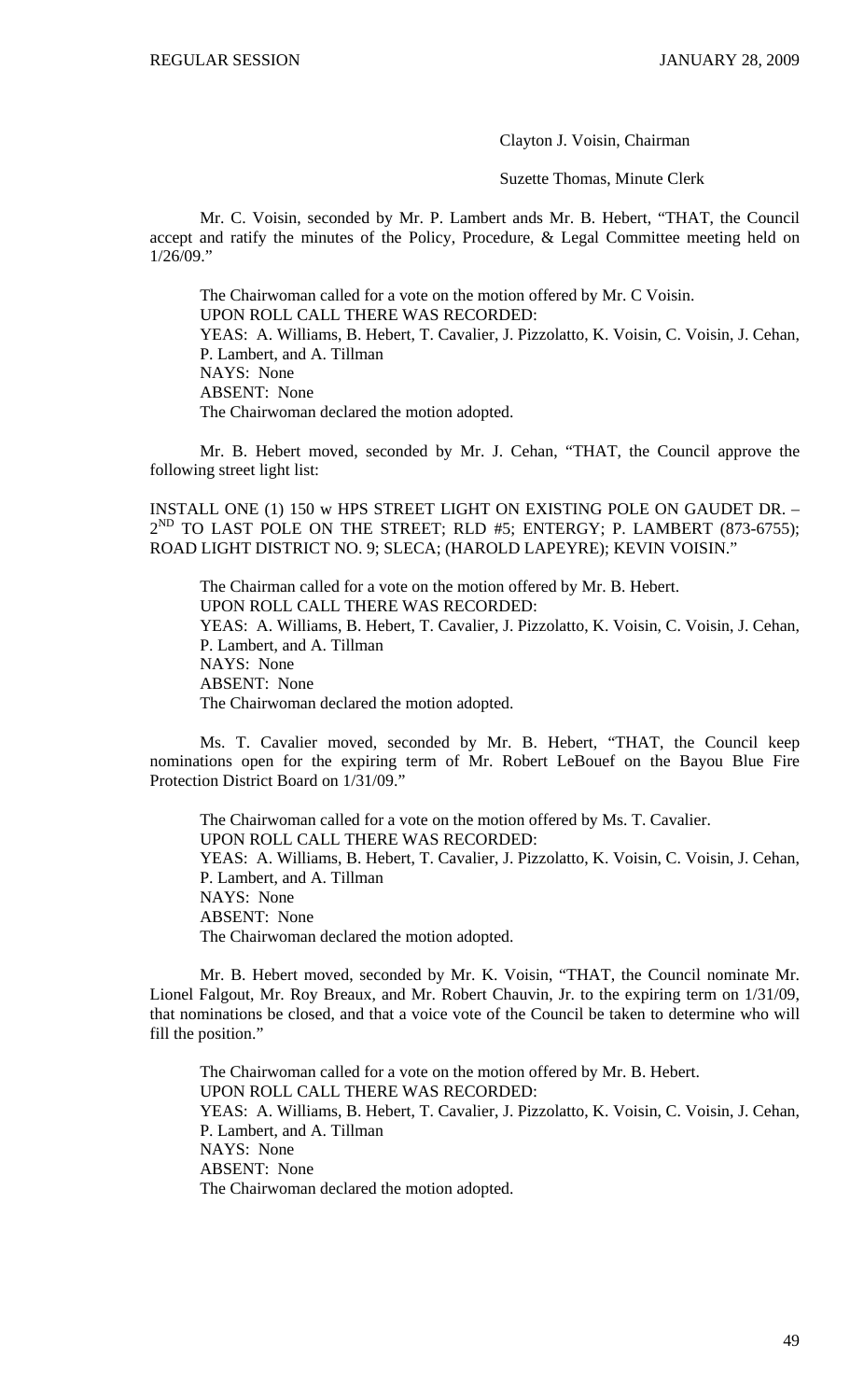Clayton J. Voisin, Chairman

Suzette Thomas, Minute Clerk

Mr. C. Voisin, seconded by Mr. P. Lambert ands Mr. B. Hebert, "THAT, the Council accept and ratify the minutes of the Policy, Procedure, & Legal Committee meeting held on 1/26/09."

The Chairwoman called for a vote on the motion offered by Mr. C Voisin.
UPON ROLL CALL THERE WAS RECORDED:
YEAS: A. Williams, B. Hebert, T. Cavalier, J. Pizzolatto, K. Voisin, C. Voisin, J. Cehan, P. Lambert, and A. Tillman
NAYS: None
ABSENT: None
The Chairwoman declared the motion adopted.

Mr. B. Hebert moved, seconded by Mr. J. Cehan, "THAT, the Council approve the following street light list:

INSTALL ONE (1) 150 w HPS STREET LIGHT ON EXISTING POLE ON GAUDET DR. – 2ND TO LAST POLE ON THE STREET; RLD #5; ENTERGY; P. LAMBERT (873-6755); ROAD LIGHT DISTRICT NO. 9; SLECA; (HAROLD LAPEYRE); KEVIN VOISIN."

The Chairman called for a vote on the motion offered by Mr. B. Hebert.
UPON ROLL CALL THERE WAS RECORDED:
YEAS: A. Williams, B. Hebert, T. Cavalier, J. Pizzolatto, K. Voisin, C. Voisin, J. Cehan, P. Lambert, and A. Tillman
NAYS: None
ABSENT: None
The Chairwoman declared the motion adopted.

Ms. T. Cavalier moved, seconded by Mr. B. Hebert, "THAT, the Council keep nominations open for the expiring term of Mr. Robert LeBouef on the Bayou Blue Fire Protection District Board on 1/31/09."

The Chairwoman called for a vote on the motion offered by Ms. T. Cavalier.
UPON ROLL CALL THERE WAS RECORDED:
YEAS: A. Williams, B. Hebert, T. Cavalier, J. Pizzolatto, K. Voisin, C. Voisin, J. Cehan, P. Lambert, and A. Tillman
NAYS: None
ABSENT: None
The Chairwoman declared the motion adopted.

Mr. B. Hebert moved, seconded by Mr. K. Voisin, "THAT, the Council nominate Mr. Lionel Falgout, Mr. Roy Breaux, and Mr. Robert Chauvin, Jr. to the expiring term on 1/31/09, that nominations be closed, and that a voice vote of the Council be taken to determine who will fill the position."

The Chairwoman called for a vote on the motion offered by Mr. B. Hebert.
UPON ROLL CALL THERE WAS RECORDED:
YEAS: A. Williams, B. Hebert, T. Cavalier, J. Pizzolatto, K. Voisin, C. Voisin, J. Cehan, P. Lambert, and A. Tillman
NAYS: None
ABSENT: None
The Chairwoman declared the motion adopted.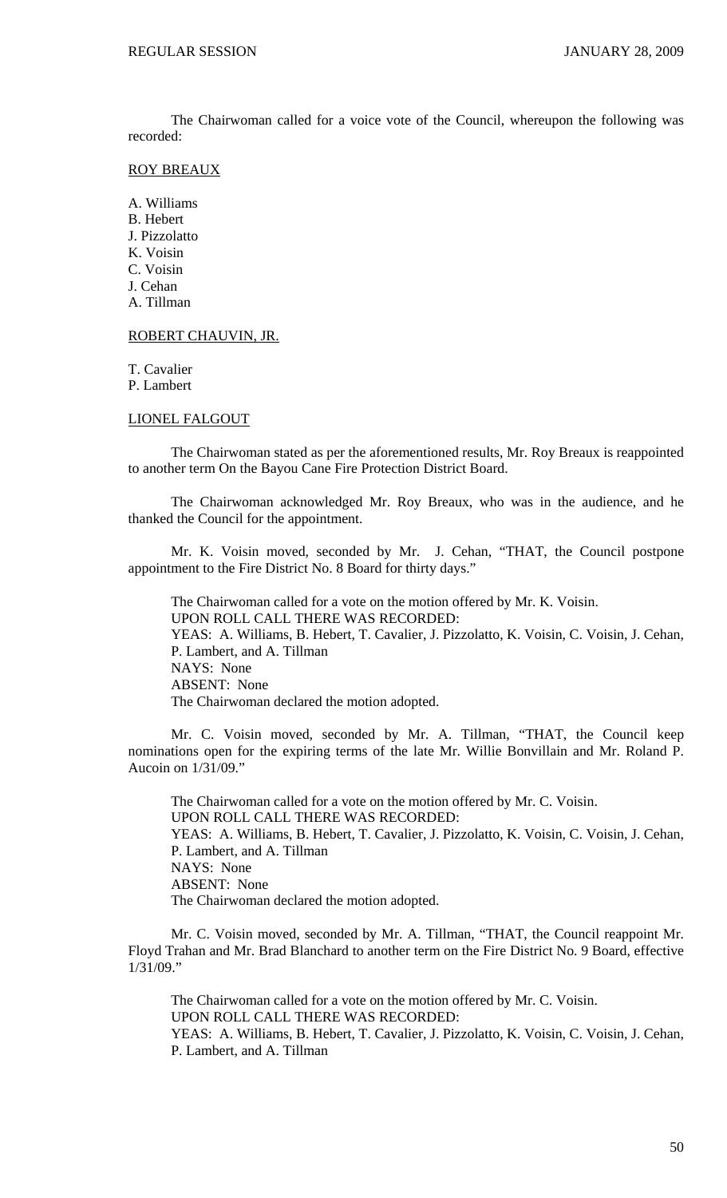The Chairwoman called for a voice vote of the Council, whereupon the following was recorded:

<u>ROY BREAUX</u>

A. Williams
B. Hebert
J. Pizzolatto
K. Voisin
C. Voisin
J. Cehan
A. Tillman

<u>ROBERT CHAUVIN, JR.</u>

T. Cavalier
P. Lambert

<u>LIONEL FALGOUT</u>

The Chairwoman stated as per the aforementioned results, Mr. Roy Breaux is reappointed to another term On the Bayou Cane Fire Protection District Board.

The Chairwoman acknowledged Mr. Roy Breaux, who was in the audience, and he thanked the Council for the appointment.

Mr. K. Voisin moved, seconded by Mr. J. Cehan, "THAT, the Council postpone appointment to the Fire District No. 8 Board for thirty days."

The Chairwoman called for a vote on the motion offered by Mr. K. Voisin.
UPON ROLL CALL THERE WAS RECORDED:
YEAS: A. Williams, B. Hebert, T. Cavalier, J. Pizzolatto, K. Voisin, C. Voisin, J. Cehan, P. Lambert, and A. Tillman
NAYS: None
ABSENT: None
The Chairwoman declared the motion adopted.

Mr. C. Voisin moved, seconded by Mr. A. Tillman, "THAT, the Council keep nominations open for the expiring terms of the late Mr. Willie Bonvillain and Mr. Roland P. Aucoin on 1/31/09."

The Chairwoman called for a vote on the motion offered by Mr. C. Voisin.
UPON ROLL CALL THERE WAS RECORDED:
YEAS: A. Williams, B. Hebert, T. Cavalier, J. Pizzolatto, K. Voisin, C. Voisin, J. Cehan, P. Lambert, and A. Tillman
NAYS: None
ABSENT: None
The Chairwoman declared the motion adopted.

Mr. C. Voisin moved, seconded by Mr. A. Tillman, "THAT, the Council reappoint Mr. Floyd Trahan and Mr. Brad Blanchard to another term on the Fire District No. 9 Board, effective 1/31/09."

The Chairwoman called for a vote on the motion offered by Mr. C. Voisin.
UPON ROLL CALL THERE WAS RECORDED:
YEAS: A. Williams, B. Hebert, T. Cavalier, J. Pizzolatto, K. Voisin, C. Voisin, J. Cehan, P. Lambert, and A. Tillman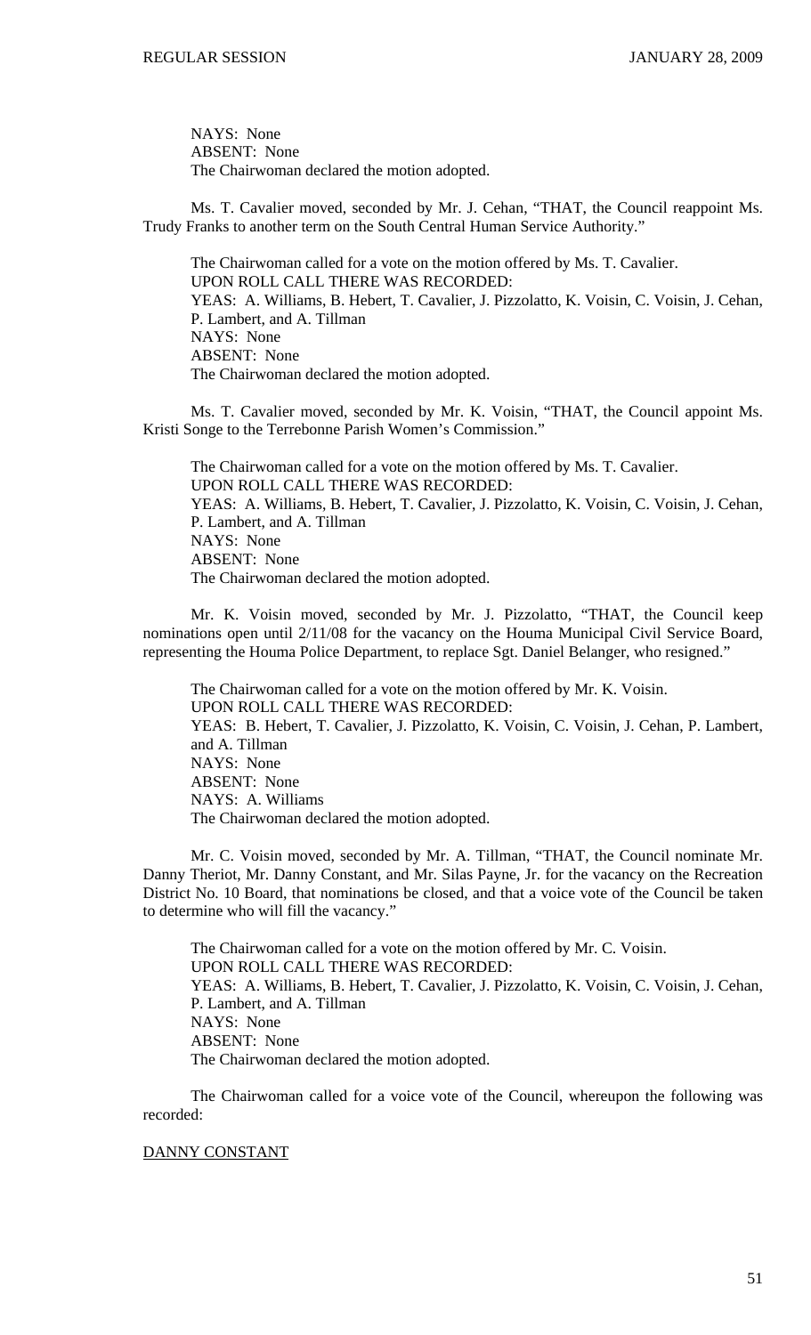NAYS: None
ABSENT: None
The Chairwoman declared the motion adopted.

Ms. T. Cavalier moved, seconded by Mr. J. Cehan, "THAT, the Council reappoint Ms. Trudy Franks to another term on the South Central Human Service Authority."

The Chairwoman called for a vote on the motion offered by Ms. T. Cavalier.
UPON ROLL CALL THERE WAS RECORDED:
YEAS: A. Williams, B. Hebert, T. Cavalier, J. Pizzolatto, K. Voisin, C. Voisin, J. Cehan, P. Lambert, and A. Tillman
NAYS: None
ABSENT: None
The Chairwoman declared the motion adopted.

Ms. T. Cavalier moved, seconded by Mr. K. Voisin, "THAT, the Council appoint Ms. Kristi Songe to the Terrebonne Parish Women's Commission."

The Chairwoman called for a vote on the motion offered by Ms. T. Cavalier.
UPON ROLL CALL THERE WAS RECORDED:
YEAS: A. Williams, B. Hebert, T. Cavalier, J. Pizzolatto, K. Voisin, C. Voisin, J. Cehan, P. Lambert, and A. Tillman
NAYS: None
ABSENT: None
The Chairwoman declared the motion adopted.

Mr. K. Voisin moved, seconded by Mr. J. Pizzolatto, "THAT, the Council keep nominations open until 2/11/08 for the vacancy on the Houma Municipal Civil Service Board, representing the Houma Police Department, to replace Sgt. Daniel Belanger, who resigned."

The Chairwoman called for a vote on the motion offered by Mr. K. Voisin.
UPON ROLL CALL THERE WAS RECORDED:
YEAS: B. Hebert, T. Cavalier, J. Pizzolatto, K. Voisin, C. Voisin, J. Cehan, P. Lambert, and A. Tillman
NAYS: None
ABSENT: None
NAYS: A. Williams
The Chairwoman declared the motion adopted.

Mr. C. Voisin moved, seconded by Mr. A. Tillman, "THAT, the Council nominate Mr. Danny Theriot, Mr. Danny Constant, and Mr. Silas Payne, Jr. for the vacancy on the Recreation District No. 10 Board, that nominations be closed, and that a voice vote of the Council be taken to determine who will fill the vacancy."

The Chairwoman called for a vote on the motion offered by Mr. C. Voisin.
UPON ROLL CALL THERE WAS RECORDED:
YEAS: A. Williams, B. Hebert, T. Cavalier, J. Pizzolatto, K. Voisin, C. Voisin, J. Cehan, P. Lambert, and A. Tillman
NAYS: None
ABSENT: None
The Chairwoman declared the motion adopted.

The Chairwoman called for a voice vote of the Council, whereupon the following was recorded:

DANNY CONSTANT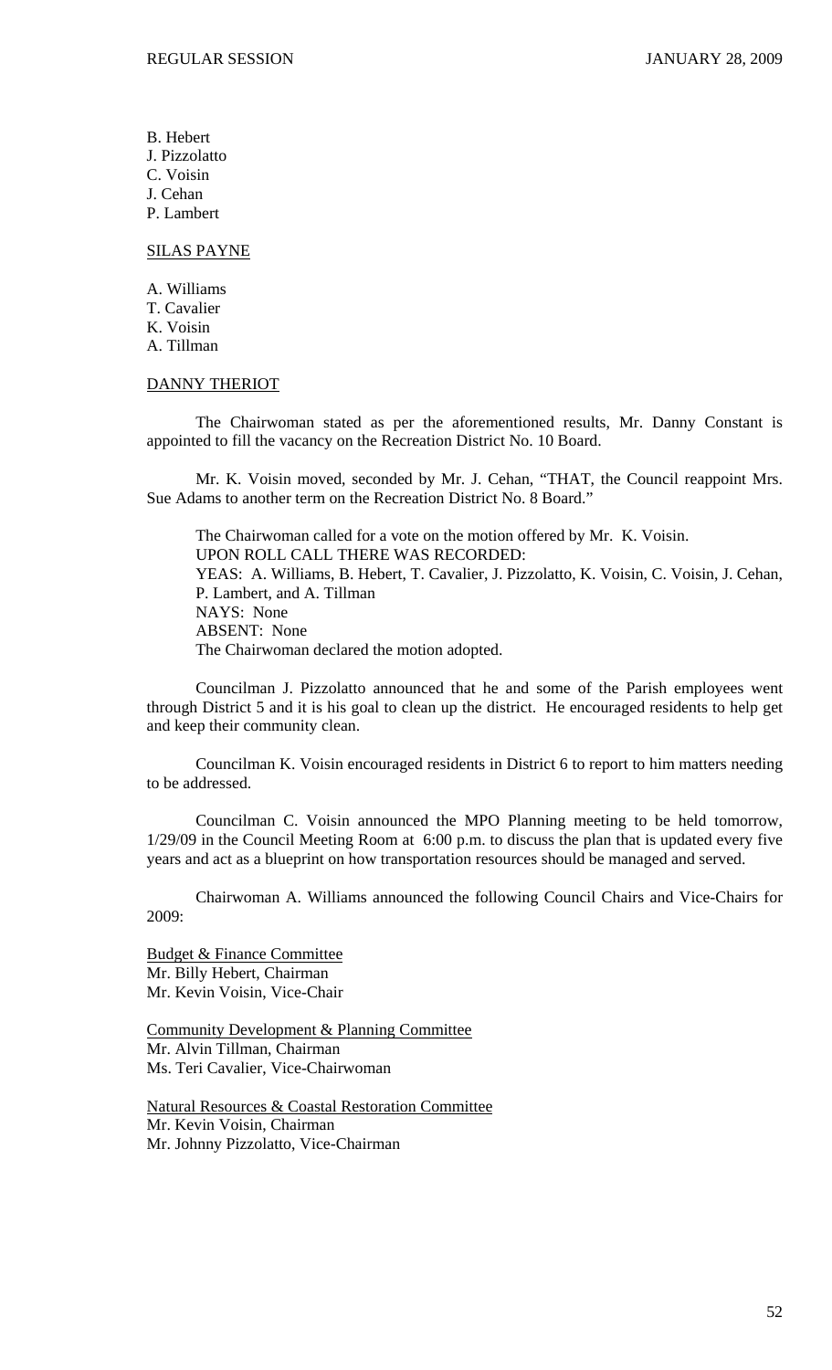B. Hebert
J. Pizzolatto
C. Voisin
J. Cehan
P. Lambert

SILAS PAYNE

A. Williams
T. Cavalier
K. Voisin
A. Tillman

DANNY THERIOT

The Chairwoman stated as per the aforementioned results, Mr. Danny Constant is appointed to fill the vacancy on the Recreation District No. 10 Board.

Mr. K. Voisin moved, seconded by Mr. J. Cehan, "THAT, the Council reappoint Mrs. Sue Adams to another term on the Recreation District No. 8 Board."

The Chairwoman called for a vote on the motion offered by Mr. K. Voisin.
UPON ROLL CALL THERE WAS RECORDED:
YEAS: A. Williams, B. Hebert, T. Cavalier, J. Pizzolatto, K. Voisin, C. Voisin, J. Cehan, P. Lambert, and A. Tillman
NAYS: None
ABSENT: None
The Chairwoman declared the motion adopted.

Councilman J. Pizzolatto announced that he and some of the Parish employees went through District 5 and it is his goal to clean up the district. He encouraged residents to help get and keep their community clean.

Councilman K. Voisin encouraged residents in District 6 to report to him matters needing to be addressed.

Councilman C. Voisin announced the MPO Planning meeting to be held tomorrow, 1/29/09 in the Council Meeting Room at 6:00 p.m. to discuss the plan that is updated every five years and act as a blueprint on how transportation resources should be managed and served.

Chairwoman A. Williams announced the following Council Chairs and Vice-Chairs for 2009:

Budget & Finance Committee
Mr. Billy Hebert, Chairman
Mr. Kevin Voisin, Vice-Chair

Community Development & Planning Committee
Mr. Alvin Tillman, Chairman
Ms. Teri Cavalier, Vice-Chairwoman

Natural Resources & Coastal Restoration Committee
Mr. Kevin Voisin, Chairman
Mr. Johnny Pizzolatto, Vice-Chairman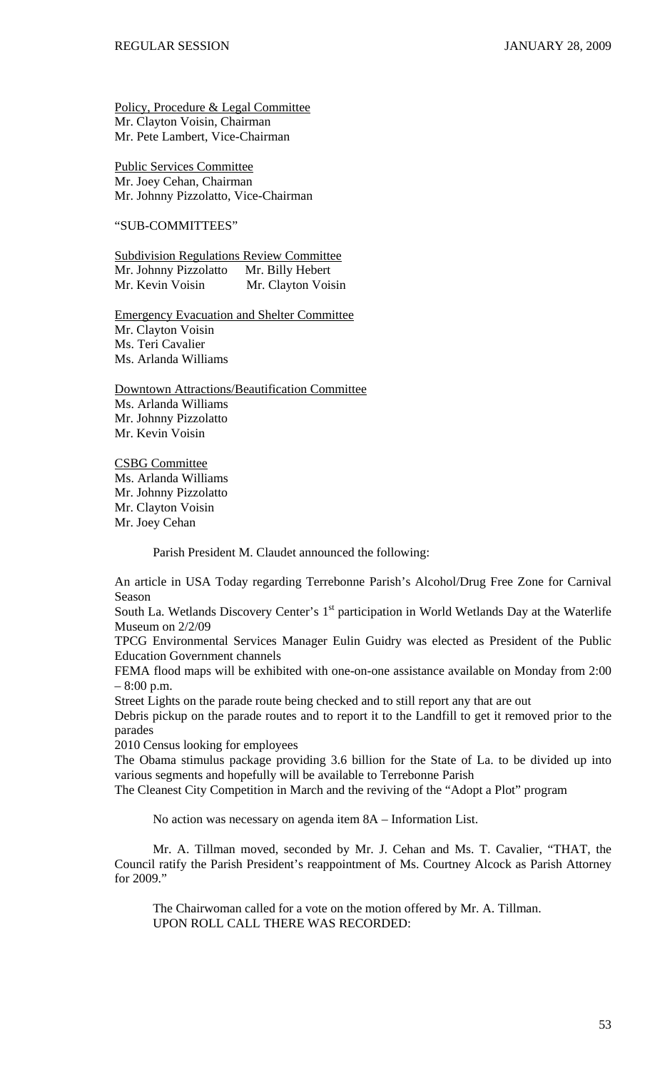Policy, Procedure & Legal Committee
Mr. Clayton Voisin, Chairman
Mr. Pete Lambert, Vice-Chairman

Public Services Committee
Mr. Joey Cehan, Chairman
Mr. Johnny Pizzolatto, Vice-Chairman

"SUB-COMMITTEES"

Subdivision Regulations Review Committee
Mr. Johnny Pizzolatto Mr. Billy Hebert
Mr. Kevin Voisin Mr. Clayton Voisin

Emergency Evacuation and Shelter Committee
Mr. Clayton Voisin
Ms. Teri Cavalier
Ms. Arlanda Williams

Downtown Attractions/Beautification Committee
Ms. Arlanda Williams
Mr. Johnny Pizzolatto
Mr. Kevin Voisin

CSBG Committee
Ms. Arlanda Williams
Mr. Johnny Pizzolatto
Mr. Clayton Voisin
Mr. Joey Cehan

Parish President M. Claudet announced the following:

An article in USA Today regarding Terrebonne Parish's Alcohol/Drug Free Zone for Carnival Season
South La. Wetlands Discovery Center's 1st participation in World Wetlands Day at the Waterlife Museum on 2/2/09
TPCG Environmental Services Manager Eulin Guidry was elected as President of the Public Education Government channels
FEMA flood maps will be exhibited with one-on-one assistance available on Monday from 2:00 – 8:00 p.m.
Street Lights on the parade route being checked and to still report any that are out
Debris pickup on the parade routes and to report it to the Landfill to get it removed prior to the parades
2010 Census looking for employees
The Obama stimulus package providing 3.6 billion for the State of La. to be divided up into various segments and hopefully will be available to Terrebonne Parish
The Cleanest City Competition in March and the reviving of the "Adopt a Plot" program

No action was necessary on agenda item 8A – Information List.

Mr. A. Tillman moved, seconded by Mr. J. Cehan and Ms. T. Cavalier, "THAT, the Council ratify the Parish President's reappointment of Ms. Courtney Alcock as Parish Attorney for 2009."

The Chairwoman called for a vote on the motion offered by Mr. A. Tillman.
UPON ROLL CALL THERE WAS RECORDED: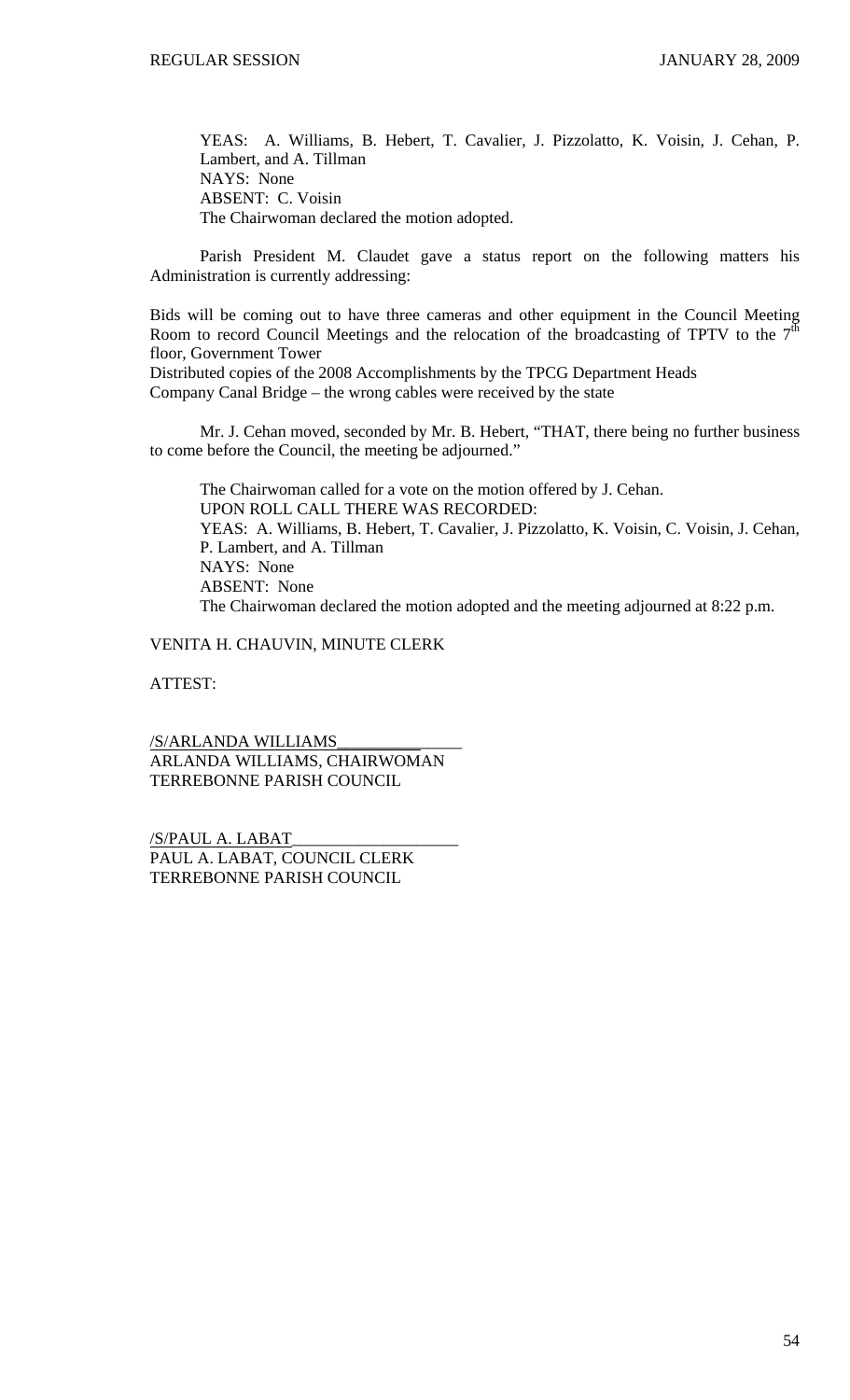YEAS: A. Williams, B. Hebert, T. Cavalier, J. Pizzolatto, K. Voisin, J. Cehan, P. Lambert, and A. Tillman
NAYS: None
ABSENT: C. Voisin
The Chairwoman declared the motion adopted.

Parish President M. Claudet gave a status report on the following matters his Administration is currently addressing:

Bids will be coming out to have three cameras and other equipment in the Council Meeting Room to record Council Meetings and the relocation of the broadcasting of TPTV to the 7th floor, Government Tower
Distributed copies of the 2008 Accomplishments by the TPCG Department Heads
Company Canal Bridge – the wrong cables were received by the state

Mr. J. Cehan moved, seconded by Mr. B. Hebert, "THAT, there being no further business to come before the Council, the meeting be adjourned."

The Chairwoman called for a vote on the motion offered by J. Cehan.
UPON ROLL CALL THERE WAS RECORDED:
YEAS: A. Williams, B. Hebert, T. Cavalier, J. Pizzolatto, K. Voisin, C. Voisin, J. Cehan, P. Lambert, and A. Tillman
NAYS: None
ABSENT: None
The Chairwoman declared the motion adopted and the meeting adjourned at 8:22 p.m.

VENITA H. CHAUVIN, MINUTE CLERK

ATTEST:

/S/ARLANDA WILLIAMS
ARLANDA WILLIAMS, CHAIRWOMAN
TERREBONNE PARISH COUNCIL

/S/PAUL A. LABAT
PAUL A. LABAT, COUNCIL CLERK
TERREBONNE PARISH COUNCIL